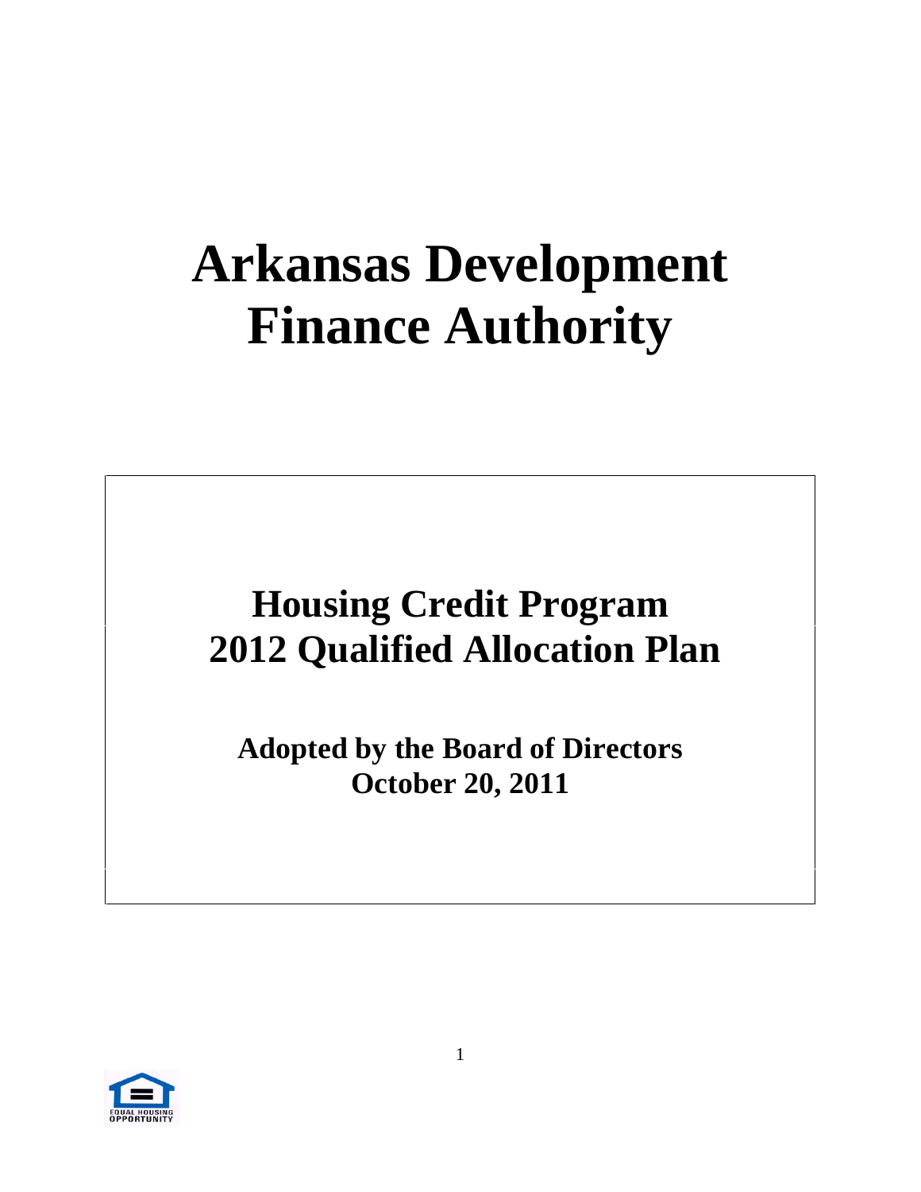# Arkansas Development Finance Authority

## Housing Credit Program
## 2012 Qualified Allocation Plan

**Adopted by the Board of Directors**
**October 20, 2011**

EQUAL HOUSING OPPORTUNITY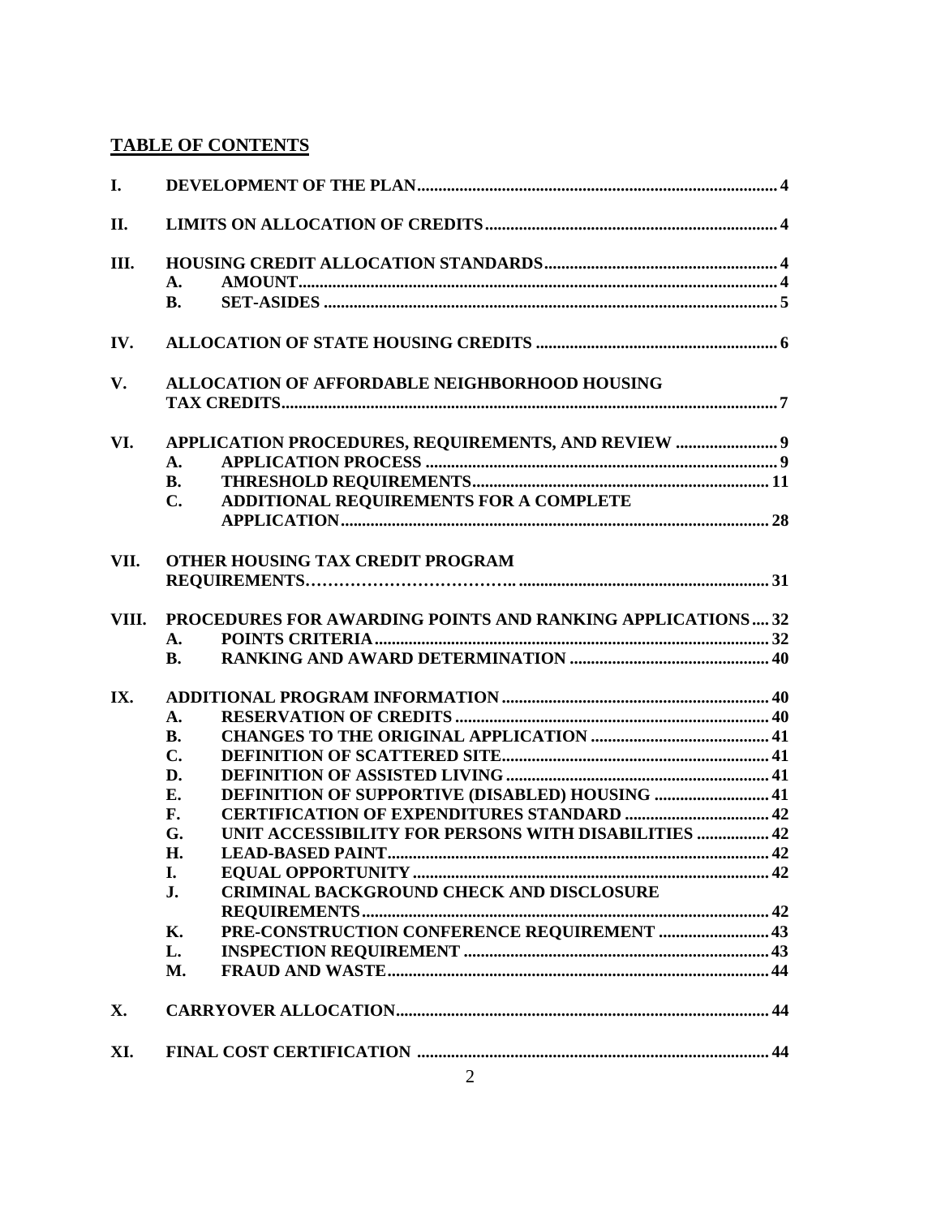## TABLE OF CONTENTS

| | | | |
|---|---|---|---|
| **I.** | **DEVELOPMENT OF THE PLAN** | | **4** |
| **II.** | **LIMITS ON ALLOCATION OF CREDITS** | | **4** |
| **III.** | **HOUSING CREDIT ALLOCATION STANDARDS** | | **4** |
| | **A.** | **AMOUNT** | **4** |
| | **B.** | **SET-ASIDES** | **5** |
| **IV.** | **ALLOCATION OF STATE HOUSING CREDITS** | | **6** |
| **V.** | **ALLOCATION OF AFFORDABLE NEIGHBORHOOD HOUSING TAX CREDITS** | | **7** |
| **VI.** | **APPLICATION PROCEDURES, REQUIREMENTS, AND REVIEW** | | **9** |
| | **A.** | **APPLICATION PROCESS** | **9** |
| | **B.** | **THRESHOLD REQUIREMENTS** | **11** |
| | **C.** | **ADDITIONAL REQUIREMENTS FOR A COMPLETE APPLICATION** | **28** |
| **VII.** | **OTHER HOUSING TAX CREDIT PROGRAM REQUIREMENTS** | | **31** |
| **VIII.** | **PROCEDURES FOR AWARDING POINTS AND RANKING APPLICATIONS** | | **32** |
| | **A.** | **POINTS CRITERIA** | **32** |
| | **B.** | **RANKING AND AWARD DETERMINATION** | **40** |
| **IX.** | **ADDITIONAL PROGRAM INFORMATION** | | **40** |
| | **A.** | **RESERVATION OF CREDITS** | **40** |
| | **B.** | **CHANGES TO THE ORIGINAL APPLICATION** | **41** |
| | **C.** | **DEFINITION OF SCATTERED SITE** | **41** |
| | **D.** | **DEFINITION OF ASSISTED LIVING** | **41** |
| | **E.** | **DEFINITION OF SUPPORTIVE (DISABLED) HOUSING** | **41** |
| | **F.** | **CERTIFICATION OF EXPENDITURES STANDARD** | **42** |
| | **G.** | **UNIT ACCESSIBILITY FOR PERSONS WITH DISABILITIES** | **42** |
| | **H.** | **LEAD-BASED PAINT** | **42** |
| | **I.** | **EQUAL OPPORTUNITY** | **42** |
| | **J.** | **CRIMINAL BACKGROUND CHECK AND DISCLOSURE REQUIREMENTS** | **42** |
| | **K.** | **PRE-CONSTRUCTION CONFERENCE REQUIREMENT** | **43** |
| | **L.** | **INSPECTION REQUIREMENT** | **43** |
| | **M.** | **FRAUD AND WASTE** | **44** |
| **X.** | **CARRYOVER ALLOCATION** | | **44** |
| **XI.** | **FINAL COST CERTIFICATION** | | **44** |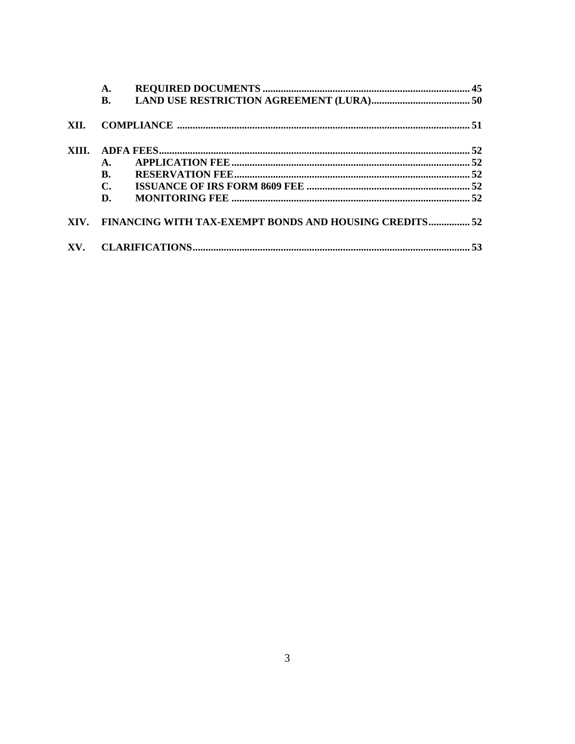| | | | |
|---|---|---|---|
| | **A.** | **REQUIRED DOCUMENTS** | **45** |
| | **B.** | **LAND USE RESTRICTION AGREEMENT (LURA)** | **50** |
| **XII.** | **COMPLIANCE** | | **51** |
| **XIII.** | **ADFA FEES** | | **52** |
| | **A.** | **APPLICATION FEE** | **52** |
| | **B.** | **RESERVATION FEE** | **52** |
| | **C.** | **ISSUANCE OF IRS FORM 8609 FEE** | **52** |
| | **D.** | **MONITORING FEE** | **52** |
| **XIV.** | **FINANCING WITH TAX-EXEMPT BONDS AND HOUSING CREDITS** | | **52** |
| **XV.** | **CLARIFICATIONS** | | **53** |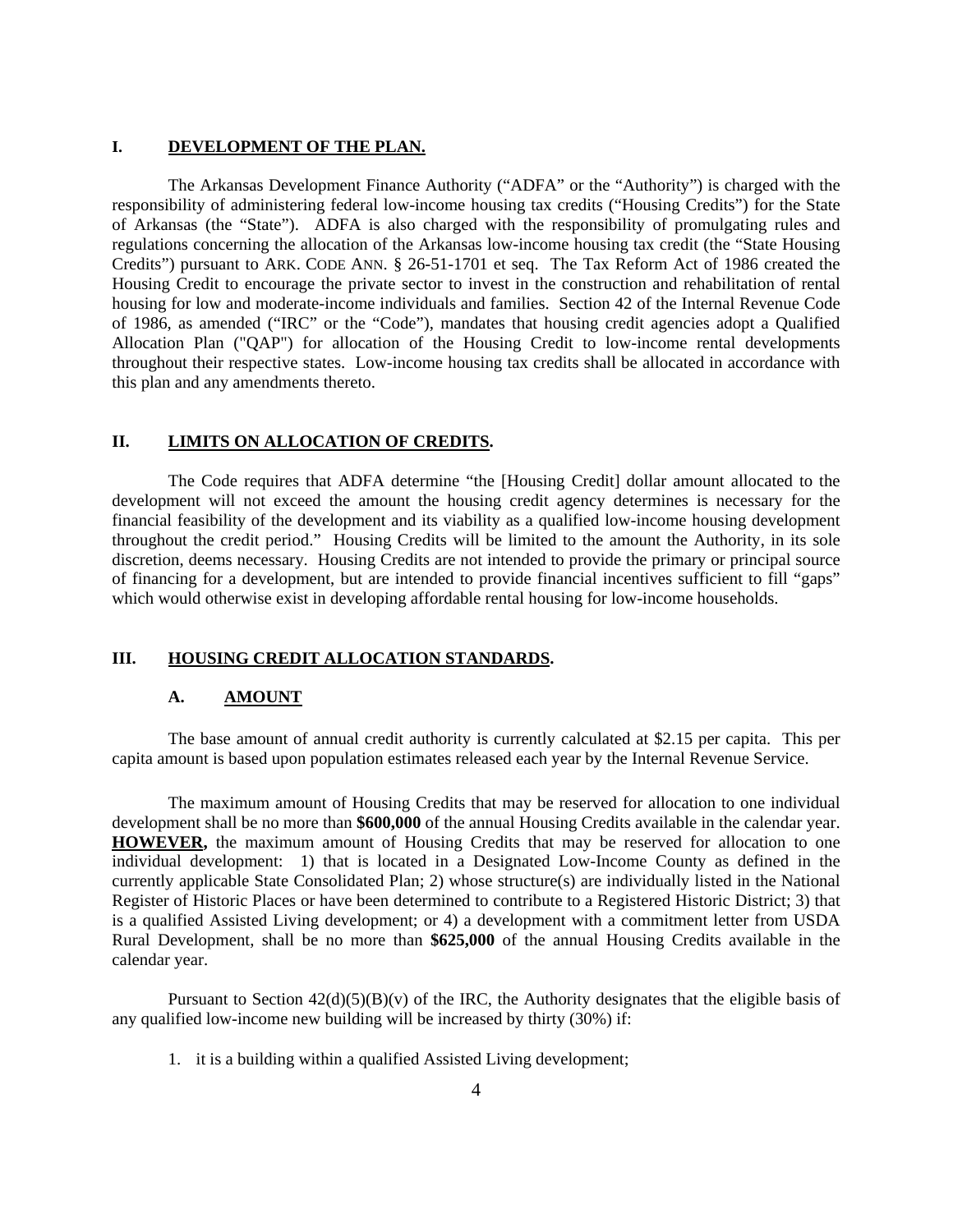## I. DEVELOPMENT OF THE PLAN.

The Arkansas Development Finance Authority ("ADFA" or the "Authority") is charged with the responsibility of administering federal low-income housing tax credits ("Housing Credits") for the State of Arkansas (the "State"). ADFA is also charged with the responsibility of promulgating rules and regulations concerning the allocation of the Arkansas low-income housing tax credit (the "State Housing Credits") pursuant to ARK. CODE ANN. § 26-51-1701 et seq. The Tax Reform Act of 1986 created the Housing Credit to encourage the private sector to invest in the construction and rehabilitation of rental housing for low and moderate-income individuals and families. Section 42 of the Internal Revenue Code of 1986, as amended ("IRC" or the "Code"), mandates that housing credit agencies adopt a Qualified Allocation Plan ("QAP") for allocation of the Housing Credit to low-income rental developments throughout their respective states. Low-income housing tax credits shall be allocated in accordance with this plan and any amendments thereto.

## II. LIMITS ON ALLOCATION OF CREDITS.

The Code requires that ADFA determine "the [Housing Credit] dollar amount allocated to the development will not exceed the amount the housing credit agency determines is necessary for the financial feasibility of the development and its viability as a qualified low-income housing development throughout the credit period." Housing Credits will be limited to the amount the Authority, in its sole discretion, deems necessary. Housing Credits are not intended to provide the primary or principal source of financing for a development, but are intended to provide financial incentives sufficient to fill "gaps" which would otherwise exist in developing affordable rental housing for low-income households.

## III. HOUSING CREDIT ALLOCATION STANDARDS.

### A. AMOUNT

The base amount of annual credit authority is currently calculated at $2.15 per capita. This per capita amount is based upon population estimates released each year by the Internal Revenue Service.

The maximum amount of Housing Credits that may be reserved for allocation to one individual development shall be no more than **$600,000** of the annual Housing Credits available in the calendar year. **HOWEVER,** the maximum amount of Housing Credits that may be reserved for allocation to one individual development: 1) that is located in a Designated Low-Income County as defined in the currently applicable State Consolidated Plan; 2) whose structure(s) are individually listed in the National Register of Historic Places or have been determined to contribute to a Registered Historic District; 3) that is a qualified Assisted Living development; or 4) a development with a commitment letter from USDA Rural Development, shall be no more than **$625,000** of the annual Housing Credits available in the calendar year.

Pursuant to Section 42(d)(5)(B)(v) of the IRC, the Authority designates that the eligible basis of any qualified low-income new building will be increased by thirty (30%) if:

1. it is a building within a qualified Assisted Living development;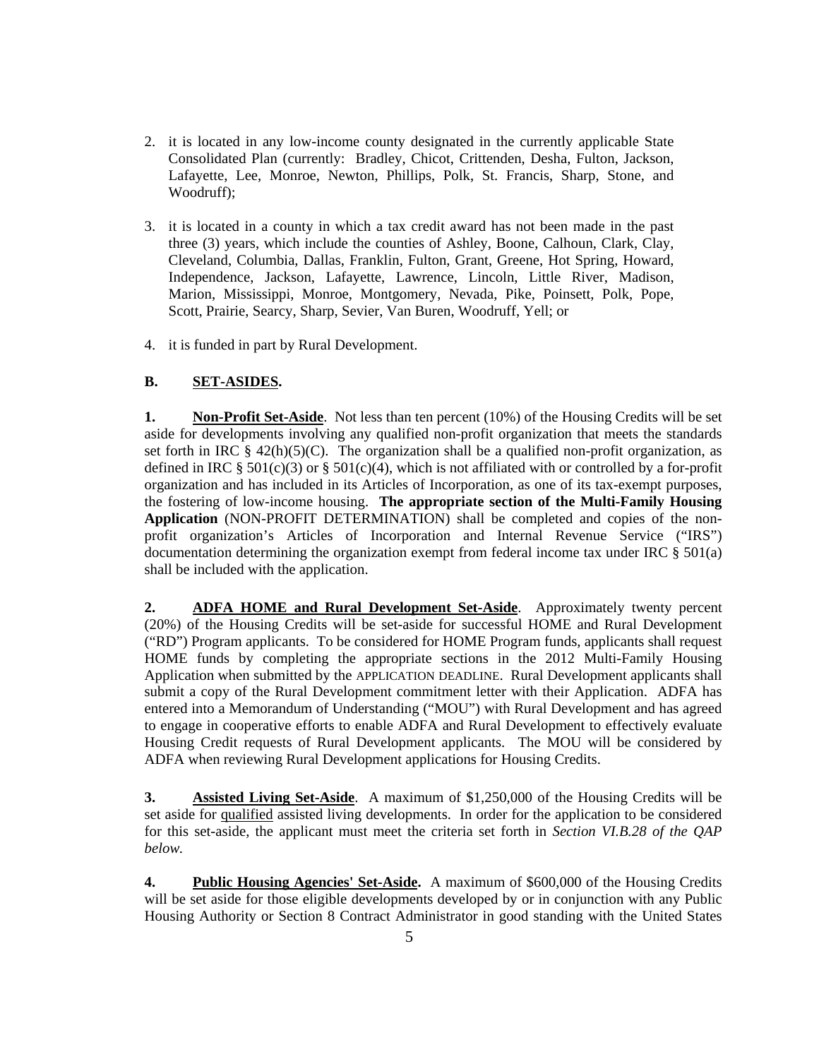2. it is located in any low-income county designated in the currently applicable State Consolidated Plan (currently: Bradley, Chicot, Crittenden, Desha, Fulton, Jackson, Lafayette, Lee, Monroe, Newton, Phillips, Polk, St. Francis, Sharp, Stone, and Woodruff);

3. it is located in a county in which a tax credit award has not been made in the past three (3) years, which include the counties of Ashley, Boone, Calhoun, Clark, Clay, Cleveland, Columbia, Dallas, Franklin, Fulton, Grant, Greene, Hot Spring, Howard, Independence, Jackson, Lafayette, Lawrence, Lincoln, Little River, Madison, Marion, Mississippi, Monroe, Montgomery, Nevada, Pike, Poinsett, Polk, Pope, Scott, Prairie, Searcy, Sharp, Sevier, Van Buren, Woodruff, Yell; or

4. it is funded in part by Rural Development.

### B. SET-ASIDES.

**1. Non-Profit Set-Aside**. Not less than ten percent (10%) of the Housing Credits will be set aside for developments involving any qualified non-profit organization that meets the standards set forth in IRC § 42(h)(5)(C). The organization shall be a qualified non-profit organization, as defined in IRC § 501(c)(3) or § 501(c)(4), which is not affiliated with or controlled by a for-profit organization and has included in its Articles of Incorporation, as one of its tax-exempt purposes, the fostering of low-income housing. **The appropriate section of the Multi-Family Housing Application** (NON-PROFIT DETERMINATION) shall be completed and copies of the non-profit organization's Articles of Incorporation and Internal Revenue Service ("IRS") documentation determining the organization exempt from federal income tax under IRC § 501(a) shall be included with the application.

**2. ADFA HOME and Rural Development Set-Aside**. Approximately twenty percent (20%) of the Housing Credits will be set-aside for successful HOME and Rural Development ("RD") Program applicants. To be considered for HOME Program funds, applicants shall request HOME funds by completing the appropriate sections in the 2012 Multi-Family Housing Application when submitted by the APPLICATION DEADLINE. Rural Development applicants shall submit a copy of the Rural Development commitment letter with their Application. ADFA has entered into a Memorandum of Understanding ("MOU") with Rural Development and has agreed to engage in cooperative efforts to enable ADFA and Rural Development to effectively evaluate Housing Credit requests of Rural Development applicants. The MOU will be considered by ADFA when reviewing Rural Development applications for Housing Credits.

**3. Assisted Living Set-Aside**. A maximum of $1,250,000 of the Housing Credits will be set aside for qualified assisted living developments. In order for the application to be considered for this set-aside, the applicant must meet the criteria set forth in *Section VI.B.28 of the QAP below.*

**4. Public Housing Agencies' Set-Aside.** A maximum of $600,000 of the Housing Credits will be set aside for those eligible developments developed by or in conjunction with any Public Housing Authority or Section 8 Contract Administrator in good standing with the United States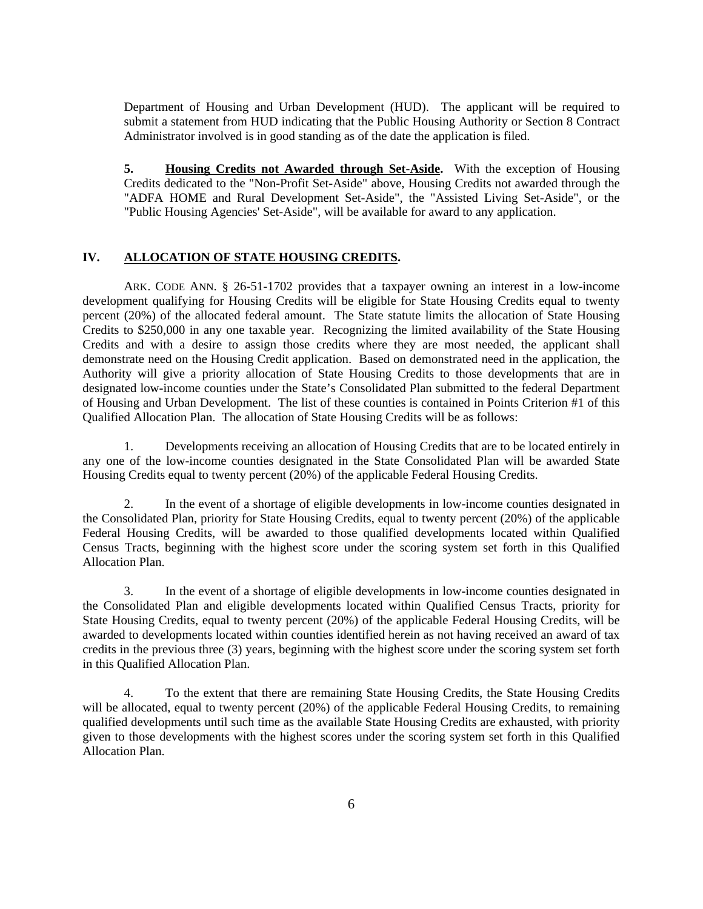Department of Housing and Urban Development (HUD). The applicant will be required to submit a statement from HUD indicating that the Public Housing Authority or Section 8 Contract Administrator involved is in good standing as of the date the application is filed.

**5. Housing Credits not Awarded through Set-Aside.** With the exception of Housing Credits dedicated to the "Non-Profit Set-Aside" above, Housing Credits not awarded through the "ADFA HOME and Rural Development Set-Aside", the "Assisted Living Set-Aside", or the "Public Housing Agencies' Set-Aside", will be available for award to any application.

## IV. ALLOCATION OF STATE HOUSING CREDITS.

ARK. CODE ANN. § 26-51-1702 provides that a taxpayer owning an interest in a low-income development qualifying for Housing Credits will be eligible for State Housing Credits equal to twenty percent (20%) of the allocated federal amount. The State statute limits the allocation of State Housing Credits to $250,000 in any one taxable year. Recognizing the limited availability of the State Housing Credits and with a desire to assign those credits where they are most needed, the applicant shall demonstrate need on the Housing Credit application. Based on demonstrated need in the application, the Authority will give a priority allocation of State Housing Credits to those developments that are in designated low-income counties under the State's Consolidated Plan submitted to the federal Department of Housing and Urban Development. The list of these counties is contained in Points Criterion #1 of this Qualified Allocation Plan. The allocation of State Housing Credits will be as follows:

1. Developments receiving an allocation of Housing Credits that are to be located entirely in any one of the low-income counties designated in the State Consolidated Plan will be awarded State Housing Credits equal to twenty percent (20%) of the applicable Federal Housing Credits.

2. In the event of a shortage of eligible developments in low-income counties designated in the Consolidated Plan, priority for State Housing Credits, equal to twenty percent (20%) of the applicable Federal Housing Credits, will be awarded to those qualified developments located within Qualified Census Tracts, beginning with the highest score under the scoring system set forth in this Qualified Allocation Plan.

3. In the event of a shortage of eligible developments in low-income counties designated in the Consolidated Plan and eligible developments located within Qualified Census Tracts, priority for State Housing Credits, equal to twenty percent (20%) of the applicable Federal Housing Credits, will be awarded to developments located within counties identified herein as not having received an award of tax credits in the previous three (3) years, beginning with the highest score under the scoring system set forth in this Qualified Allocation Plan.

4. To the extent that there are remaining State Housing Credits, the State Housing Credits will be allocated, equal to twenty percent (20%) of the applicable Federal Housing Credits, to remaining qualified developments until such time as the available State Housing Credits are exhausted, with priority given to those developments with the highest scores under the scoring system set forth in this Qualified Allocation Plan.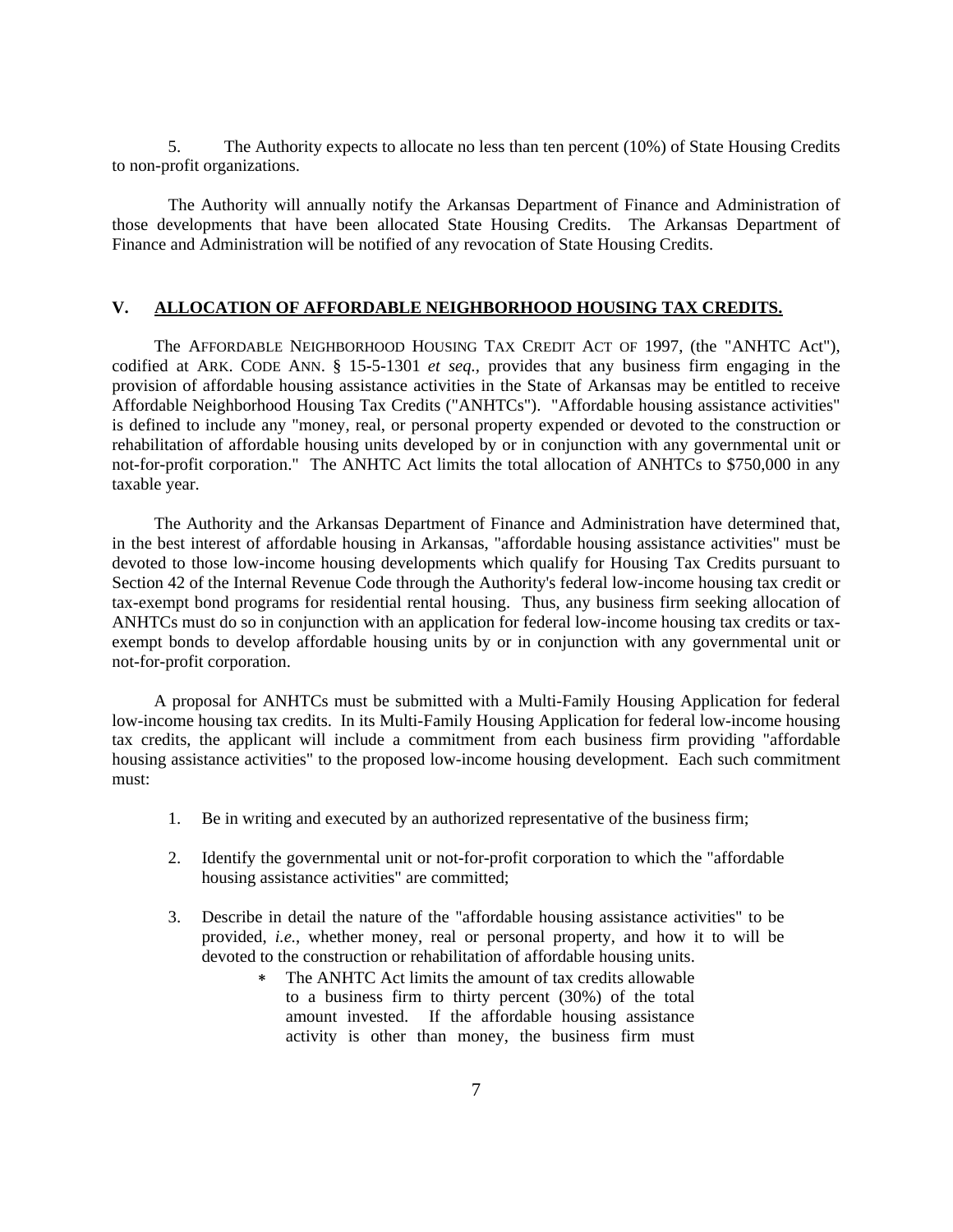5. The Authority expects to allocate no less than ten percent (10%) of State Housing Credits to non-profit organizations.

The Authority will annually notify the Arkansas Department of Finance and Administration of those developments that have been allocated State Housing Credits. The Arkansas Department of Finance and Administration will be notified of any revocation of State Housing Credits.

## V. ALLOCATION OF AFFORDABLE NEIGHBORHOOD HOUSING TAX CREDITS.

The AFFORDABLE NEIGHBORHOOD HOUSING TAX CREDIT ACT OF 1997, (the "ANHTC Act"), codified at ARK. CODE ANN. § 15-5-1301 *et seq.*, provides that any business firm engaging in the provision of affordable housing assistance activities in the State of Arkansas may be entitled to receive Affordable Neighborhood Housing Tax Credits ("ANHTCs"). "Affordable housing assistance activities" is defined to include any "money, real, or personal property expended or devoted to the construction or rehabilitation of affordable housing units developed by or in conjunction with any governmental unit or not-for-profit corporation." The ANHTC Act limits the total allocation of ANHTCs to $750,000 in any taxable year.

The Authority and the Arkansas Department of Finance and Administration have determined that, in the best interest of affordable housing in Arkansas, "affordable housing assistance activities" must be devoted to those low-income housing developments which qualify for Housing Tax Credits pursuant to Section 42 of the Internal Revenue Code through the Authority's federal low-income housing tax credit or tax-exempt bond programs for residential rental housing. Thus, any business firm seeking allocation of ANHTCs must do so in conjunction with an application for federal low-income housing tax credits or tax-exempt bonds to develop affordable housing units by or in conjunction with any governmental unit or not-for-profit corporation.

A proposal for ANHTCs must be submitted with a Multi-Family Housing Application for federal low-income housing tax credits. In its Multi-Family Housing Application for federal low-income housing tax credits, the applicant will include a commitment from each business firm providing "affordable housing assistance activities" to the proposed low-income housing development. Each such commitment must:

1. Be in writing and executed by an authorized representative of the business firm;
2. Identify the governmental unit or not-for-profit corporation to which the "affordable housing assistance activities" are committed;
3. Describe in detail the nature of the "affordable housing assistance activities" to be provided, *i.e.*, whether money, real or personal property, and how it to will be devoted to the construction or rehabilitation of affordable housing units.
   - The ANHTC Act limits the amount of tax credits allowable to a business firm to thirty percent (30%) of the total amount invested. If the affordable housing assistance activity is other than money, the business firm must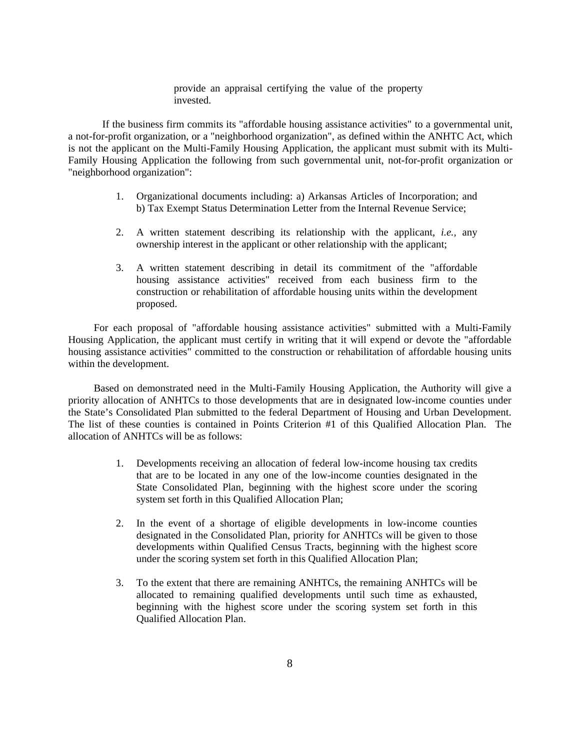provide an appraisal certifying the value of the property invested.

If the business firm commits its "affordable housing assistance activities" to a governmental unit, a not-for-profit organization, or a "neighborhood organization", as defined within the ANHTC Act, which is not the applicant on the Multi-Family Housing Application, the applicant must submit with its Multi-Family Housing Application the following from such governmental unit, not-for-profit organization or "neighborhood organization":

1. Organizational documents including: a) Arkansas Articles of Incorporation; and b) Tax Exempt Status Determination Letter from the Internal Revenue Service;

2. A written statement describing its relationship with the applicant, *i.e.*, any ownership interest in the applicant or other relationship with the applicant;

3. A written statement describing in detail its commitment of the "affordable housing assistance activities" received from each business firm to the construction or rehabilitation of affordable housing units within the development proposed.

For each proposal of "affordable housing assistance activities" submitted with a Multi-Family Housing Application, the applicant must certify in writing that it will expend or devote the "affordable housing assistance activities" committed to the construction or rehabilitation of affordable housing units within the development.

Based on demonstrated need in the Multi-Family Housing Application, the Authority will give a priority allocation of ANHTCs to those developments that are in designated low-income counties under the State's Consolidated Plan submitted to the federal Department of Housing and Urban Development. The list of these counties is contained in Points Criterion #1 of this Qualified Allocation Plan. The allocation of ANHTCs will be as follows:

1. Developments receiving an allocation of federal low-income housing tax credits that are to be located in any one of the low-income counties designated in the State Consolidated Plan, beginning with the highest score under the scoring system set forth in this Qualified Allocation Plan;

2. In the event of a shortage of eligible developments in low-income counties designated in the Consolidated Plan, priority for ANHTCs will be given to those developments within Qualified Census Tracts, beginning with the highest score under the scoring system set forth in this Qualified Allocation Plan;

3. To the extent that there are remaining ANHTCs, the remaining ANHTCs will be allocated to remaining qualified developments until such time as exhausted, beginning with the highest score under the scoring system set forth in this Qualified Allocation Plan.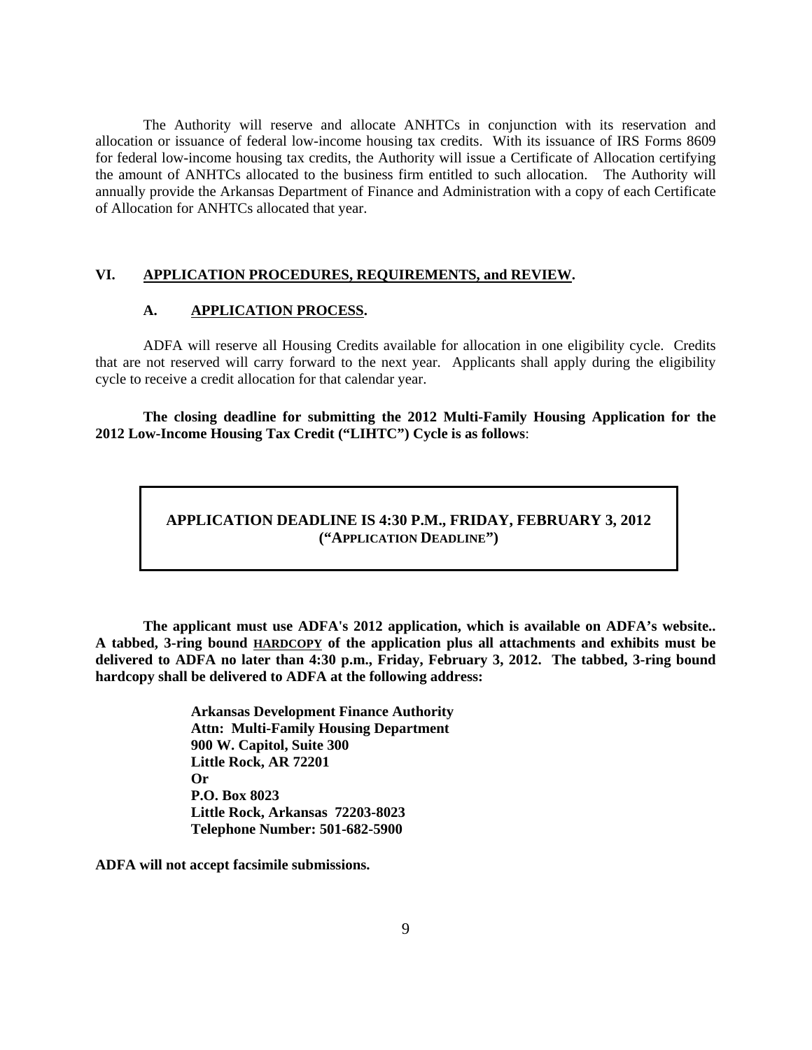The Authority will reserve and allocate ANHTCs in conjunction with its reservation and allocation or issuance of federal low-income housing tax credits. With its issuance of IRS Forms 8609 for federal low-income housing tax credits, the Authority will issue a Certificate of Allocation certifying the amount of ANHTCs allocated to the business firm entitled to such allocation. The Authority will annually provide the Arkansas Department of Finance and Administration with a copy of each Certificate of Allocation for ANHTCs allocated that year.

## VI. APPLICATION PROCEDURES, REQUIREMENTS, and REVIEW.

### A. APPLICATION PROCESS.

ADFA will reserve all Housing Credits available for allocation in one eligibility cycle. Credits that are not reserved will carry forward to the next year. Applicants shall apply during the eligibility cycle to receive a credit allocation for that calendar year.

**The closing deadline for submitting the 2012 Multi-Family Housing Application for the 2012 Low-Income Housing Tax Credit ("LIHTC") Cycle is as follows**:

**APPLICATION DEADLINE IS 4:30 P.M., FRIDAY, FEBRUARY 3, 2012 ("APPLICATION DEADLINE")**

**The applicant must use ADFA's 2012 application, which is available on ADFA's website.. A tabbed, 3-ring bound HARDCOPY of the application plus all attachments and exhibits must be delivered to ADFA no later than 4:30 p.m., Friday, February 3, 2012. The tabbed, 3-ring bound hardcopy shall be delivered to ADFA at the following address:**

**Arkansas Development Finance Authority**
**Attn: Multi-Family Housing Department**
**900 W. Capitol, Suite 300**
**Little Rock, AR 72201**
**Or**
**P.O. Box 8023**
**Little Rock, Arkansas 72203-8023**
**Telephone Number: 501-682-5900**

**ADFA will not accept facsimile submissions.**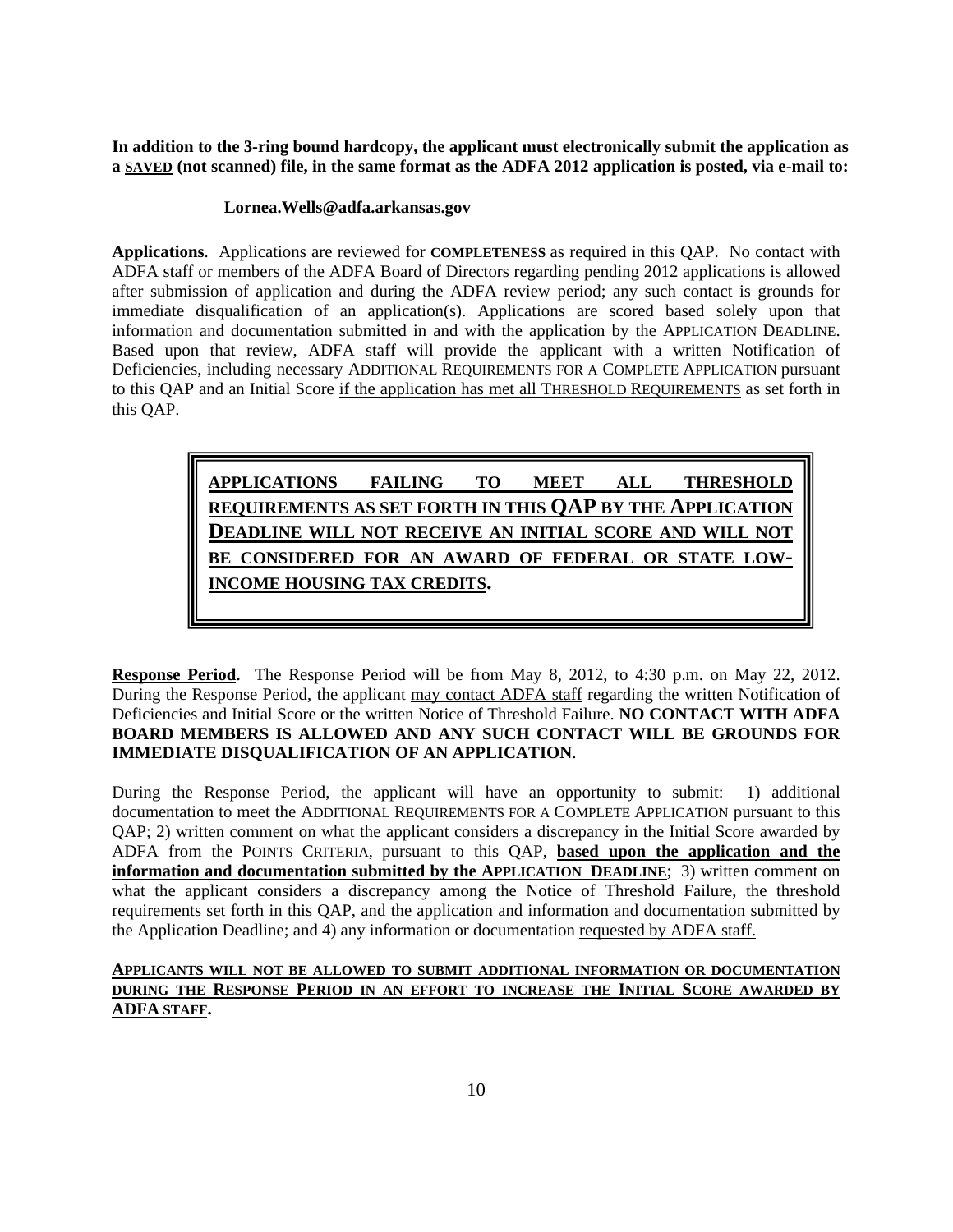**In addition to the 3-ring bound hardcopy, the applicant must electronically submit the application as a SAVED (not scanned) file, in the same format as the ADFA 2012 application is posted, via e-mail to:**

**Lornea.Wells@adfa.arkansas.gov**

**Applications**. Applications are reviewed for **COMPLETENESS** as required in this QAP. No contact with ADFA staff or members of the ADFA Board of Directors regarding pending 2012 applications is allowed after submission of application and during the ADFA review period; any such contact is grounds for immediate disqualification of an application(s). Applications are scored based solely upon that information and documentation submitted in and with the application by the APPLICATION DEADLINE. Based upon that review, ADFA staff will provide the applicant with a written Notification of Deficiencies, including necessary ADDITIONAL REQUIREMENTS FOR A COMPLETE APPLICATION pursuant to this QAP and an Initial Score if the application has met all THRESHOLD REQUIREMENTS as set forth in this QAP.

**APPLICATIONS FAILING TO MEET ALL THRESHOLD REQUIREMENTS AS SET FORTH IN THIS QAP BY THE APPLICATION DEADLINE WILL NOT RECEIVE AN INITIAL SCORE AND WILL NOT BE CONSIDERED FOR AN AWARD OF FEDERAL OR STATE LOW-INCOME HOUSING TAX CREDITS.**

**Response Period.** The Response Period will be from May 8, 2012, to 4:30 p.m. on May 22, 2012. During the Response Period, the applicant may contact ADFA staff regarding the written Notification of Deficiencies and Initial Score or the written Notice of Threshold Failure. **NO CONTACT WITH ADFA BOARD MEMBERS IS ALLOWED AND ANY SUCH CONTACT WILL BE GROUNDS FOR IMMEDIATE DISQUALIFICATION OF AN APPLICATION**.

During the Response Period, the applicant will have an opportunity to submit: 1) additional documentation to meet the ADDITIONAL REQUIREMENTS FOR A COMPLETE APPLICATION pursuant to this QAP; 2) written comment on what the applicant considers a discrepancy in the Initial Score awarded by ADFA from the POINTS CRITERIA, pursuant to this QAP, **based upon the application and the information and documentation submitted by the APPLICATION DEADLINE**; 3) written comment on what the applicant considers a discrepancy among the Notice of Threshold Failure, the threshold requirements set forth in this QAP, and the application and information and documentation submitted by the Application Deadline; and 4) any information or documentation requested by ADFA staff.

**APPLICANTS WILL NOT BE ALLOWED TO SUBMIT ADDITIONAL INFORMATION OR DOCUMENTATION DURING THE RESPONSE PERIOD IN AN EFFORT TO INCREASE THE INITIAL SCORE AWARDED BY ADFA STAFF.**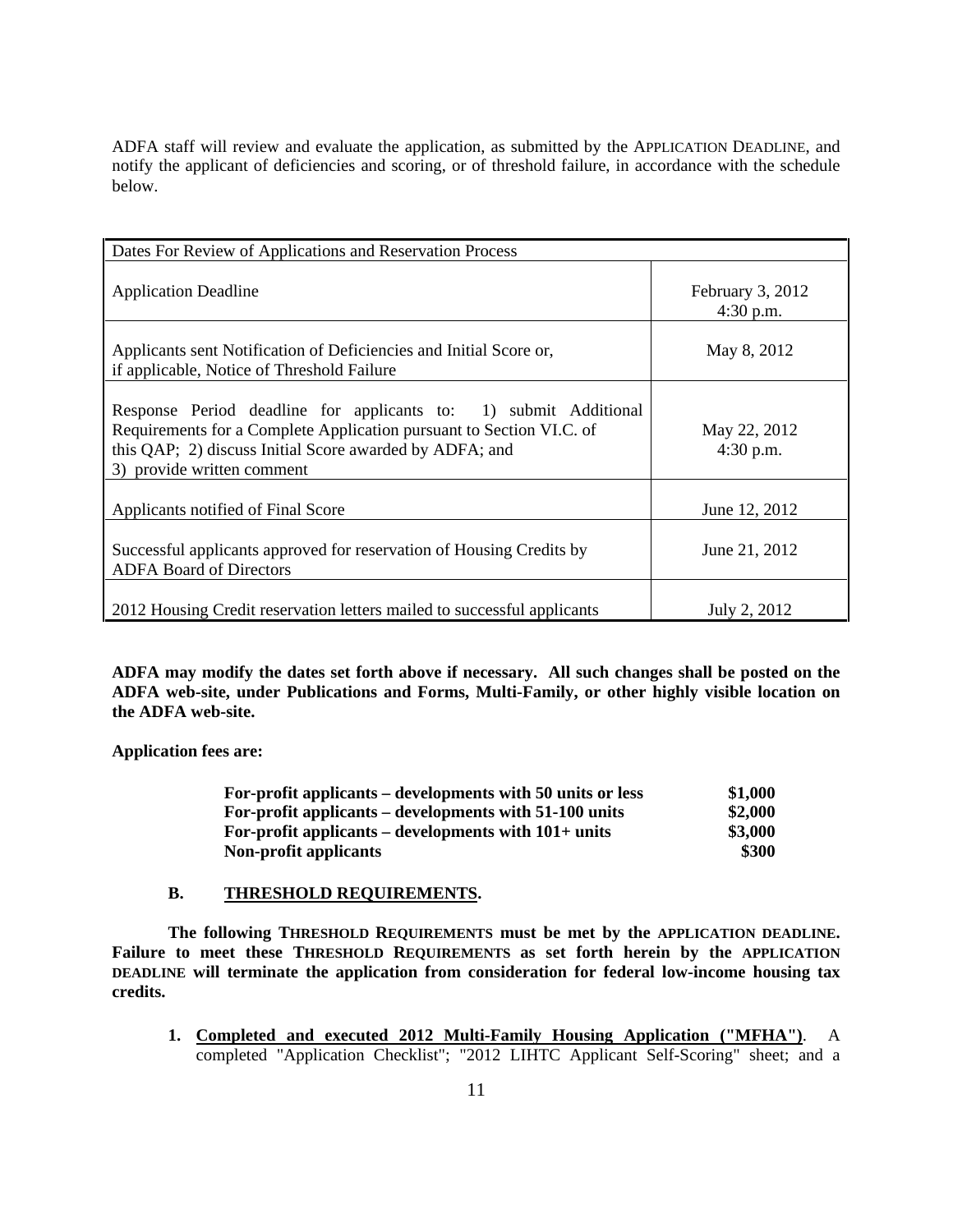ADFA staff will review and evaluate the application, as submitted by the APPLICATION DEADLINE, and notify the applicant of deficiencies and scoring, or of threshold failure, in accordance with the schedule below.

| Dates For Review of Applications and Reservation Process | |
|---|---|
| Application Deadline | February 3, 2012<br>4:30 p.m. |
| Applicants sent Notification of Deficiencies and Initial Score or, if applicable, Notice of Threshold Failure | May 8, 2012 |
| Response Period deadline for applicants to: 1) submit Additional Requirements for a Complete Application pursuant to Section VI.C. of this QAP; 2) discuss Initial Score awarded by ADFA; and 3) provide written comment | May 22, 2012<br>4:30 p.m. |
| Applicants notified of Final Score | June 12, 2012 |
| Successful applicants approved for reservation of Housing Credits by ADFA Board of Directors | June 21, 2012 |
| 2012 Housing Credit reservation letters mailed to successful applicants | July 2, 2012 |

**ADFA may modify the dates set forth above if necessary. All such changes shall be posted on the ADFA web-site, under Publications and Forms, Multi-Family, or other highly visible location on the ADFA web-site.**

**Application fees are:**

| | |
|---|---|
| **For-profit applicants – developments with 50 units or less** | **$1,000** |
| **For-profit applicants – developments with 51-100 units** | **$2,000** |
| **For-profit applicants – developments with 101+ units** | **$3,000** |
| **Non-profit applicants** | **$300** |

### B. THRESHOLD REQUIREMENTS.

**The following THRESHOLD REQUIREMENTS must be met by the APPLICATION DEADLINE. Failure to meet these THRESHOLD REQUIREMENTS as set forth herein by the APPLICATION DEADLINE will terminate the application from consideration for federal low-income housing tax credits.**

1. **Completed and executed 2012 Multi-Family Housing Application ("MFHA")**. A completed "Application Checklist"; "2012 LIHTC Applicant Self-Scoring" sheet; and a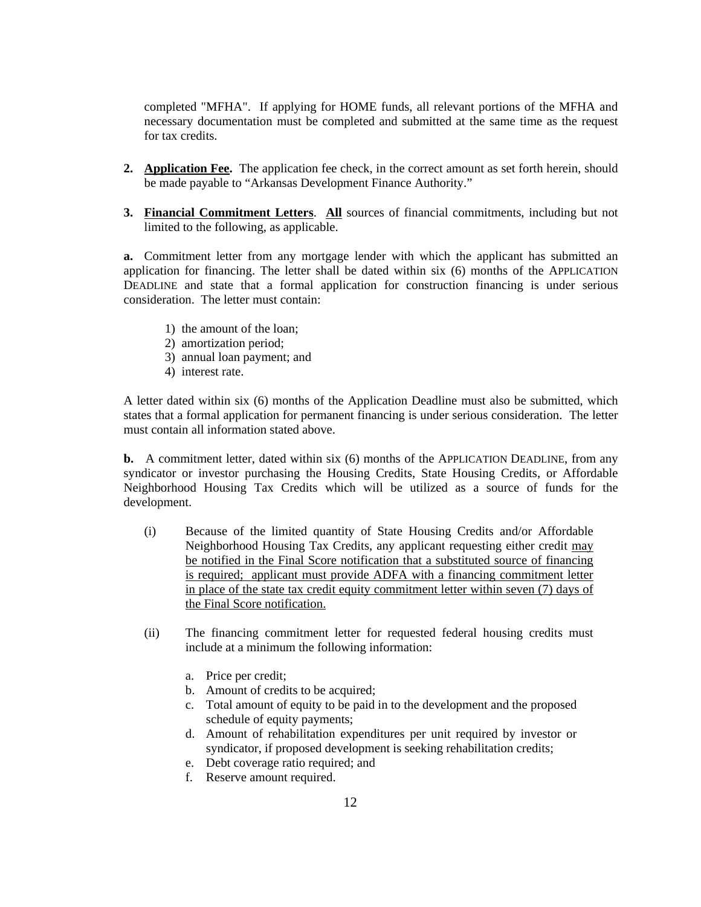completed "MFHA". If applying for HOME funds, all relevant portions of the MFHA and necessary documentation must be completed and submitted at the same time as the request for tax credits.

2. **Application Fee.** The application fee check, in the correct amount as set forth herein, should be made payable to "Arkansas Development Finance Authority."

3. **Financial Commitment Letters**. **All** sources of financial commitments, including but not limited to the following, as applicable.

**a.** Commitment letter from any mortgage lender with which the applicant has submitted an application for financing. The letter shall be dated within six (6) months of the APPLICATION DEADLINE and state that a formal application for construction financing is under serious consideration. The letter must contain:

1) the amount of the loan;
2) amortization period;
3) annual loan payment; and
4) interest rate.

A letter dated within six (6) months of the Application Deadline must also be submitted, which states that a formal application for permanent financing is under serious consideration. The letter must contain all information stated above.

**b.** A commitment letter, dated within six (6) months of the APPLICATION DEADLINE, from any syndicator or investor purchasing the Housing Credits, State Housing Credits, or Affordable Neighborhood Housing Tax Credits which will be utilized as a source of funds for the development.

(i) Because of the limited quantity of State Housing Credits and/or Affordable Neighborhood Housing Tax Credits, any applicant requesting either credit may be notified in the Final Score notification that a substituted source of financing is required; applicant must provide ADFA with a financing commitment letter in place of the state tax credit equity commitment letter within seven (7) days of the Final Score notification.

(ii) The financing commitment letter for requested federal housing credits must include at a minimum the following information:

a. Price per credit;
b. Amount of credits to be acquired;
c. Total amount of equity to be paid in to the development and the proposed schedule of equity payments;
d. Amount of rehabilitation expenditures per unit required by investor or syndicator, if proposed development is seeking rehabilitation credits;
e. Debt coverage ratio required; and
f. Reserve amount required.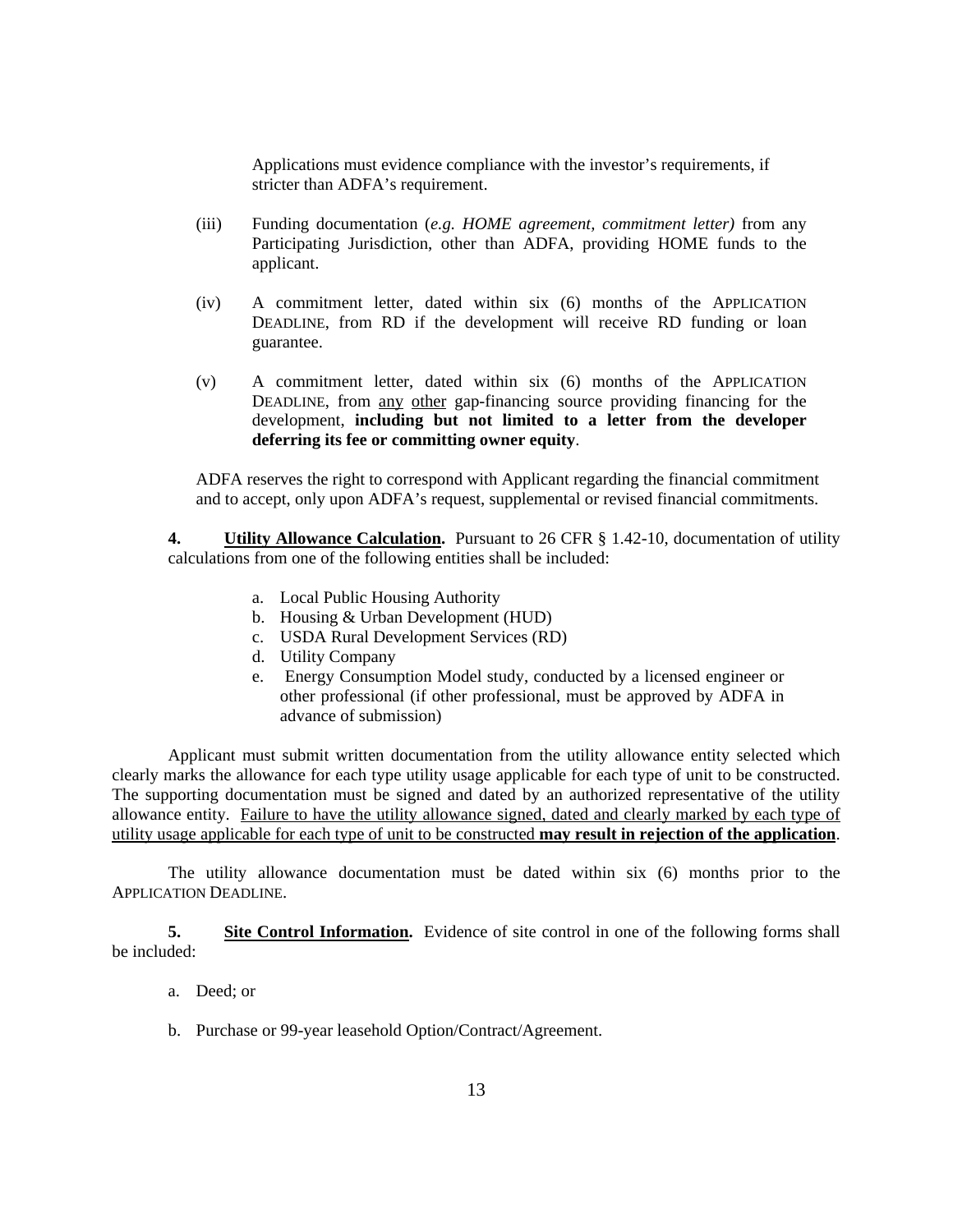Applications must evidence compliance with the investor's requirements, if stricter than ADFA's requirement.

(iii) Funding documentation (*e.g. HOME agreement, commitment letter)* from any Participating Jurisdiction, other than ADFA, providing HOME funds to the applicant.

(iv) A commitment letter, dated within six (6) months of the APPLICATION DEADLINE, from RD if the development will receive RD funding or loan guarantee.

(v) A commitment letter, dated within six (6) months of the APPLICATION DEADLINE, from <u>any</u> <u>other</u> gap-financing source providing financing for the development, **including but not limited to a letter from the developer deferring its fee or committing owner equity**.

ADFA reserves the right to correspond with Applicant regarding the financial commitment and to accept, only upon ADFA's request, supplemental or revised financial commitments.

**4. <u>Utility Allowance Calculation</u>.** Pursuant to 26 CFR § 1.42-10, documentation of utility calculations from one of the following entities shall be included:

a. Local Public Housing Authority
b. Housing & Urban Development (HUD)
c. USDA Rural Development Services (RD)
d. Utility Company
e. Energy Consumption Model study, conducted by a licensed engineer or other professional (if other professional, must be approved by ADFA in advance of submission)

Applicant must submit written documentation from the utility allowance entity selected which clearly marks the allowance for each type utility usage applicable for each type of unit to be constructed. The supporting documentation must be signed and dated by an authorized representative of the utility allowance entity. <u>Failure to have the utility allowance signed, dated and clearly marked by each type of utility usage applicable for each type of unit to be constructed **may result in rejection of the application**</u>.

The utility allowance documentation must be dated within six (6) months prior to the APPLICATION DEADLINE.

**5. <u>Site Control Information</u>.** Evidence of site control in one of the following forms shall be included:

a. Deed; or

b. Purchase or 99-year leasehold Option/Contract/Agreement.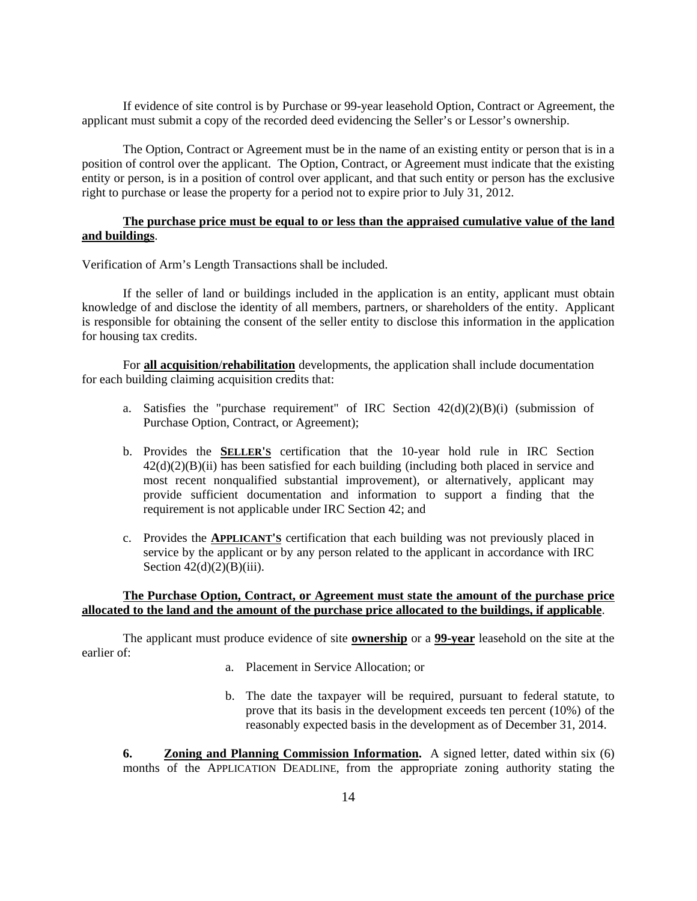If evidence of site control is by Purchase or 99-year leasehold Option, Contract or Agreement, the applicant must submit a copy of the recorded deed evidencing the Seller's or Lessor's ownership.

The Option, Contract or Agreement must be in the name of an existing entity or person that is in a position of control over the applicant. The Option, Contract, or Agreement must indicate that the existing entity or person, is in a position of control over applicant, and that such entity or person has the exclusive right to purchase or lease the property for a period not to expire prior to July 31, 2012.

**The purchase price must be equal to or less than the appraised cumulative value of the land and buildings**.

Verification of Arm's Length Transactions shall be included.

If the seller of land or buildings included in the application is an entity, applicant must obtain knowledge of and disclose the identity of all members, partners, or shareholders of the entity. Applicant is responsible for obtaining the consent of the seller entity to disclose this information in the application for housing tax credits.

For **all acquisition/rehabilitation** developments, the application shall include documentation for each building claiming acquisition credits that:

a. Satisfies the "purchase requirement" of IRC Section 42(d)(2)(B)(i) (submission of Purchase Option, Contract, or Agreement);

b. Provides the **SELLER'S** certification that the 10-year hold rule in IRC Section 42(d)(2)(B)(ii) has been satisfied for each building (including both placed in service and most recent nonqualified substantial improvement), or alternatively, applicant may provide sufficient documentation and information to support a finding that the requirement is not applicable under IRC Section 42; and

c. Provides the **APPLICANT'S** certification that each building was not previously placed in service by the applicant or by any person related to the applicant in accordance with IRC Section 42(d)(2)(B)(iii).

**The Purchase Option, Contract, or Agreement must state the amount of the purchase price allocated to the land and the amount of the purchase price allocated to the buildings, if applicable**.

The applicant must produce evidence of site **ownership** or a **99-year** leasehold on the site at the earlier of:

a. Placement in Service Allocation; or

b. The date the taxpayer will be required, pursuant to federal statute, to prove that its basis in the development exceeds ten percent (10%) of the reasonably expected basis in the development as of December 31, 2014.

**6. Zoning and Planning Commission Information.** A signed letter, dated within six (6) months of the APPLICATION DEADLINE, from the appropriate zoning authority stating the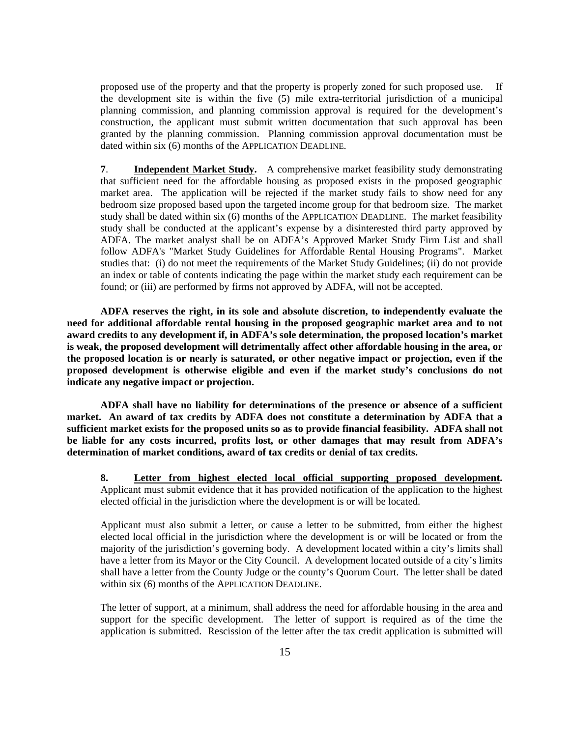proposed use of the property and that the property is properly zoned for such proposed use. If the development site is within the five (5) mile extra-territorial jurisdiction of a municipal planning commission, and planning commission approval is required for the development's construction, the applicant must submit written documentation that such approval has been granted by the planning commission. Planning commission approval documentation must be dated within six (6) months of the APPLICATION DEADLINE.

**7**. **Independent Market Study.** A comprehensive market feasibility study demonstrating that sufficient need for the affordable housing as proposed exists in the proposed geographic market area. The application will be rejected if the market study fails to show need for any bedroom size proposed based upon the targeted income group for that bedroom size. The market study shall be dated within six (6) months of the APPLICATION DEADLINE. The market feasibility study shall be conducted at the applicant's expense by a disinterested third party approved by ADFA. The market analyst shall be on ADFA's Approved Market Study Firm List and shall follow ADFA's "Market Study Guidelines for Affordable Rental Housing Programs". Market studies that: (i) do not meet the requirements of the Market Study Guidelines; (ii) do not provide an index or table of contents indicating the page within the market study each requirement can be found; or (iii) are performed by firms not approved by ADFA, will not be accepted.

**ADFA reserves the right, in its sole and absolute discretion, to independently evaluate the need for additional affordable rental housing in the proposed geographic market area and to not award credits to any development if, in ADFA's sole determination, the proposed location's market is weak, the proposed development will detrimentally affect other affordable housing in the area, or the proposed location is or nearly is saturated, or other negative impact or projection, even if the proposed development is otherwise eligible and even if the market study's conclusions do not indicate any negative impact or projection.**

**ADFA shall have no liability for determinations of the presence or absence of a sufficient market. An award of tax credits by ADFA does not constitute a determination by ADFA that a sufficient market exists for the proposed units so as to provide financial feasibility. ADFA shall not be liable for any costs incurred, profits lost, or other damages that may result from ADFA's determination of market conditions, award of tax credits or denial of tax credits.**

**8. Letter from highest elected local official supporting proposed development.** Applicant must submit evidence that it has provided notification of the application to the highest elected official in the jurisdiction where the development is or will be located.

Applicant must also submit a letter, or cause a letter to be submitted, from either the highest elected local official in the jurisdiction where the development is or will be located or from the majority of the jurisdiction's governing body. A development located within a city's limits shall have a letter from its Mayor or the City Council. A development located outside of a city's limits shall have a letter from the County Judge or the county's Quorum Court. The letter shall be dated within six (6) months of the APPLICATION DEADLINE.

The letter of support, at a minimum, shall address the need for affordable housing in the area and support for the specific development. The letter of support is required as of the time the application is submitted. Rescission of the letter after the tax credit application is submitted will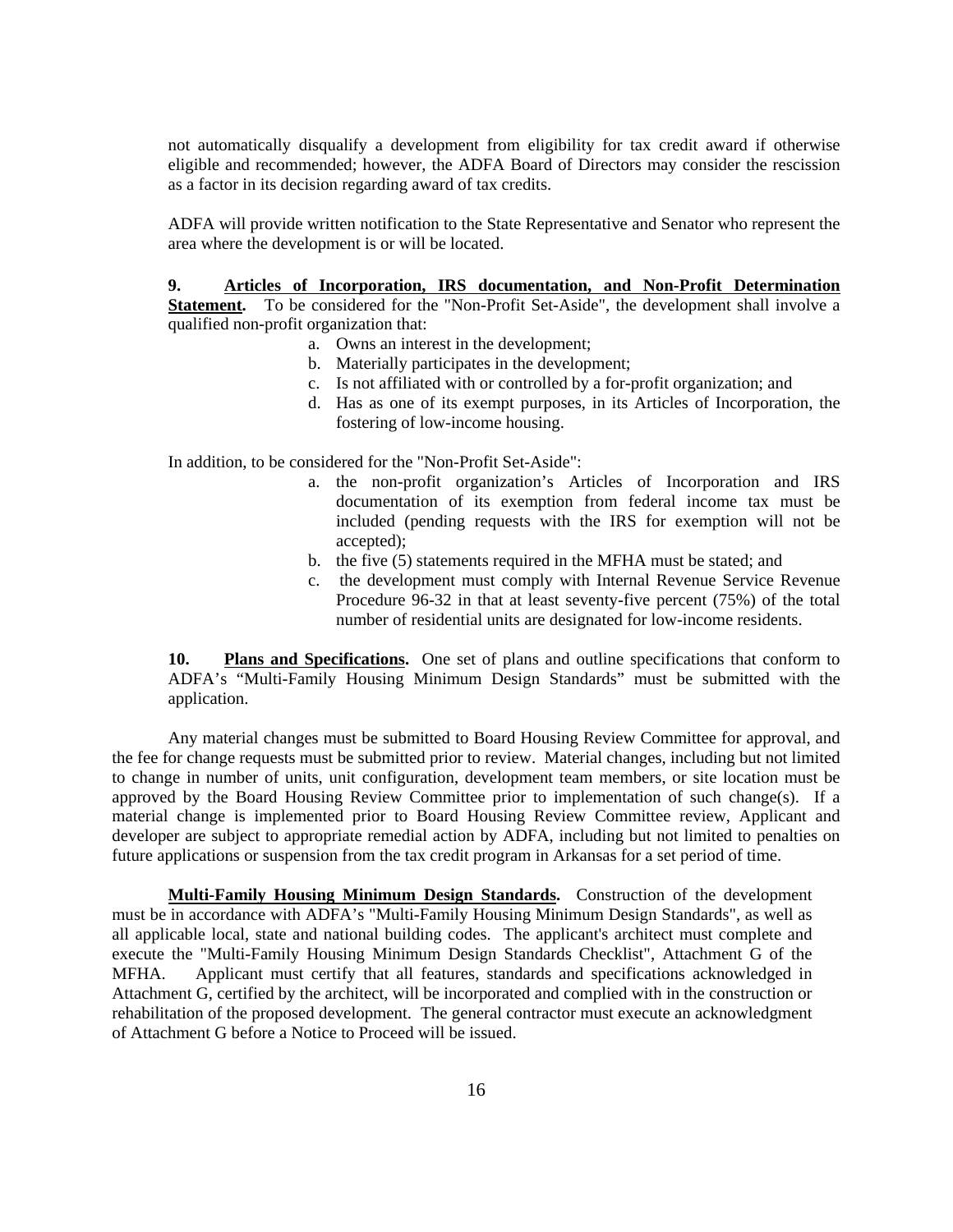not automatically disqualify a development from eligibility for tax credit award if otherwise eligible and recommended; however, the ADFA Board of Directors may consider the rescission as a factor in its decision regarding award of tax credits.

ADFA will provide written notification to the State Representative and Senator who represent the area where the development is or will be located.

**9. Articles of Incorporation, IRS documentation, and Non-Profit Determination Statement.** To be considered for the "Non-Profit Set-Aside", the development shall involve a qualified non-profit organization that:

a. Owns an interest in the development;
b. Materially participates in the development;
c. Is not affiliated with or controlled by a for-profit organization; and
d. Has as one of its exempt purposes, in its Articles of Incorporation, the fostering of low-income housing.

In addition, to be considered for the "Non-Profit Set-Aside":

a. the non-profit organization's Articles of Incorporation and IRS documentation of its exemption from federal income tax must be included (pending requests with the IRS for exemption will not be accepted);
b. the five (5) statements required in the MFHA must be stated; and
c. the development must comply with Internal Revenue Service Revenue Procedure 96-32 in that at least seventy-five percent (75%) of the total number of residential units are designated for low-income residents.

**10. Plans and Specifications.** One set of plans and outline specifications that conform to ADFA's "Multi-Family Housing Minimum Design Standards" must be submitted with the application.

Any material changes must be submitted to Board Housing Review Committee for approval, and the fee for change requests must be submitted prior to review. Material changes, including but not limited to change in number of units, unit configuration, development team members, or site location must be approved by the Board Housing Review Committee prior to implementation of such change(s). If a material change is implemented prior to Board Housing Review Committee review, Applicant and developer are subject to appropriate remedial action by ADFA, including but not limited to penalties on future applications or suspension from the tax credit program in Arkansas for a set period of time.

**Multi-Family Housing Minimum Design Standards.** Construction of the development must be in accordance with ADFA's "Multi-Family Housing Minimum Design Standards", as well as all applicable local, state and national building codes. The applicant's architect must complete and execute the "Multi-Family Housing Minimum Design Standards Checklist", Attachment G of the MFHA. Applicant must certify that all features, standards and specifications acknowledged in Attachment G, certified by the architect, will be incorporated and complied with in the construction or rehabilitation of the proposed development. The general contractor must execute an acknowledgment of Attachment G before a Notice to Proceed will be issued.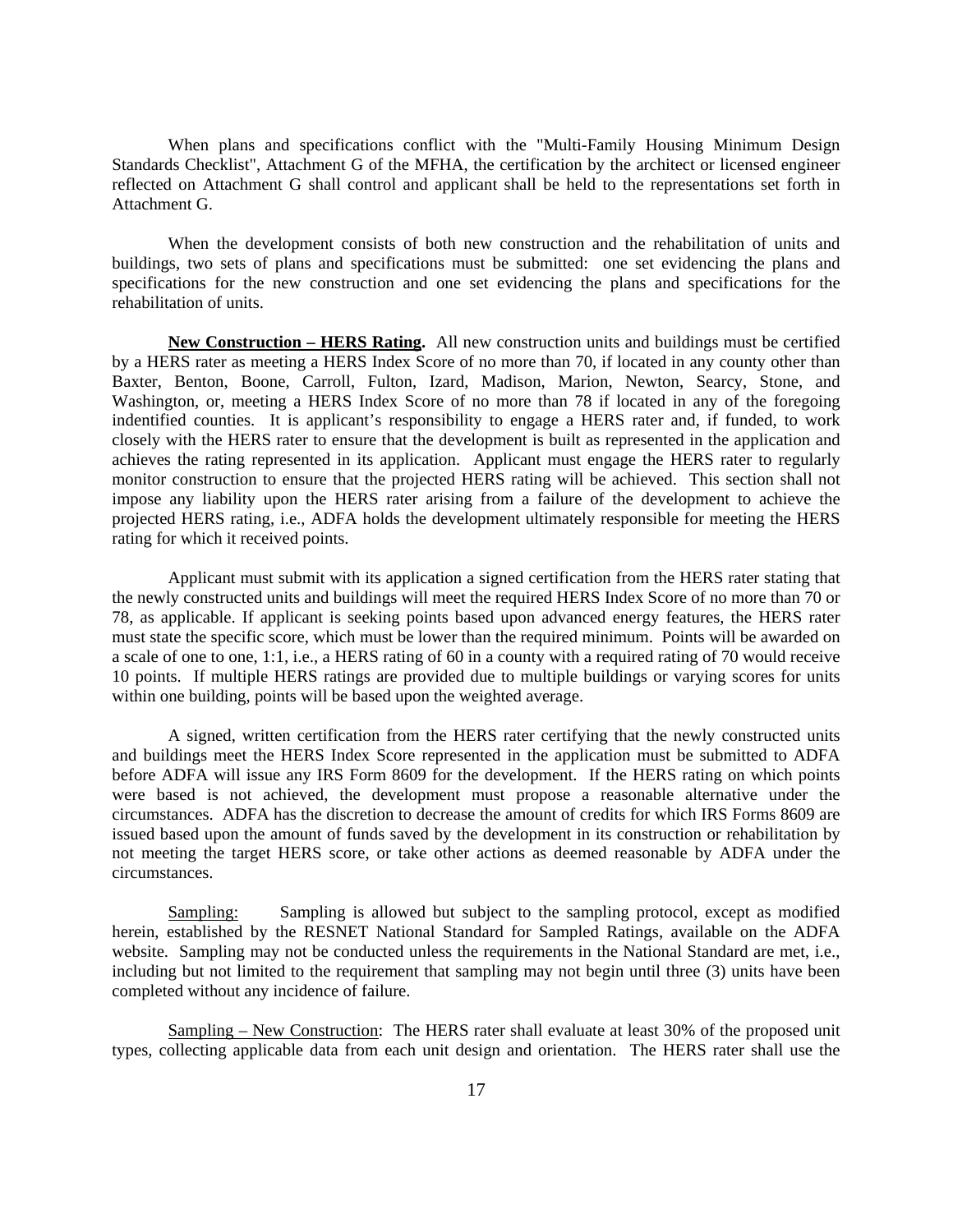When plans and specifications conflict with the "Multi-Family Housing Minimum Design Standards Checklist", Attachment G of the MFHA, the certification by the architect or licensed engineer reflected on Attachment G shall control and applicant shall be held to the representations set forth in Attachment G.

When the development consists of both new construction and the rehabilitation of units and buildings, two sets of plans and specifications must be submitted: one set evidencing the plans and specifications for the new construction and one set evidencing the plans and specifications for the rehabilitation of units.

**New Construction – HERS Rating.** All new construction units and buildings must be certified by a HERS rater as meeting a HERS Index Score of no more than 70, if located in any county other than Baxter, Benton, Boone, Carroll, Fulton, Izard, Madison, Marion, Newton, Searcy, Stone, and Washington, or, meeting a HERS Index Score of no more than 78 if located in any of the foregoing indentified counties. It is applicant's responsibility to engage a HERS rater and, if funded, to work closely with the HERS rater to ensure that the development is built as represented in the application and achieves the rating represented in its application. Applicant must engage the HERS rater to regularly monitor construction to ensure that the projected HERS rating will be achieved. This section shall not impose any liability upon the HERS rater arising from a failure of the development to achieve the projected HERS rating, i.e., ADFA holds the development ultimately responsible for meeting the HERS rating for which it received points.

Applicant must submit with its application a signed certification from the HERS rater stating that the newly constructed units and buildings will meet the required HERS Index Score of no more than 70 or 78, as applicable. If applicant is seeking points based upon advanced energy features, the HERS rater must state the specific score, which must be lower than the required minimum. Points will be awarded on a scale of one to one, 1:1, i.e., a HERS rating of 60 in a county with a required rating of 70 would receive 10 points. If multiple HERS ratings are provided due to multiple buildings or varying scores for units within one building, points will be based upon the weighted average.

A signed, written certification from the HERS rater certifying that the newly constructed units and buildings meet the HERS Index Score represented in the application must be submitted to ADFA before ADFA will issue any IRS Form 8609 for the development. If the HERS rating on which points were based is not achieved, the development must propose a reasonable alternative under the circumstances. ADFA has the discretion to decrease the amount of credits for which IRS Forms 8609 are issued based upon the amount of funds saved by the development in its construction or rehabilitation by not meeting the target HERS score, or take other actions as deemed reasonable by ADFA under the circumstances.

Sampling: Sampling is allowed but subject to the sampling protocol, except as modified herein, established by the RESNET National Standard for Sampled Ratings, available on the ADFA website. Sampling may not be conducted unless the requirements in the National Standard are met, i.e., including but not limited to the requirement that sampling may not begin until three (3) units have been completed without any incidence of failure.

Sampling – New Construction: The HERS rater shall evaluate at least 30% of the proposed unit types, collecting applicable data from each unit design and orientation. The HERS rater shall use the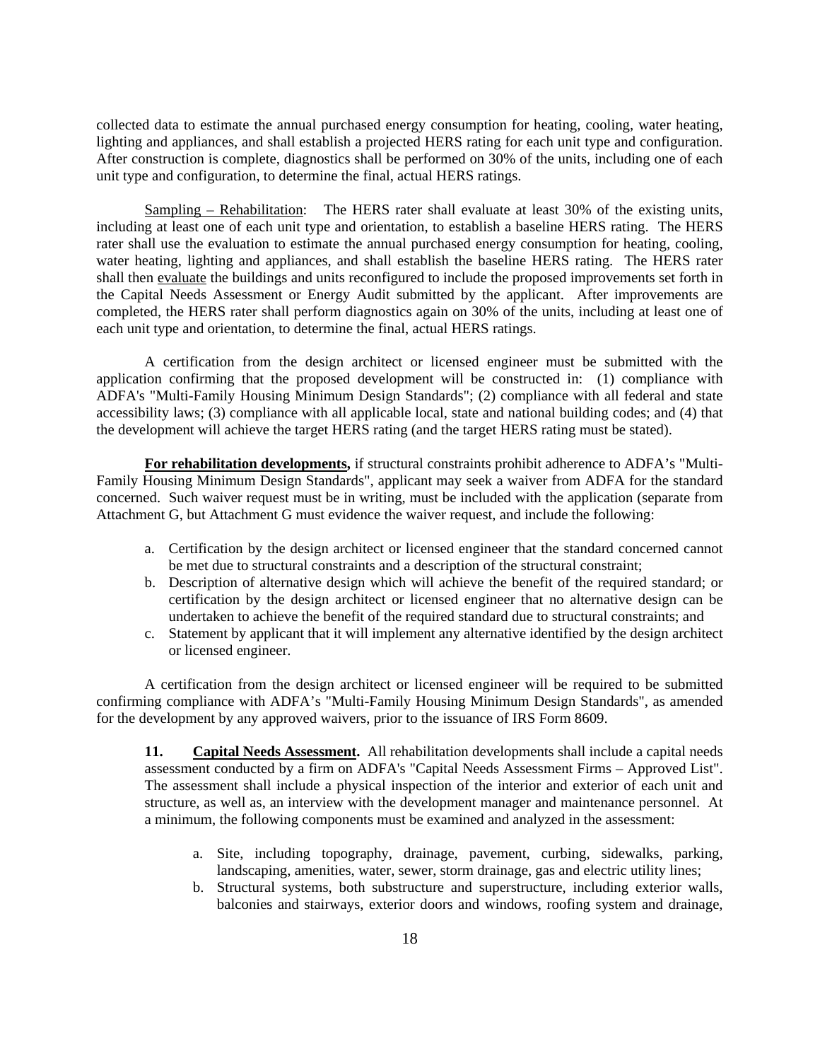collected data to estimate the annual purchased energy consumption for heating, cooling, water heating, lighting and appliances, and shall establish a projected HERS rating for each unit type and configuration. After construction is complete, diagnostics shall be performed on 30% of the units, including one of each unit type and configuration, to determine the final, actual HERS ratings.

Sampling – Rehabilitation: The HERS rater shall evaluate at least 30% of the existing units, including at least one of each unit type and orientation, to establish a baseline HERS rating. The HERS rater shall use the evaluation to estimate the annual purchased energy consumption for heating, cooling, water heating, lighting and appliances, and shall establish the baseline HERS rating. The HERS rater shall then evaluate the buildings and units reconfigured to include the proposed improvements set forth in the Capital Needs Assessment or Energy Audit submitted by the applicant. After improvements are completed, the HERS rater shall perform diagnostics again on 30% of the units, including at least one of each unit type and orientation, to determine the final, actual HERS ratings.

A certification from the design architect or licensed engineer must be submitted with the application confirming that the proposed development will be constructed in: (1) compliance with ADFA's "Multi-Family Housing Minimum Design Standards"; (2) compliance with all federal and state accessibility laws; (3) compliance with all applicable local, state and national building codes; and (4) that the development will achieve the target HERS rating (and the target HERS rating must be stated).

**For rehabilitation developments,** if structural constraints prohibit adherence to ADFA's "Multi-Family Housing Minimum Design Standards", applicant may seek a waiver from ADFA for the standard concerned. Such waiver request must be in writing, must be included with the application (separate from Attachment G, but Attachment G must evidence the waiver request, and include the following:

a. Certification by the design architect or licensed engineer that the standard concerned cannot be met due to structural constraints and a description of the structural constraint;
b. Description of alternative design which will achieve the benefit of the required standard; or certification by the design architect or licensed engineer that no alternative design can be undertaken to achieve the benefit of the required standard due to structural constraints; and
c. Statement by applicant that it will implement any alternative identified by the design architect or licensed engineer.

A certification from the design architect or licensed engineer will be required to be submitted confirming compliance with ADFA's "Multi-Family Housing Minimum Design Standards", as amended for the development by any approved waivers, prior to the issuance of IRS Form 8609.

**11. Capital Needs Assessment.** All rehabilitation developments shall include a capital needs assessment conducted by a firm on ADFA's "Capital Needs Assessment Firms – Approved List". The assessment shall include a physical inspection of the interior and exterior of each unit and structure, as well as, an interview with the development manager and maintenance personnel. At a minimum, the following components must be examined and analyzed in the assessment:

a. Site, including topography, drainage, pavement, curbing, sidewalks, parking, landscaping, amenities, water, sewer, storm drainage, gas and electric utility lines;
b. Structural systems, both substructure and superstructure, including exterior walls, balconies and stairways, exterior doors and windows, roofing system and drainage,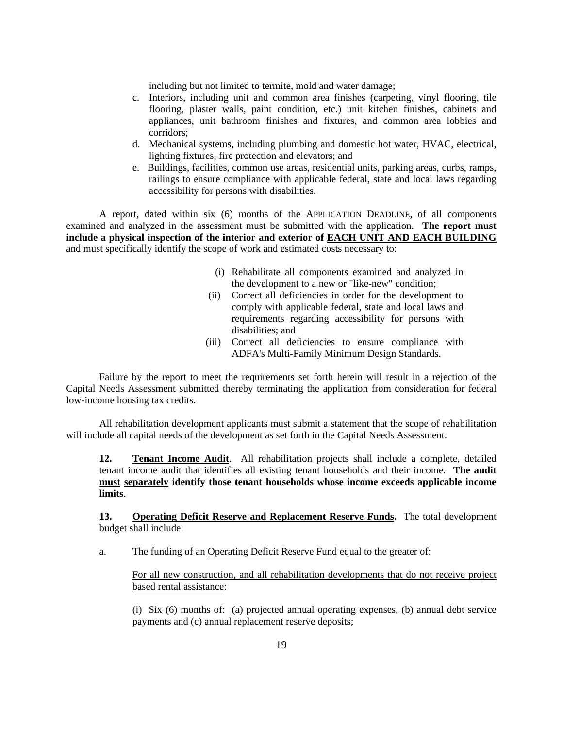including but not limited to termite, mold and water damage;

c. Interiors, including unit and common area finishes (carpeting, vinyl flooring, tile flooring, plaster walls, paint condition, etc.) unit kitchen finishes, cabinets and appliances, unit bathroom finishes and fixtures, and common area lobbies and corridors;
d. Mechanical systems, including plumbing and domestic hot water, HVAC, electrical, lighting fixtures, fire protection and elevators; and
e. Buildings, facilities, common use areas, residential units, parking areas, curbs, ramps, railings to ensure compliance with applicable federal, state and local laws regarding accessibility for persons with disabilities.

A report, dated within six (6) months of the APPLICATION DEADLINE, of all components examined and analyzed in the assessment must be submitted with the application. **The report must include a physical inspection of the interior and exterior of <u>EACH UNIT AND EACH BUILDING</u>** and must specifically identify the scope of work and estimated costs necessary to:

(i) Rehabilitate all components examined and analyzed in the development to a new or "like-new" condition;

(ii) Correct all deficiencies in order for the development to comply with applicable federal, state and local laws and requirements regarding accessibility for persons with disabilities; and

(iii) Correct all deficiencies to ensure compliance with ADFA's Multi-Family Minimum Design Standards.

Failure by the report to meet the requirements set forth herein will result in a rejection of the Capital Needs Assessment submitted thereby terminating the application from consideration for federal low-income housing tax credits.

All rehabilitation development applicants must submit a statement that the scope of rehabilitation will include all capital needs of the development as set forth in the Capital Needs Assessment.

**12. <u>Tenant Income Audit</u>**. All rehabilitation projects shall include a complete, detailed tenant income audit that identifies all existing tenant households and their income. **The audit <u>must</u> <u>separately</u> identify those tenant households whose income exceeds applicable income limits**.

**13. <u>Operating Deficit Reserve and Replacement Reserve Funds</u>.** The total development budget shall include:

a. The funding of an <u>Operating Deficit Reserve Fund</u> equal to the greater of:

<u>For all new construction, and all rehabilitation developments that do not receive project based rental assistance</u>:

(i) Six (6) months of: (a) projected annual operating expenses, (b) annual debt service payments and (c) annual replacement reserve deposits;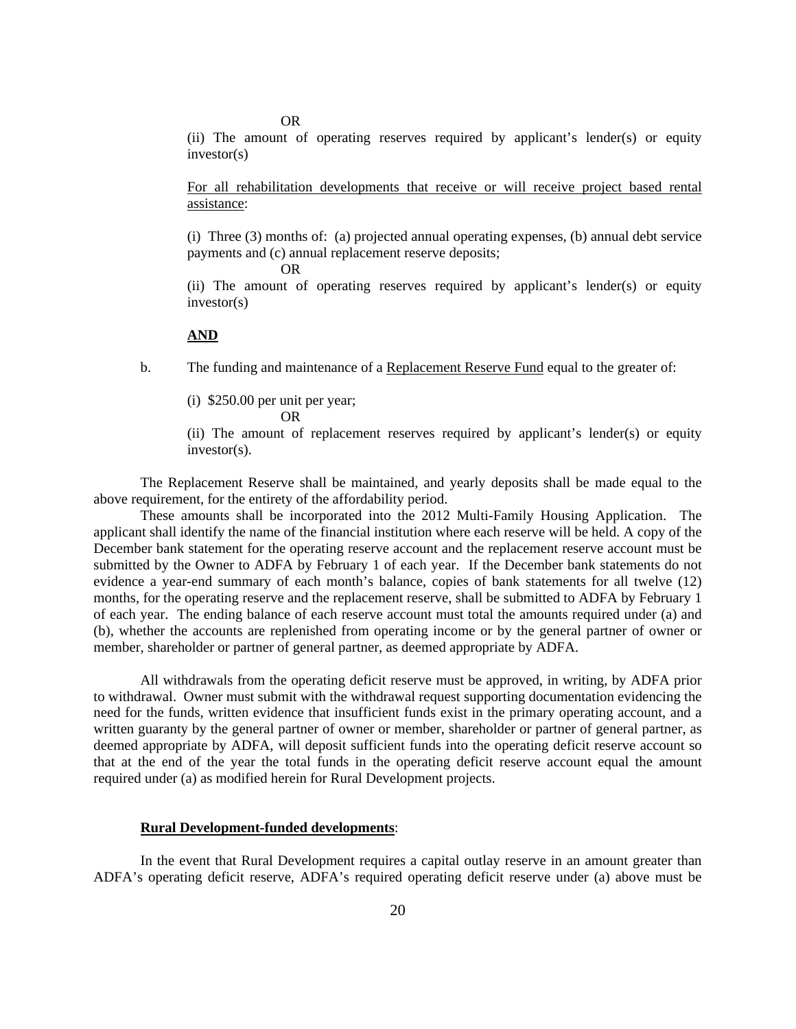OR

(ii) The amount of operating reserves required by applicant's lender(s) or equity investor(s)

<u>For all rehabilitation developments that receive or will receive project based rental assistance</u>:

(i) Three (3) months of: (a) projected annual operating expenses, (b) annual debt service payments and (c) annual replacement reserve deposits;

OR

(ii) The amount of operating reserves required by applicant's lender(s) or equity investor(s)

**AND**

b. The funding and maintenance of a <u>Replacement Reserve Fund</u> equal to the greater of:

(i) $250.00 per unit per year;

OR

(ii) The amount of replacement reserves required by applicant's lender(s) or equity investor(s).

The Replacement Reserve shall be maintained, and yearly deposits shall be made equal to the above requirement, for the entirety of the affordability period.

These amounts shall be incorporated into the 2012 Multi-Family Housing Application. The applicant shall identify the name of the financial institution where each reserve will be held. A copy of the December bank statement for the operating reserve account and the replacement reserve account must be submitted by the Owner to ADFA by February 1 of each year. If the December bank statements do not evidence a year-end summary of each month's balance, copies of bank statements for all twelve (12) months, for the operating reserve and the replacement reserve, shall be submitted to ADFA by February 1 of each year. The ending balance of each reserve account must total the amounts required under (a) and (b), whether the accounts are replenished from operating income or by the general partner of owner or member, shareholder or partner of general partner, as deemed appropriate by ADFA.

All withdrawals from the operating deficit reserve must be approved, in writing, by ADFA prior to withdrawal. Owner must submit with the withdrawal request supporting documentation evidencing the need for the funds, written evidence that insufficient funds exist in the primary operating account, and a written guaranty by the general partner of owner or member, shareholder or partner of general partner, as deemed appropriate by ADFA, will deposit sufficient funds into the operating deficit reserve account so that at the end of the year the total funds in the operating deficit reserve account equal the amount required under (a) as modified herein for Rural Development projects.

**<u>Rural Development-funded developments</u>**:

In the event that Rural Development requires a capital outlay reserve in an amount greater than ADFA's operating deficit reserve, ADFA's required operating deficit reserve under (a) above must be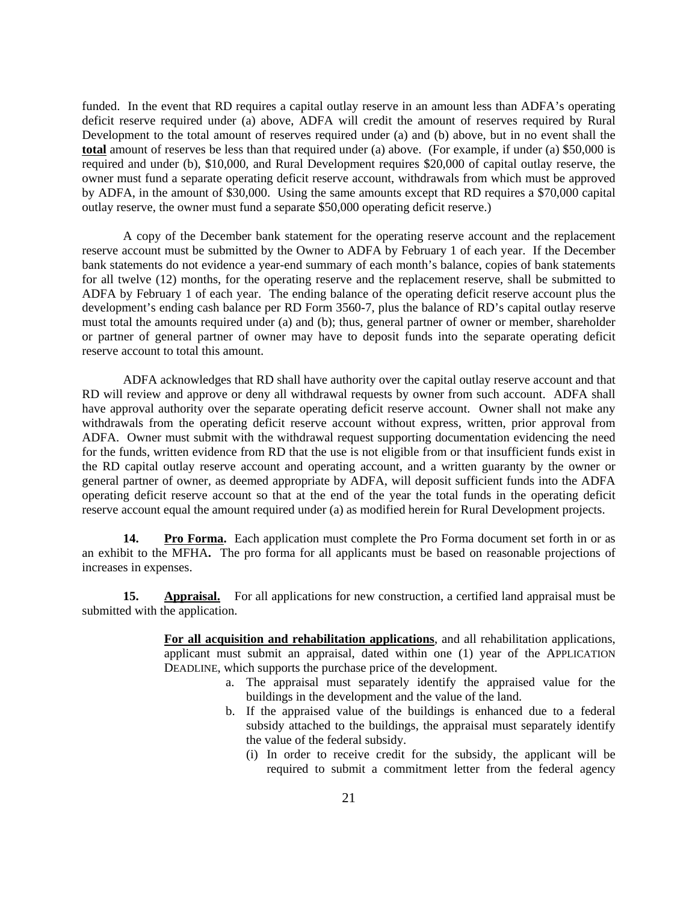funded. In the event that RD requires a capital outlay reserve in an amount less than ADFA's operating deficit reserve required under (a) above, ADFA will credit the amount of reserves required by Rural Development to the total amount of reserves required under (a) and (b) above, but in no event shall the **total** amount of reserves be less than that required under (a) above. (For example, if under (a) \$50,000 is required and under (b), \$10,000, and Rural Development requires \$20,000 of capital outlay reserve, the owner must fund a separate operating deficit reserve account, withdrawals from which must be approved by ADFA, in the amount of \$30,000. Using the same amounts except that RD requires a \$70,000 capital outlay reserve, the owner must fund a separate \$50,000 operating deficit reserve.)

A copy of the December bank statement for the operating reserve account and the replacement reserve account must be submitted by the Owner to ADFA by February 1 of each year. If the December bank statements do not evidence a year-end summary of each month's balance, copies of bank statements for all twelve (12) months, for the operating reserve and the replacement reserve, shall be submitted to ADFA by February 1 of each year. The ending balance of the operating deficit reserve account plus the development's ending cash balance per RD Form 3560-7, plus the balance of RD's capital outlay reserve must total the amounts required under (a) and (b); thus, general partner of owner or member, shareholder or partner of general partner of owner may have to deposit funds into the separate operating deficit reserve account to total this amount.

ADFA acknowledges that RD shall have authority over the capital outlay reserve account and that RD will review and approve or deny all withdrawal requests by owner from such account. ADFA shall have approval authority over the separate operating deficit reserve account. Owner shall not make any withdrawals from the operating deficit reserve account without express, written, prior approval from ADFA. Owner must submit with the withdrawal request supporting documentation evidencing the need for the funds, written evidence from RD that the use is not eligible from or that insufficient funds exist in the RD capital outlay reserve account and operating account, and a written guaranty by the owner or general partner of owner, as deemed appropriate by ADFA, will deposit sufficient funds into the ADFA operating deficit reserve account so that at the end of the year the total funds in the operating deficit reserve account equal the amount required under (a) as modified herein for Rural Development projects.

**14. Pro Forma.** Each application must complete the Pro Forma document set forth in or as an exhibit to the MFHA**.** The pro forma for all applicants must be based on reasonable projections of increases in expenses.

**15. Appraisal.** For all applications for new construction, a certified land appraisal must be submitted with the application.

**For all acquisition and rehabilitation applications**, and all rehabilitation applications, applicant must submit an appraisal, dated within one (1) year of the APPLICATION DEADLINE, which supports the purchase price of the development.

a. The appraisal must separately identify the appraised value for the buildings in the development and the value of the land.
b. If the appraised value of the buildings is enhanced due to a federal subsidy attached to the buildings, the appraisal must separately identify the value of the federal subsidy.
   (i) In order to receive credit for the subsidy, the applicant will be required to submit a commitment letter from the federal agency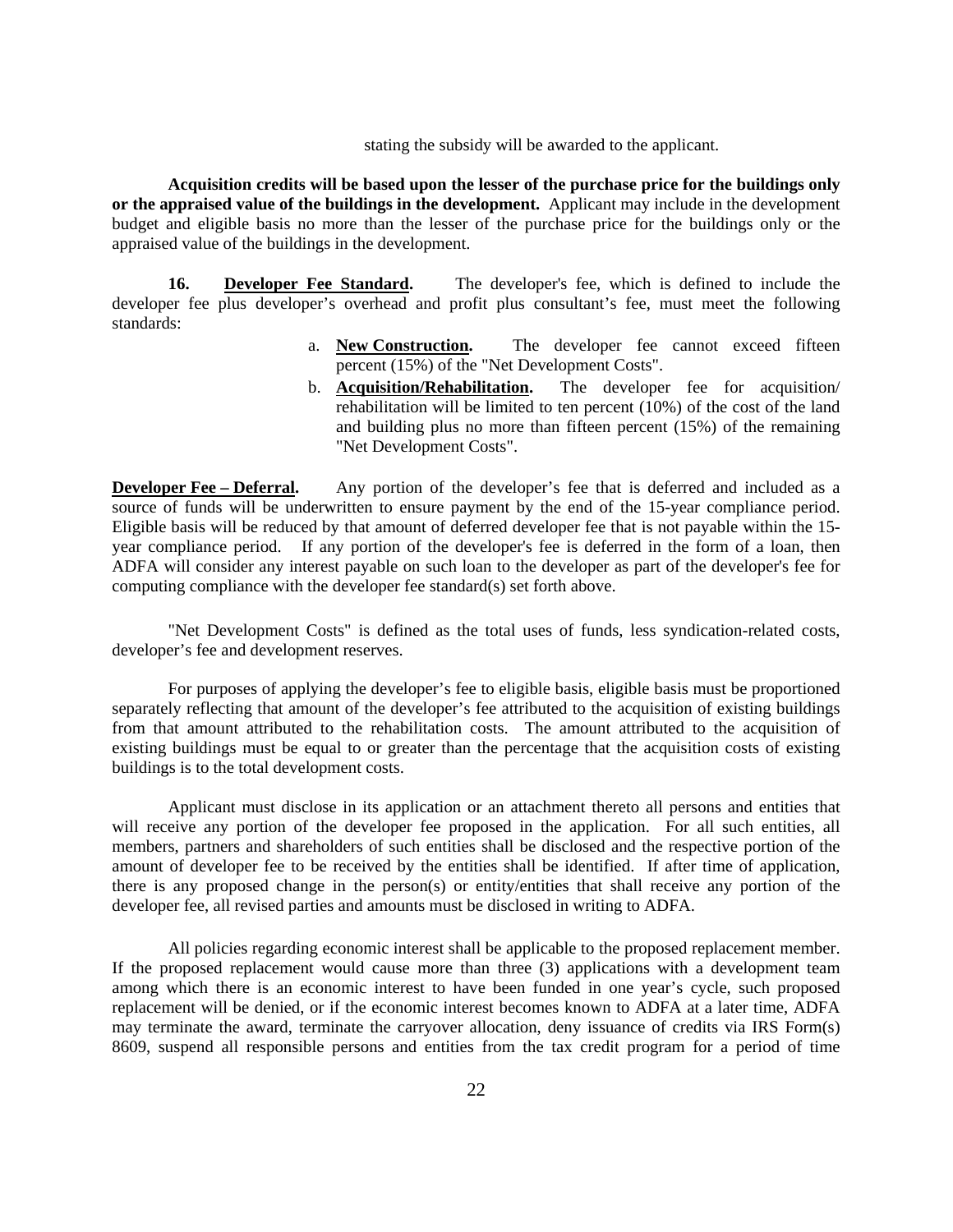stating the subsidy will be awarded to the applicant.

**Acquisition credits will be based upon the lesser of the purchase price for the buildings only or the appraised value of the buildings in the development.** Applicant may include in the development budget and eligible basis no more than the lesser of the purchase price for the buildings only or the appraised value of the buildings in the development.

**16. Developer Fee Standard.** The developer's fee, which is defined to include the developer fee plus developer's overhead and profit plus consultant's fee, must meet the following standards:

a. **New Construction.** The developer fee cannot exceed fifteen percent (15%) of the "Net Development Costs".

b. **Acquisition/Rehabilitation.** The developer fee for acquisition/ rehabilitation will be limited to ten percent (10%) of the cost of the land and building plus no more than fifteen percent (15%) of the remaining "Net Development Costs".

**Developer Fee – Deferral.** Any portion of the developer's fee that is deferred and included as a source of funds will be underwritten to ensure payment by the end of the 15-year compliance period. Eligible basis will be reduced by that amount of deferred developer fee that is not payable within the 15-year compliance period. If any portion of the developer's fee is deferred in the form of a loan, then ADFA will consider any interest payable on such loan to the developer as part of the developer's fee for computing compliance with the developer fee standard(s) set forth above.

"Net Development Costs" is defined as the total uses of funds, less syndication-related costs, developer's fee and development reserves.

For purposes of applying the developer's fee to eligible basis, eligible basis must be proportioned separately reflecting that amount of the developer's fee attributed to the acquisition of existing buildings from that amount attributed to the rehabilitation costs. The amount attributed to the acquisition of existing buildings must be equal to or greater than the percentage that the acquisition costs of existing buildings is to the total development costs.

Applicant must disclose in its application or an attachment thereto all persons and entities that will receive any portion of the developer fee proposed in the application. For all such entities, all members, partners and shareholders of such entities shall be disclosed and the respective portion of the amount of developer fee to be received by the entities shall be identified. If after time of application, there is any proposed change in the person(s) or entity/entities that shall receive any portion of the developer fee, all revised parties and amounts must be disclosed in writing to ADFA.

All policies regarding economic interest shall be applicable to the proposed replacement member. If the proposed replacement would cause more than three (3) applications with a development team among which there is an economic interest to have been funded in one year's cycle, such proposed replacement will be denied, or if the economic interest becomes known to ADFA at a later time, ADFA may terminate the award, terminate the carryover allocation, deny issuance of credits via IRS Form(s) 8609, suspend all responsible persons and entities from the tax credit program for a period of time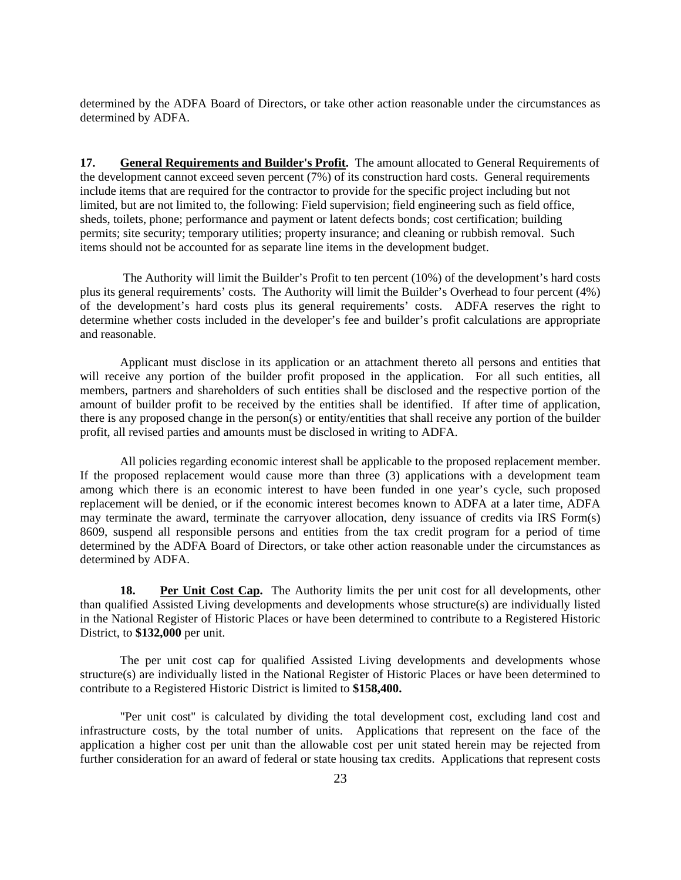determined by the ADFA Board of Directors, or take other action reasonable under the circumstances as determined by ADFA.

**17. <u>General Requirements and Builder's Profit</u>.** The amount allocated to General Requirements of the development cannot exceed seven percent (7%) of its construction hard costs. General requirements include items that are required for the contractor to provide for the specific project including but not limited, but are not limited to, the following: Field supervision; field engineering such as field office, sheds, toilets, phone; performance and payment or latent defects bonds; cost certification; building permits; site security; temporary utilities; property insurance; and cleaning or rubbish removal. Such items should not be accounted for as separate line items in the development budget.

The Authority will limit the Builder's Profit to ten percent (10%) of the development's hard costs plus its general requirements' costs. The Authority will limit the Builder's Overhead to four percent (4%) of the development's hard costs plus its general requirements' costs. ADFA reserves the right to determine whether costs included in the developer's fee and builder's profit calculations are appropriate and reasonable.

Applicant must disclose in its application or an attachment thereto all persons and entities that will receive any portion of the builder profit proposed in the application. For all such entities, all members, partners and shareholders of such entities shall be disclosed and the respective portion of the amount of builder profit to be received by the entities shall be identified. If after time of application, there is any proposed change in the person(s) or entity/entities that shall receive any portion of the builder profit, all revised parties and amounts must be disclosed in writing to ADFA.

All policies regarding economic interest shall be applicable to the proposed replacement member. If the proposed replacement would cause more than three (3) applications with a development team among which there is an economic interest to have been funded in one year's cycle, such proposed replacement will be denied, or if the economic interest becomes known to ADFA at a later time, ADFA may terminate the award, terminate the carryover allocation, deny issuance of credits via IRS Form(s) 8609, suspend all responsible persons and entities from the tax credit program for a period of time determined by the ADFA Board of Directors, or take other action reasonable under the circumstances as determined by ADFA.

**18. <u>Per Unit Cost Cap</u>.** The Authority limits the per unit cost for all developments, other than qualified Assisted Living developments and developments whose structure(s) are individually listed in the National Register of Historic Places or have been determined to contribute to a Registered Historic District, to **$132,000** per unit.

The per unit cost cap for qualified Assisted Living developments and developments whose structure(s) are individually listed in the National Register of Historic Places or have been determined to contribute to a Registered Historic District is limited to **$158,400.**

"Per unit cost" is calculated by dividing the total development cost, excluding land cost and infrastructure costs, by the total number of units. Applications that represent on the face of the application a higher cost per unit than the allowable cost per unit stated herein may be rejected from further consideration for an award of federal or state housing tax credits. Applications that represent costs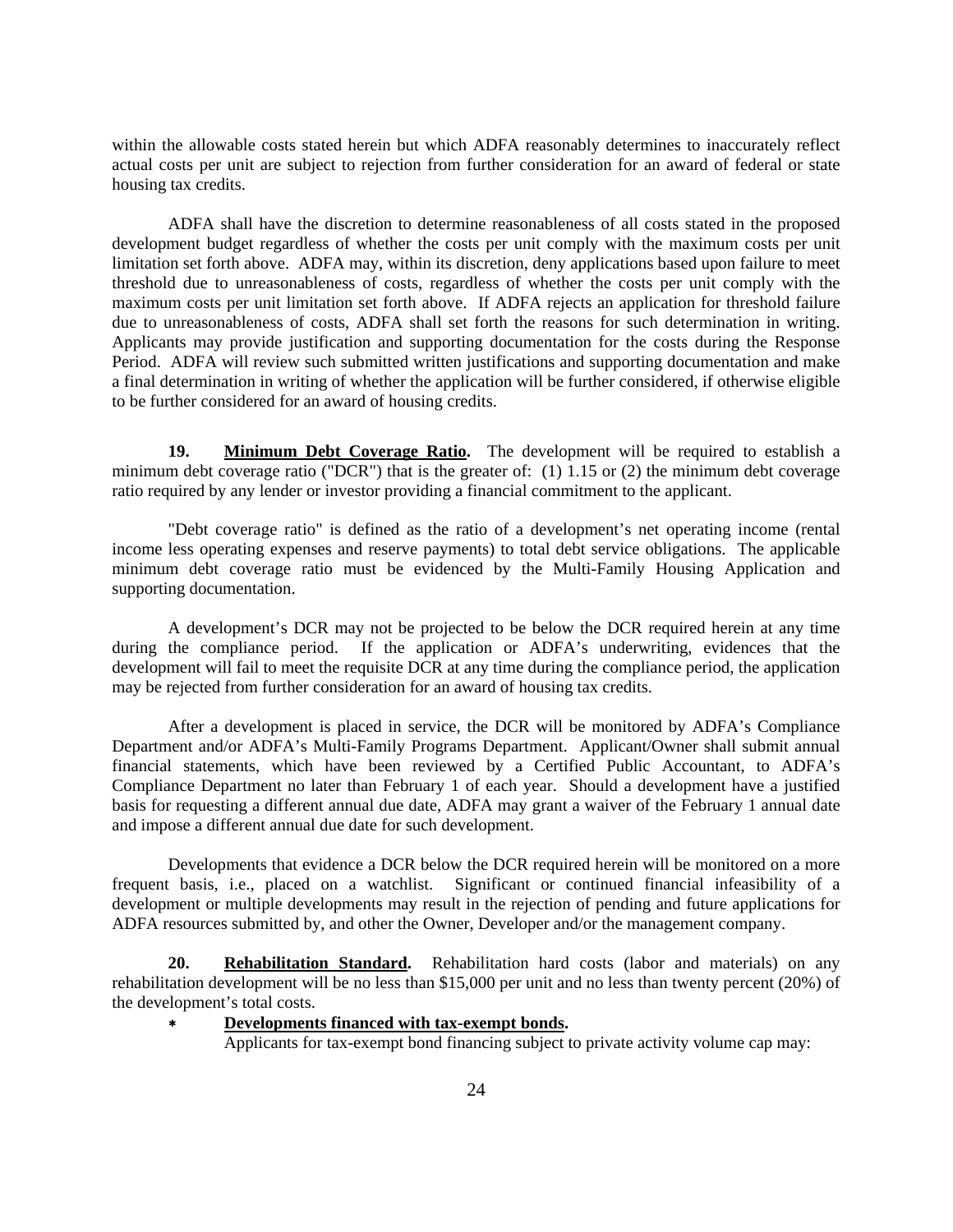within the allowable costs stated herein but which ADFA reasonably determines to inaccurately reflect actual costs per unit are subject to rejection from further consideration for an award of federal or state housing tax credits.

ADFA shall have the discretion to determine reasonableness of all costs stated in the proposed development budget regardless of whether the costs per unit comply with the maximum costs per unit limitation set forth above. ADFA may, within its discretion, deny applications based upon failure to meet threshold due to unreasonableness of costs, regardless of whether the costs per unit comply with the maximum costs per unit limitation set forth above. If ADFA rejects an application for threshold failure due to unreasonableness of costs, ADFA shall set forth the reasons for such determination in writing. Applicants may provide justification and supporting documentation for the costs during the Response Period. ADFA will review such submitted written justifications and supporting documentation and make a final determination in writing of whether the application will be further considered, if otherwise eligible to be further considered for an award of housing credits.

**19. Minimum Debt Coverage Ratio.** The development will be required to establish a minimum debt coverage ratio ("DCR") that is the greater of: (1) 1.15 or (2) the minimum debt coverage ratio required by any lender or investor providing a financial commitment to the applicant.

"Debt coverage ratio" is defined as the ratio of a development's net operating income (rental income less operating expenses and reserve payments) to total debt service obligations. The applicable minimum debt coverage ratio must be evidenced by the Multi-Family Housing Application and supporting documentation.

A development's DCR may not be projected to be below the DCR required herein at any time during the compliance period. If the application or ADFA's underwriting, evidences that the development will fail to meet the requisite DCR at any time during the compliance period, the application may be rejected from further consideration for an award of housing tax credits.

After a development is placed in service, the DCR will be monitored by ADFA's Compliance Department and/or ADFA's Multi-Family Programs Department. Applicant/Owner shall submit annual financial statements, which have been reviewed by a Certified Public Accountant, to ADFA's Compliance Department no later than February 1 of each year. Should a development have a justified basis for requesting a different annual due date, ADFA may grant a waiver of the February 1 annual date and impose a different annual due date for such development.

Developments that evidence a DCR below the DCR required herein will be monitored on a more frequent basis, i.e., placed on a watchlist. Significant or continued financial infeasibility of a development or multiple developments may result in the rejection of pending and future applications for ADFA resources submitted by, and other the Owner, Developer and/or the management company.

**20. Rehabilitation Standard.** Rehabilitation hard costs (labor and materials) on any rehabilitation development will be no less than $15,000 per unit and no less than twenty percent (20%) of the development's total costs.

* **Developments financed with tax-exempt bonds.**
  Applicants for tax-exempt bond financing subject to private activity volume cap may: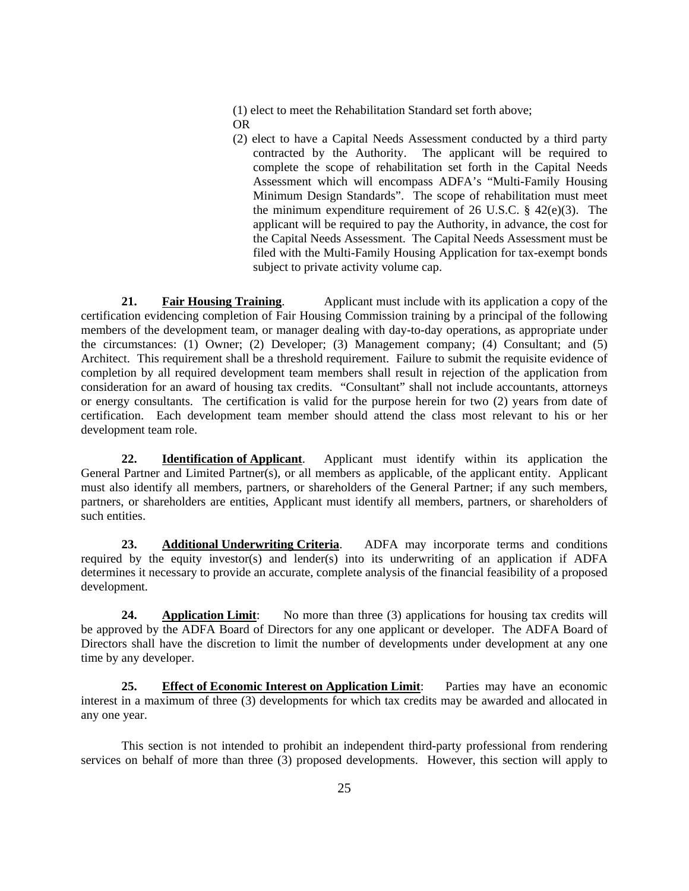(1) elect to meet the Rehabilitation Standard set forth above;

OR

(2) elect to have a Capital Needs Assessment conducted by a third party contracted by the Authority. The applicant will be required to complete the scope of rehabilitation set forth in the Capital Needs Assessment which will encompass ADFA's "Multi-Family Housing Minimum Design Standards". The scope of rehabilitation must meet the minimum expenditure requirement of 26 U.S.C. § 42(e)(3). The applicant will be required to pay the Authority, in advance, the cost for the Capital Needs Assessment. The Capital Needs Assessment must be filed with the Multi-Family Housing Application for tax-exempt bonds subject to private activity volume cap.

**21. Fair Housing Training**. Applicant must include with its application a copy of the certification evidencing completion of Fair Housing Commission training by a principal of the following members of the development team, or manager dealing with day-to-day operations, as appropriate under the circumstances: (1) Owner; (2) Developer; (3) Management company; (4) Consultant; and (5) Architect. This requirement shall be a threshold requirement. Failure to submit the requisite evidence of completion by all required development team members shall result in rejection of the application from consideration for an award of housing tax credits. "Consultant" shall not include accountants, attorneys or energy consultants. The certification is valid for the purpose herein for two (2) years from date of certification. Each development team member should attend the class most relevant to his or her development team role.

**22. Identification of Applicant**. Applicant must identify within its application the General Partner and Limited Partner(s), or all members as applicable, of the applicant entity. Applicant must also identify all members, partners, or shareholders of the General Partner; if any such members, partners, or shareholders are entities, Applicant must identify all members, partners, or shareholders of such entities.

**23. Additional Underwriting Criteria**. ADFA may incorporate terms and conditions required by the equity investor(s) and lender(s) into its underwriting of an application if ADFA determines it necessary to provide an accurate, complete analysis of the financial feasibility of a proposed development.

**24. Application Limit**: No more than three (3) applications for housing tax credits will be approved by the ADFA Board of Directors for any one applicant or developer. The ADFA Board of Directors shall have the discretion to limit the number of developments under development at any one time by any developer.

**25. Effect of Economic Interest on Application Limit**: Parties may have an economic interest in a maximum of three (3) developments for which tax credits may be awarded and allocated in any one year.

This section is not intended to prohibit an independent third-party professional from rendering services on behalf of more than three (3) proposed developments. However, this section will apply to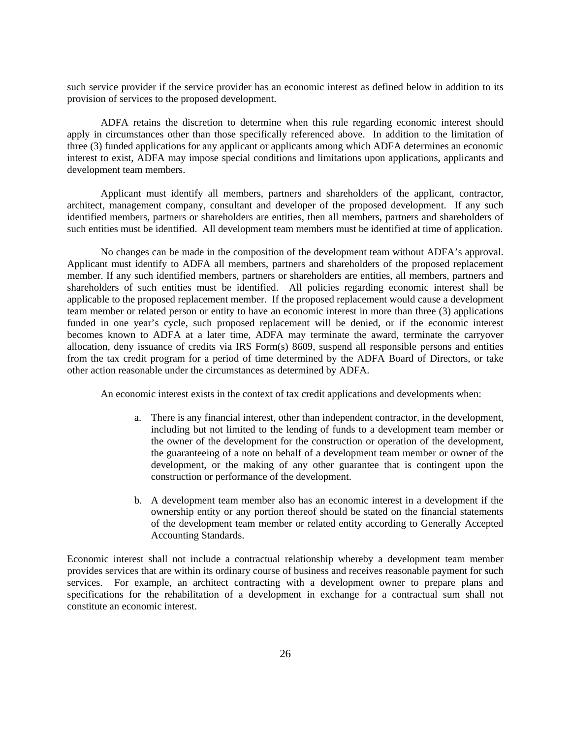such service provider if the service provider has an economic interest as defined below in addition to its provision of services to the proposed development.

ADFA retains the discretion to determine when this rule regarding economic interest should apply in circumstances other than those specifically referenced above. In addition to the limitation of three (3) funded applications for any applicant or applicants among which ADFA determines an economic interest to exist, ADFA may impose special conditions and limitations upon applications, applicants and development team members.

Applicant must identify all members, partners and shareholders of the applicant, contractor, architect, management company, consultant and developer of the proposed development. If any such identified members, partners or shareholders are entities, then all members, partners and shareholders of such entities must be identified. All development team members must be identified at time of application.

No changes can be made in the composition of the development team without ADFA's approval. Applicant must identify to ADFA all members, partners and shareholders of the proposed replacement member. If any such identified members, partners or shareholders are entities, all members, partners and shareholders of such entities must be identified. All policies regarding economic interest shall be applicable to the proposed replacement member. If the proposed replacement would cause a development team member or related person or entity to have an economic interest in more than three (3) applications funded in one year's cycle, such proposed replacement will be denied, or if the economic interest becomes known to ADFA at a later time, ADFA may terminate the award, terminate the carryover allocation, deny issuance of credits via IRS Form(s) 8609, suspend all responsible persons and entities from the tax credit program for a period of time determined by the ADFA Board of Directors, or take other action reasonable under the circumstances as determined by ADFA.

An economic interest exists in the context of tax credit applications and developments when:

a. There is any financial interest, other than independent contractor, in the development, including but not limited to the lending of funds to a development team member or the owner of the development for the construction or operation of the development, the guaranteeing of a note on behalf of a development team member or owner of the development, or the making of any other guarantee that is contingent upon the construction or performance of the development.

b. A development team member also has an economic interest in a development if the ownership entity or any portion thereof should be stated on the financial statements of the development team member or related entity according to Generally Accepted Accounting Standards.

Economic interest shall not include a contractual relationship whereby a development team member provides services that are within its ordinary course of business and receives reasonable payment for such services. For example, an architect contracting with a development owner to prepare plans and specifications for the rehabilitation of a development in exchange for a contractual sum shall not constitute an economic interest.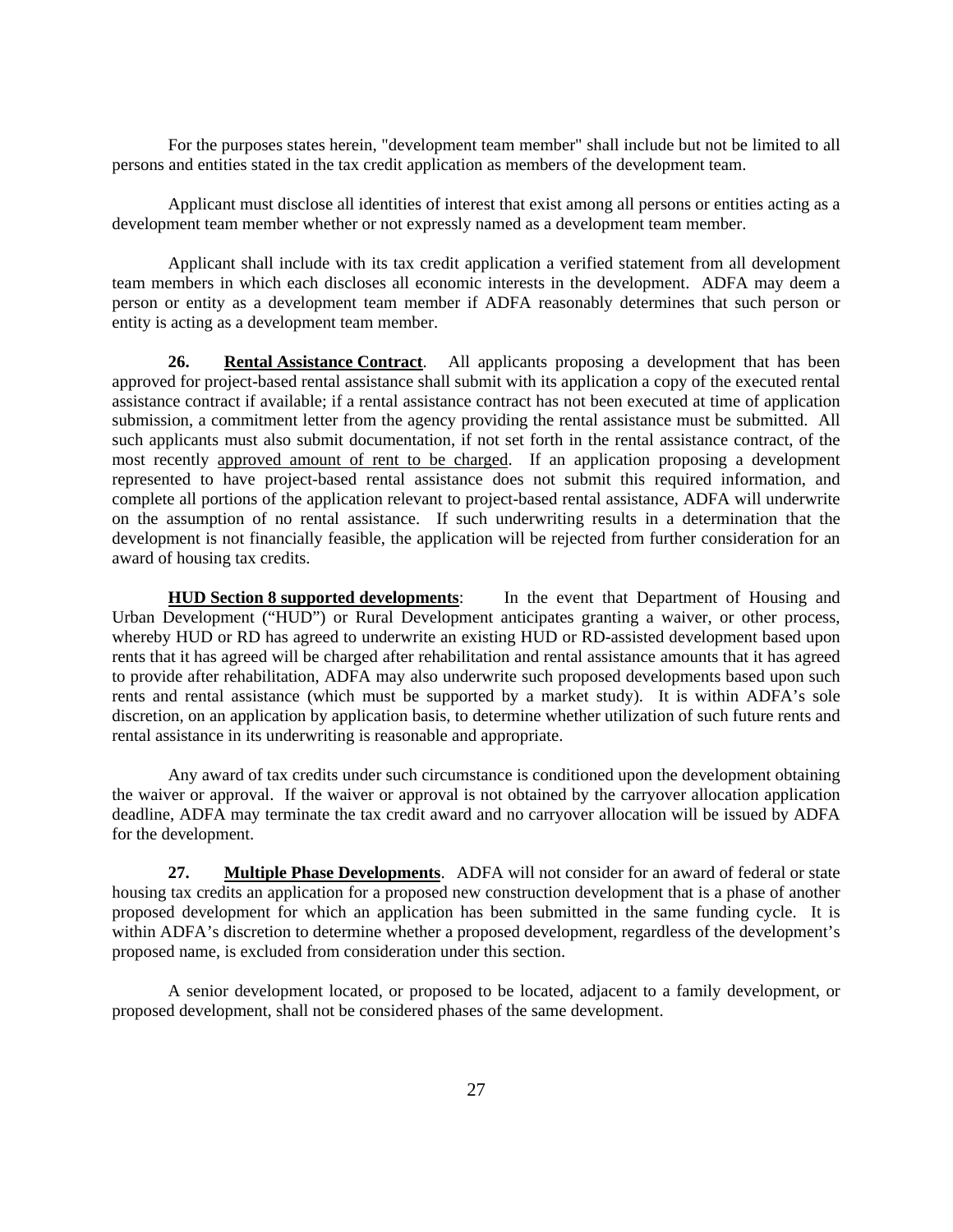For the purposes states herein, "development team member" shall include but not be limited to all persons and entities stated in the tax credit application as members of the development team.

Applicant must disclose all identities of interest that exist among all persons or entities acting as a development team member whether or not expressly named as a development team member.

Applicant shall include with its tax credit application a verified statement from all development team members in which each discloses all economic interests in the development. ADFA may deem a person or entity as a development team member if ADFA reasonably determines that such person or entity is acting as a development team member.

**26. Rental Assistance Contract**. All applicants proposing a development that has been approved for project-based rental assistance shall submit with its application a copy of the executed rental assistance contract if available; if a rental assistance contract has not been executed at time of application submission, a commitment letter from the agency providing the rental assistance must be submitted. All such applicants must also submit documentation, if not set forth in the rental assistance contract, of the most recently approved amount of rent to be charged. If an application proposing a development represented to have project-based rental assistance does not submit this required information, and complete all portions of the application relevant to project-based rental assistance, ADFA will underwrite on the assumption of no rental assistance. If such underwriting results in a determination that the development is not financially feasible, the application will be rejected from further consideration for an award of housing tax credits.

**HUD Section 8 supported developments**: In the event that Department of Housing and Urban Development ("HUD") or Rural Development anticipates granting a waiver, or other process, whereby HUD or RD has agreed to underwrite an existing HUD or RD-assisted development based upon rents that it has agreed will be charged after rehabilitation and rental assistance amounts that it has agreed to provide after rehabilitation, ADFA may also underwrite such proposed developments based upon such rents and rental assistance (which must be supported by a market study). It is within ADFA's sole discretion, on an application by application basis, to determine whether utilization of such future rents and rental assistance in its underwriting is reasonable and appropriate.

Any award of tax credits under such circumstance is conditioned upon the development obtaining the waiver or approval. If the waiver or approval is not obtained by the carryover allocation application deadline, ADFA may terminate the tax credit award and no carryover allocation will be issued by ADFA for the development.

**27. Multiple Phase Developments**. ADFA will not consider for an award of federal or state housing tax credits an application for a proposed new construction development that is a phase of another proposed development for which an application has been submitted in the same funding cycle. It is within ADFA's discretion to determine whether a proposed development, regardless of the development's proposed name, is excluded from consideration under this section.

A senior development located, or proposed to be located, adjacent to a family development, or proposed development, shall not be considered phases of the same development.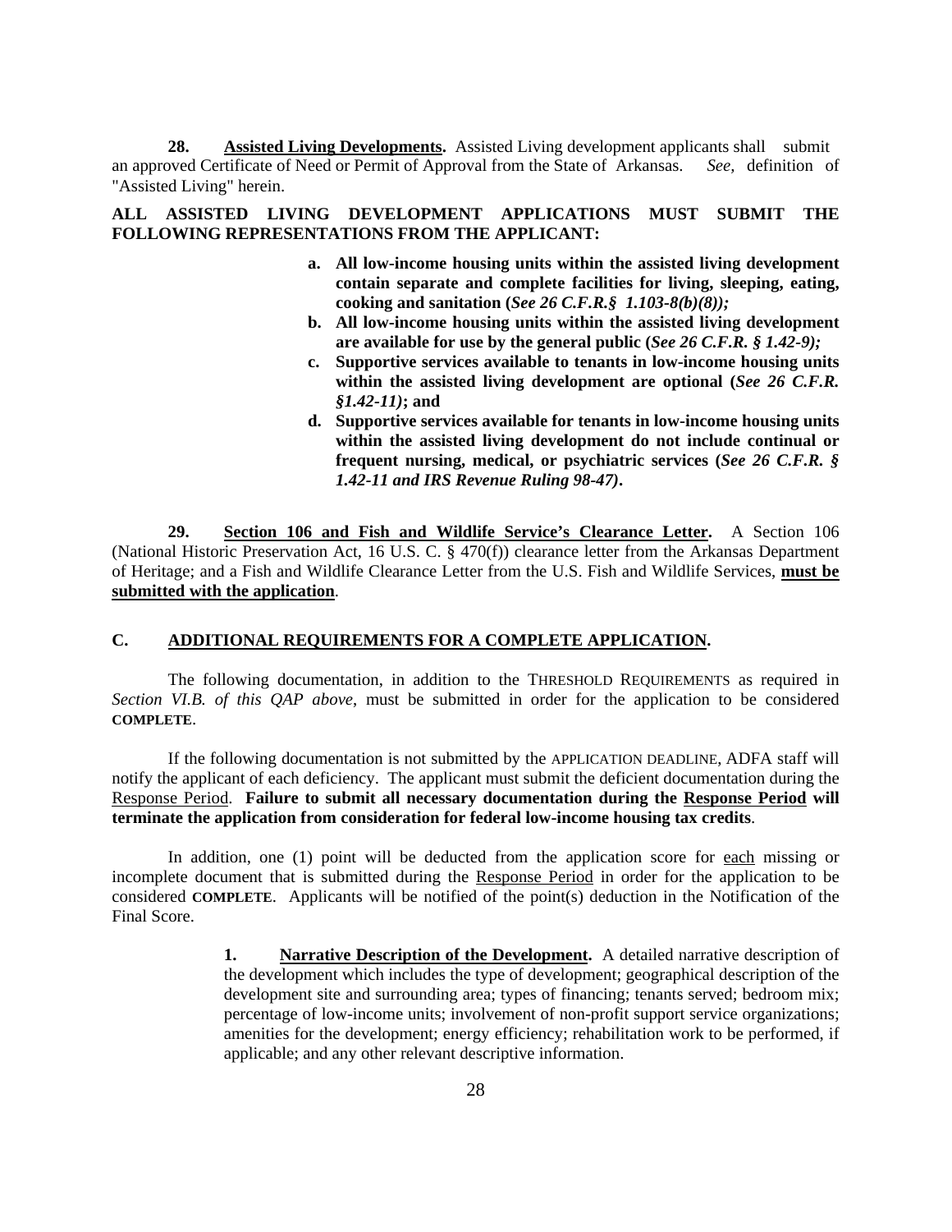**28. Assisted Living Developments.** Assisted Living development applicants shall submit an approved Certificate of Need or Permit of Approval from the State of Arkansas. *See,* definition of "Assisted Living" herein.

**ALL ASSISTED LIVING DEVELOPMENT APPLICATIONS MUST SUBMIT THE FOLLOWING REPRESENTATIONS FROM THE APPLICANT:**

> **a. All low-income housing units within the assisted living development contain separate and complete facilities for living, sleeping, eating, cooking and sanitation (*See 26 C.F.R.§ 1.103-8(b)(8));***
> **b. All low-income housing units within the assisted living development are available for use by the general public (*See 26 C.F.R. § 1.42-9);***
> **c. Supportive services available to tenants in low-income housing units within the assisted living development are optional (*See 26 C.F.R. §1.42-11)*; and**
> **d. Supportive services available for tenants in low-income housing units within the assisted living development do not include continual or frequent nursing, medical, or psychiatric services (*See 26 C.F.R. § 1.42-11 and IRS Revenue Ruling 98-47)*.**

**29. Section 106 and Fish and Wildlife Service's Clearance Letter.** A Section 106 (National Historic Preservation Act, 16 U.S. C. § 470(f)) clearance letter from the Arkansas Department of Heritage; and a Fish and Wildlife Clearance Letter from the U.S. Fish and Wildlife Services, **must be submitted with the application**.

## C. ADDITIONAL REQUIREMENTS FOR A COMPLETE APPLICATION.

The following documentation, in addition to the THRESHOLD REQUIREMENTS as required in *Section VI.B. of this QAP above*, must be submitted in order for the application to be considered **COMPLETE**.

If the following documentation is not submitted by the APPLICATION DEADLINE, ADFA staff will notify the applicant of each deficiency. The applicant must submit the deficient documentation during the Response Period. **Failure to submit all necessary documentation during the Response Period will terminate the application from consideration for federal low-income housing tax credits**.

In addition, one (1) point will be deducted from the application score for each missing or incomplete document that is submitted during the Response Period in order for the application to be considered **COMPLETE**. Applicants will be notified of the point(s) deduction in the Notification of the Final Score.

> **1. Narrative Description of the Development.** A detailed narrative description of the development which includes the type of development; geographical description of the development site and surrounding area; types of financing; tenants served; bedroom mix; percentage of low-income units; involvement of non-profit support service organizations; amenities for the development; energy efficiency; rehabilitation work to be performed, if applicable; and any other relevant descriptive information.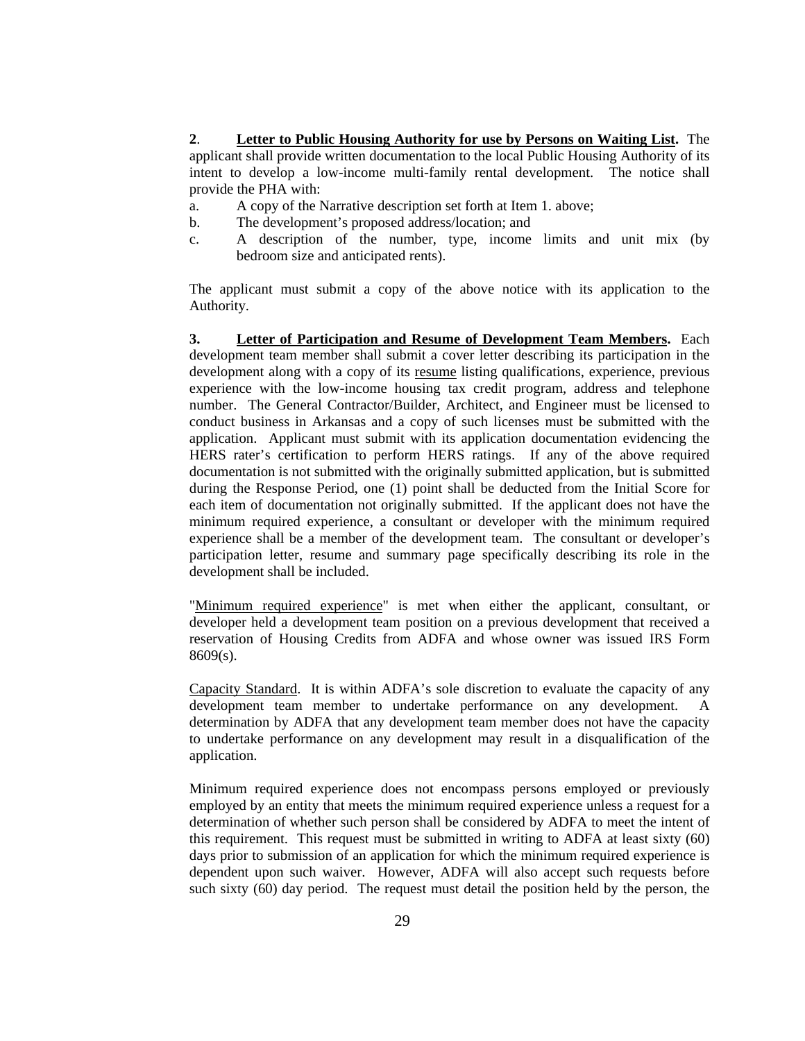**2**. **<u>Letter to Public Housing Authority for use by Persons on Waiting List</u>.** The applicant shall provide written documentation to the local Public Housing Authority of its intent to develop a low-income multi-family rental development. The notice shall provide the PHA with:

a. A copy of the Narrative description set forth at Item 1. above;
b. The development's proposed address/location; and
c. A description of the number, type, income limits and unit mix (by bedroom size and anticipated rents).

The applicant must submit a copy of the above notice with its application to the Authority.

**3. <u>Letter of Participation and Resume of Development Team Members</u>.** Each development team member shall submit a cover letter describing its participation in the development along with a copy of its <u>resume</u> listing qualifications, experience, previous experience with the low-income housing tax credit program, address and telephone number. The General Contractor/Builder, Architect, and Engineer must be licensed to conduct business in Arkansas and a copy of such licenses must be submitted with the application. Applicant must submit with its application documentation evidencing the HERS rater's certification to perform HERS ratings. If any of the above required documentation is not submitted with the originally submitted application, but is submitted during the Response Period, one (1) point shall be deducted from the Initial Score for each item of documentation not originally submitted. If the applicant does not have the minimum required experience, a consultant or developer with the minimum required experience shall be a member of the development team. The consultant or developer's participation letter, resume and summary page specifically describing its role in the development shall be included.

"<u>Minimum required experience</u>" is met when either the applicant, consultant, or developer held a development team position on a previous development that received a reservation of Housing Credits from ADFA and whose owner was issued IRS Form 8609(s).

<u>Capacity Standard</u>. It is within ADFA's sole discretion to evaluate the capacity of any development team member to undertake performance on any development. A determination by ADFA that any development team member does not have the capacity to undertake performance on any development may result in a disqualification of the application.

Minimum required experience does not encompass persons employed or previously employed by an entity that meets the minimum required experience unless a request for a determination of whether such person shall be considered by ADFA to meet the intent of this requirement. This request must be submitted in writing to ADFA at least sixty (60) days prior to submission of an application for which the minimum required experience is dependent upon such waiver. However, ADFA will also accept such requests before such sixty (60) day period. The request must detail the position held by the person, the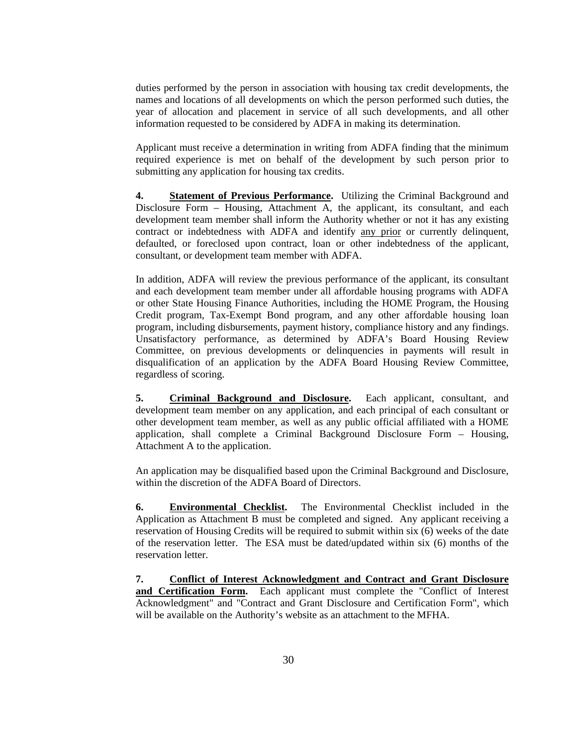duties performed by the person in association with housing tax credit developments, the names and locations of all developments on which the person performed such duties, the year of allocation and placement in service of all such developments, and all other information requested to be considered by ADFA in making its determination.

Applicant must receive a determination in writing from ADFA finding that the minimum required experience is met on behalf of the development by such person prior to submitting any application for housing tax credits.

**4. Statement of Previous Performance.** Utilizing the Criminal Background and Disclosure Form – Housing, Attachment A, the applicant, its consultant, and each development team member shall inform the Authority whether or not it has any existing contract or indebtedness with ADFA and identify any prior or currently delinquent, defaulted, or foreclosed upon contract, loan or other indebtedness of the applicant, consultant, or development team member with ADFA.

In addition, ADFA will review the previous performance of the applicant, its consultant and each development team member under all affordable housing programs with ADFA or other State Housing Finance Authorities, including the HOME Program, the Housing Credit program, Tax-Exempt Bond program, and any other affordable housing loan program, including disbursements, payment history, compliance history and any findings. Unsatisfactory performance, as determined by ADFA's Board Housing Review Committee, on previous developments or delinquencies in payments will result in disqualification of an application by the ADFA Board Housing Review Committee, regardless of scoring.

**5. Criminal Background and Disclosure.** Each applicant, consultant, and development team member on any application, and each principal of each consultant or other development team member, as well as any public official affiliated with a HOME application, shall complete a Criminal Background Disclosure Form – Housing, Attachment A to the application.

An application may be disqualified based upon the Criminal Background and Disclosure, within the discretion of the ADFA Board of Directors.

**6. Environmental Checklist.** The Environmental Checklist included in the Application as Attachment B must be completed and signed. Any applicant receiving a reservation of Housing Credits will be required to submit within six (6) weeks of the date of the reservation letter. The ESA must be dated/updated within six (6) months of the reservation letter.

**7. Conflict of Interest Acknowledgment and Contract and Grant Disclosure and Certification Form.** Each applicant must complete the "Conflict of Interest Acknowledgment" and "Contract and Grant Disclosure and Certification Form", which will be available on the Authority's website as an attachment to the MFHA.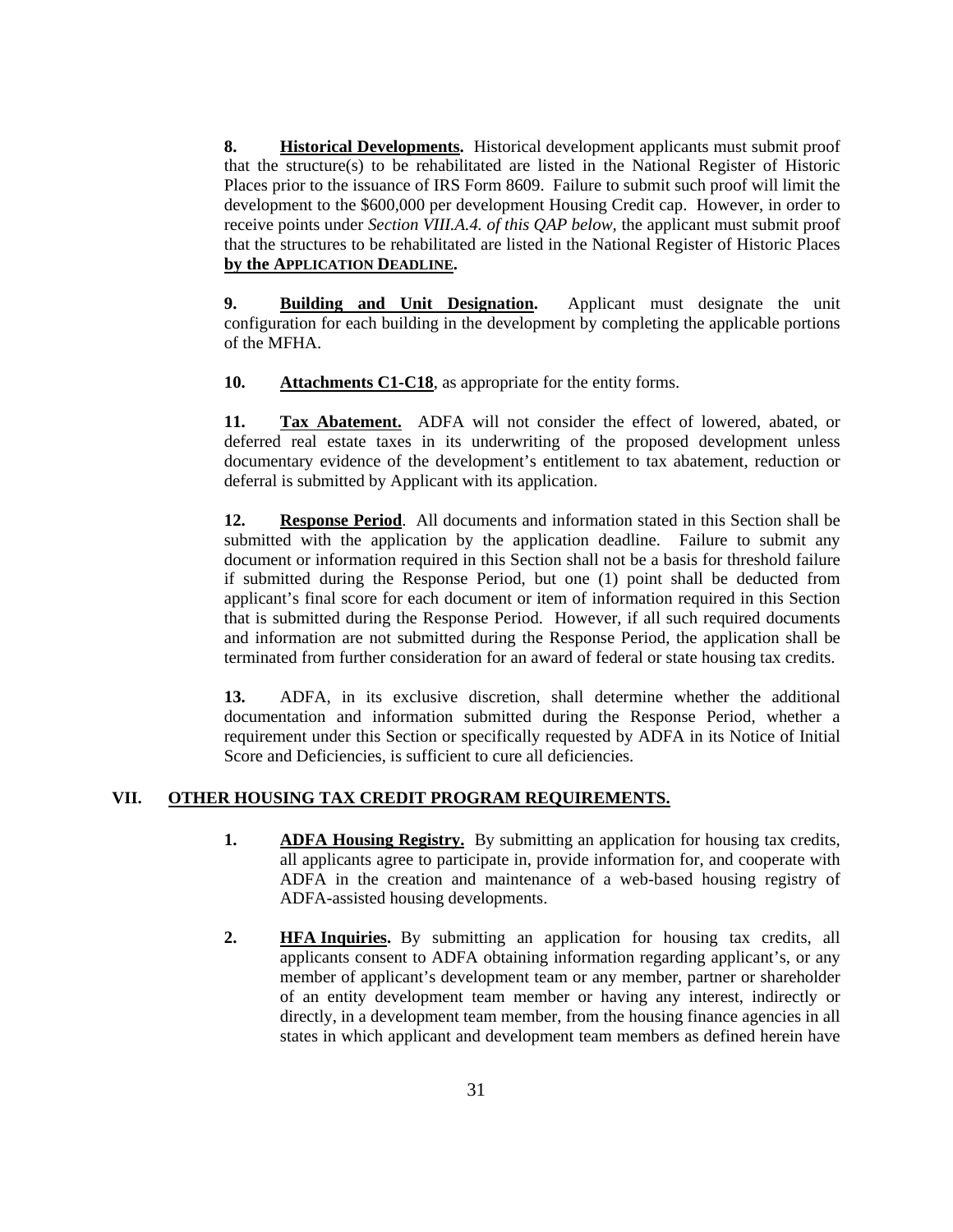**8. Historical Developments.** Historical development applicants must submit proof that the structure(s) to be rehabilitated are listed in the National Register of Historic Places prior to the issuance of IRS Form 8609. Failure to submit such proof will limit the development to the $600,000 per development Housing Credit cap. However, in order to receive points under *Section VIII.A.4. of this QAP below*, the applicant must submit proof that the structures to be rehabilitated are listed in the National Register of Historic Places **by the APPLICATION DEADLINE.**

**9. Building and Unit Designation.** Applicant must designate the unit configuration for each building in the development by completing the applicable portions of the MFHA.

**10. Attachments C1-C18**, as appropriate for the entity forms.

**11. Tax Abatement.** ADFA will not consider the effect of lowered, abated, or deferred real estate taxes in its underwriting of the proposed development unless documentary evidence of the development's entitlement to tax abatement, reduction or deferral is submitted by Applicant with its application.

**12. Response Period**. All documents and information stated in this Section shall be submitted with the application by the application deadline. Failure to submit any document or information required in this Section shall not be a basis for threshold failure if submitted during the Response Period, but one (1) point shall be deducted from applicant's final score for each document or item of information required in this Section that is submitted during the Response Period. However, if all such required documents and information are not submitted during the Response Period, the application shall be terminated from further consideration for an award of federal or state housing tax credits.

**13.** ADFA, in its exclusive discretion, shall determine whether the additional documentation and information submitted during the Response Period, whether a requirement under this Section or specifically requested by ADFA in its Notice of Initial Score and Deficiencies, is sufficient to cure all deficiencies.

## VII. OTHER HOUSING TAX CREDIT PROGRAM REQUIREMENTS.

**1. ADFA Housing Registry.** By submitting an application for housing tax credits, all applicants agree to participate in, provide information for, and cooperate with ADFA in the creation and maintenance of a web-based housing registry of ADFA-assisted housing developments.

**2. HFA Inquiries.** By submitting an application for housing tax credits, all applicants consent to ADFA obtaining information regarding applicant's, or any member of applicant's development team or any member, partner or shareholder of an entity development team member or having any interest, indirectly or directly, in a development team member, from the housing finance agencies in all states in which applicant and development team members as defined herein have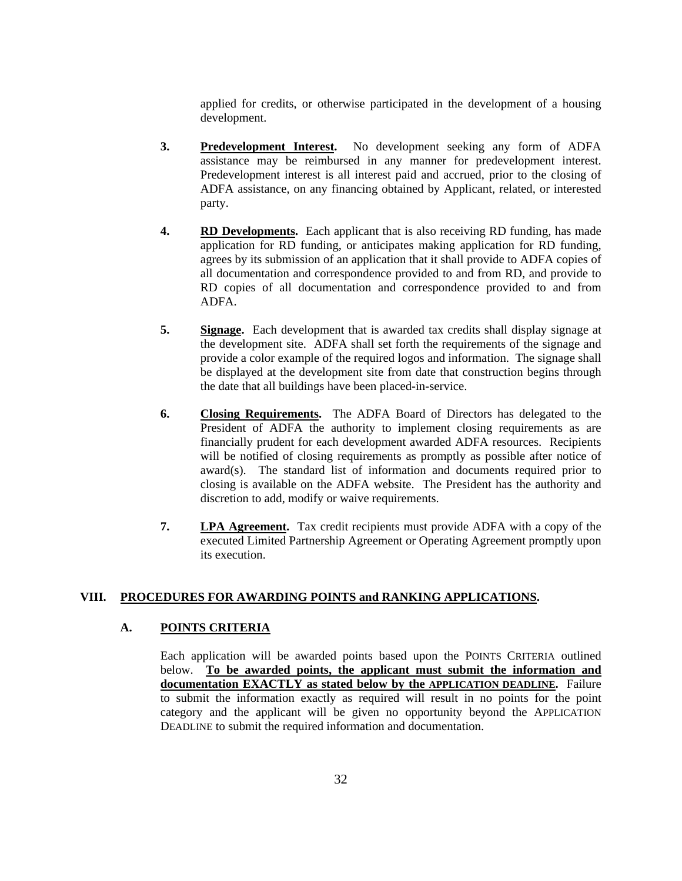applied for credits, or otherwise participated in the development of a housing development.

**3.** **Predevelopment Interest.** No development seeking any form of ADFA assistance may be reimbursed in any manner for predevelopment interest. Predevelopment interest is all interest paid and accrued, prior to the closing of ADFA assistance, on any financing obtained by Applicant, related, or interested party.

**4.** **RD Developments.** Each applicant that is also receiving RD funding, has made application for RD funding, or anticipates making application for RD funding, agrees by its submission of an application that it shall provide to ADFA copies of all documentation and correspondence provided to and from RD, and provide to RD copies of all documentation and correspondence provided to and from ADFA.

**5.** **Signage.** Each development that is awarded tax credits shall display signage at the development site. ADFA shall set forth the requirements of the signage and provide a color example of the required logos and information. The signage shall be displayed at the development site from date that construction begins through the date that all buildings have been placed-in-service.

**6.** **Closing Requirements.** The ADFA Board of Directors has delegated to the President of ADFA the authority to implement closing requirements as are financially prudent for each development awarded ADFA resources. Recipients will be notified of closing requirements as promptly as possible after notice of award(s). The standard list of information and documents required prior to closing is available on the ADFA website. The President has the authority and discretion to add, modify or waive requirements.

**7.** **LPA Agreement.** Tax credit recipients must provide ADFA with a copy of the executed Limited Partnership Agreement or Operating Agreement promptly upon its execution.

## VIII. PROCEDURES FOR AWARDING POINTS and RANKING APPLICATIONS.

### A. POINTS CRITERIA

Each application will be awarded points based upon the POINTS CRITERIA outlined below. **To be awarded points, the applicant must submit the information and documentation EXACTLY as stated below by the APPLICATION DEADLINE.** Failure to submit the information exactly as required will result in no points for the point category and the applicant will be given no opportunity beyond the APPLICATION DEADLINE to submit the required information and documentation.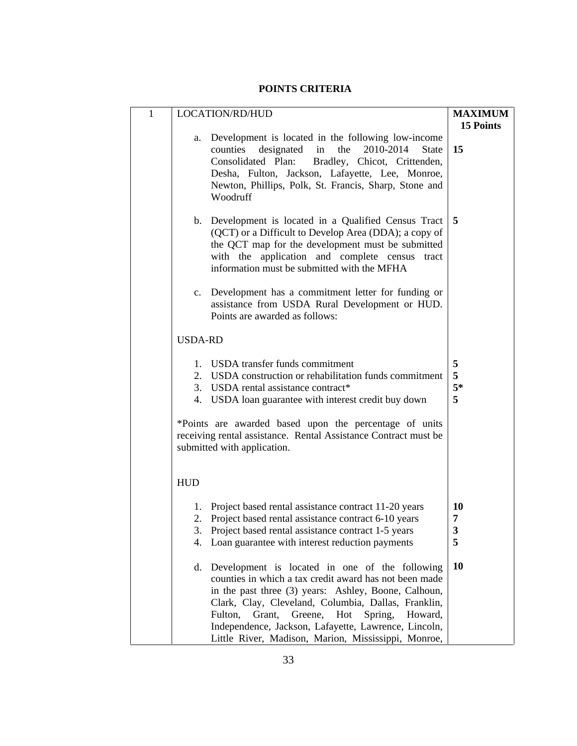**POINTS CRITERIA**

| 1 | LOCATION/RD/HUD | **MAXIMUM 15 Points** |
|---|---|---|
| | a. Development is located in the following low-income counties designated in the 2010-2014 State Consolidated Plan: Bradley, Chicot, Crittenden, Desha, Fulton, Jackson, Lafayette, Lee, Monroe, Newton, Phillips, Polk, St. Francis, Sharp, Stone and Woodruff | **15** |
| | b. Development is located in a Qualified Census Tract (QCT) or a Difficult to Develop Area (DDA); a copy of the QCT map for the development must be submitted with the application and complete census tract information must be submitted with the MFHA | **5** |
| | c. Development has a commitment letter for funding or assistance from USDA Rural Development or HUD. Points are awarded as follows: | |
| | USDA-RD | |
| | 1. USDA transfer funds commitment | **5** |
| | 2. USDA construction or rehabilitation funds commitment | **5** |
| | 3. USDA rental assistance contract* | **5*** |
| | 4. USDA loan guarantee with interest credit buy down | **5** |
| | *Points are awarded based upon the percentage of units receiving rental assistance. Rental Assistance Contract must be submitted with application. | |
| | HUD | |
| | 1. Project based rental assistance contract 11-20 years | **10** |
| | 2. Project based rental assistance contract 6-10 years | **7** |
| | 3. Project based rental assistance contract 1-5 years | **3** |
| | 4. Loan guarantee with interest reduction payments | **5** |
| | d. Development is located in one of the following counties in which a tax credit award has not been made in the past three (3) years: Ashley, Boone, Calhoun, Clark, Clay, Cleveland, Columbia, Dallas, Franklin, Fulton, Grant, Greene, Hot Spring, Howard, Independence, Jackson, Lafayette, Lawrence, Lincoln, Little River, Madison, Marion, Mississippi, Monroe, | **10** |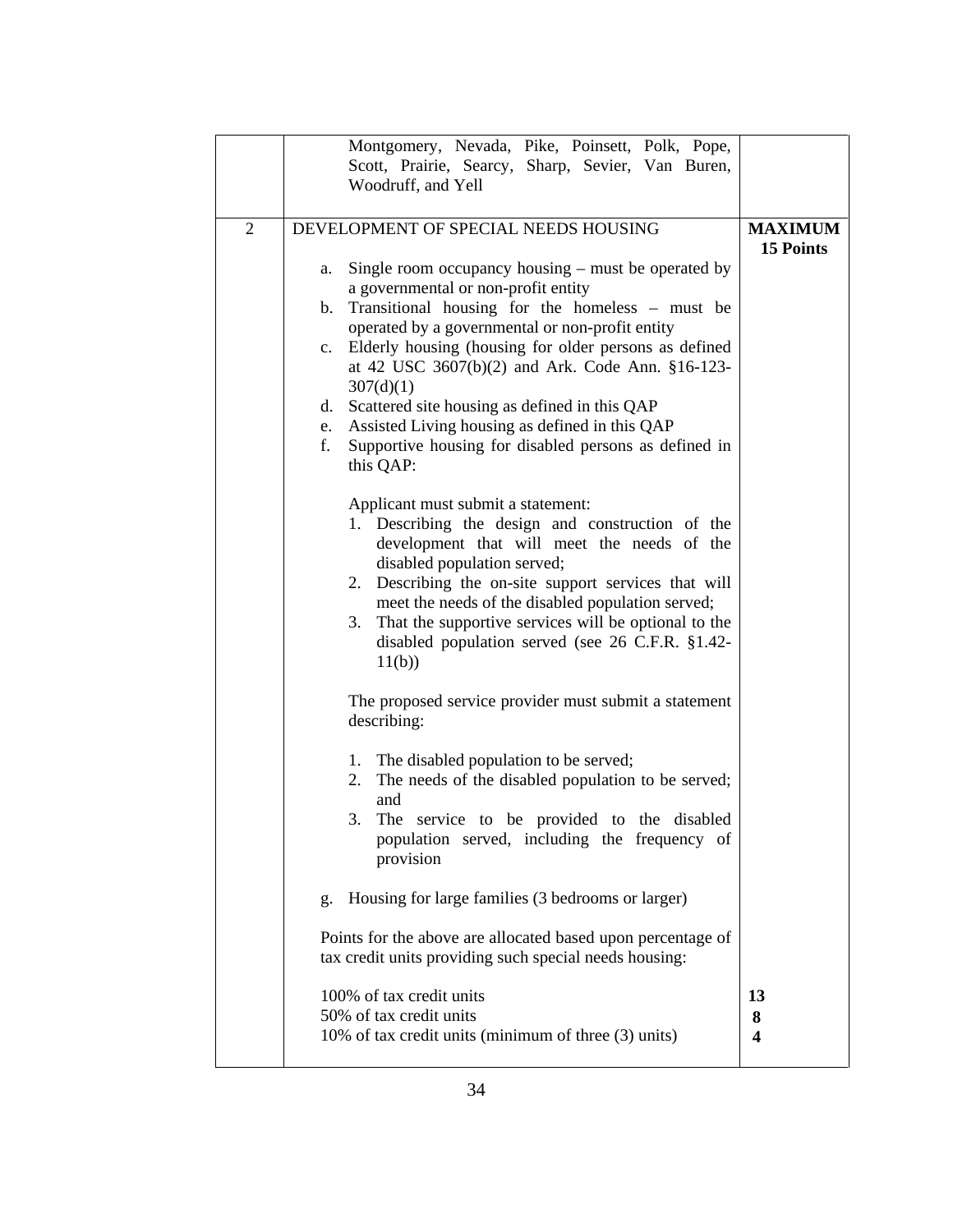| | | |
|---|---|---|
| | Montgomery, Nevada, Pike, Poinsett, Polk, Pope, Scott, Prairie, Searcy, Sharp, Sevier, Van Buren, Woodruff, and Yell | |
| 2 | DEVELOPMENT OF SPECIAL NEEDS HOUSING<br><br>a. Single room occupancy housing – must be operated by a governmental or non-profit entity<br>b. Transitional housing for the homeless – must be operated by a governmental or non-profit entity<br>c. Elderly housing (housing for older persons as defined at 42 USC 3607(b)(2) and Ark. Code Ann. §16-123-307(d)(1)<br>d. Scattered site housing as defined in this QAP<br>e. Assisted Living housing as defined in this QAP<br>f. Supportive housing for disabled persons as defined in this QAP:<br><br>Applicant must submit a statement:<br>1. Describing the design and construction of the development that will meet the needs of the disabled population served;<br>2. Describing the on-site support services that will meet the needs of the disabled population served;<br>3. That the supportive services will be optional to the disabled population served (see 26 C.F.R. §1.42-11(b))<br><br>The proposed service provider must submit a statement describing:<br><br>1. The disabled population to be served;<br>2. The needs of the disabled population to be served; and<br>3. The service to be provided to the disabled population served, including the frequency of provision<br><br>g. Housing for large families (3 bedrooms or larger)<br><br>Points for the above are allocated based upon percentage of tax credit units providing such special needs housing:<br><br>100% of tax credit units<br>50% of tax credit units<br>10% of tax credit units (minimum of three (3) units) | **MAXIMUM 15 Points**<br><br><br><br><br><br><br><br><br><br><br><br><br><br><br><br><br><br><br><br><br><br><br><br><br><br><br><br><br><br><br><br><br><br>**13**<br>**8**<br>**4** |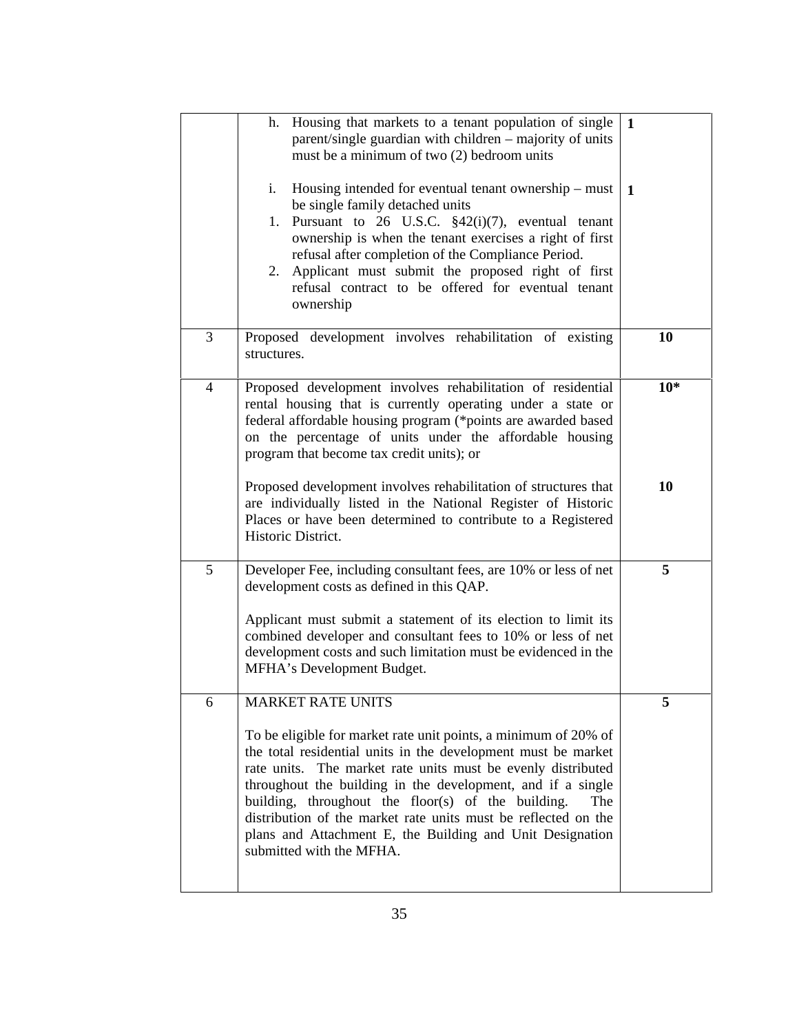| | | |
|---|---|---|
| | h. Housing that markets to a tenant population of single parent/single guardian with children – majority of units must be a minimum of two (2) bedroom units<br><br>i. Housing intended for eventual tenant ownership – must be single family detached units<br>1. Pursuant to 26 U.S.C. §42(i)(7), eventual tenant ownership is when the tenant exercises a right of first refusal after completion of the Compliance Period.<br>2. Applicant must submit the proposed right of first refusal contract to be offered for eventual tenant ownership | **1**<br><br><br><br>**1** |
| 3 | Proposed development involves rehabilitation of existing structures. | **10** |
| 4 | Proposed development involves rehabilitation of residential rental housing that is currently operating under a state or federal affordable housing program (*points are awarded based on the percentage of units under the affordable housing program that become tax credit units); or<br><br>Proposed development involves rehabilitation of structures that are individually listed in the National Register of Historic Places or have been determined to contribute to a Registered Historic District. | **10***<br><br><br><br><br>**10** |
| 5 | Developer Fee, including consultant fees, are 10% or less of net development costs as defined in this QAP.<br><br>Applicant must submit a statement of its election to limit its combined developer and consultant fees to 10% or less of net development costs and such limitation must be evidenced in the MFHA's Development Budget. | **5** |
| 6 | MARKET RATE UNITS<br><br>To be eligible for market rate unit points, a minimum of 20% of the total residential units in the development must be market rate units. The market rate units must be evenly distributed throughout the building in the development, and if a single building, throughout the floor(s) of the building. The distribution of the market rate units must be reflected on the plans and Attachment E, the Building and Unit Designation submitted with the MFHA. | **5** |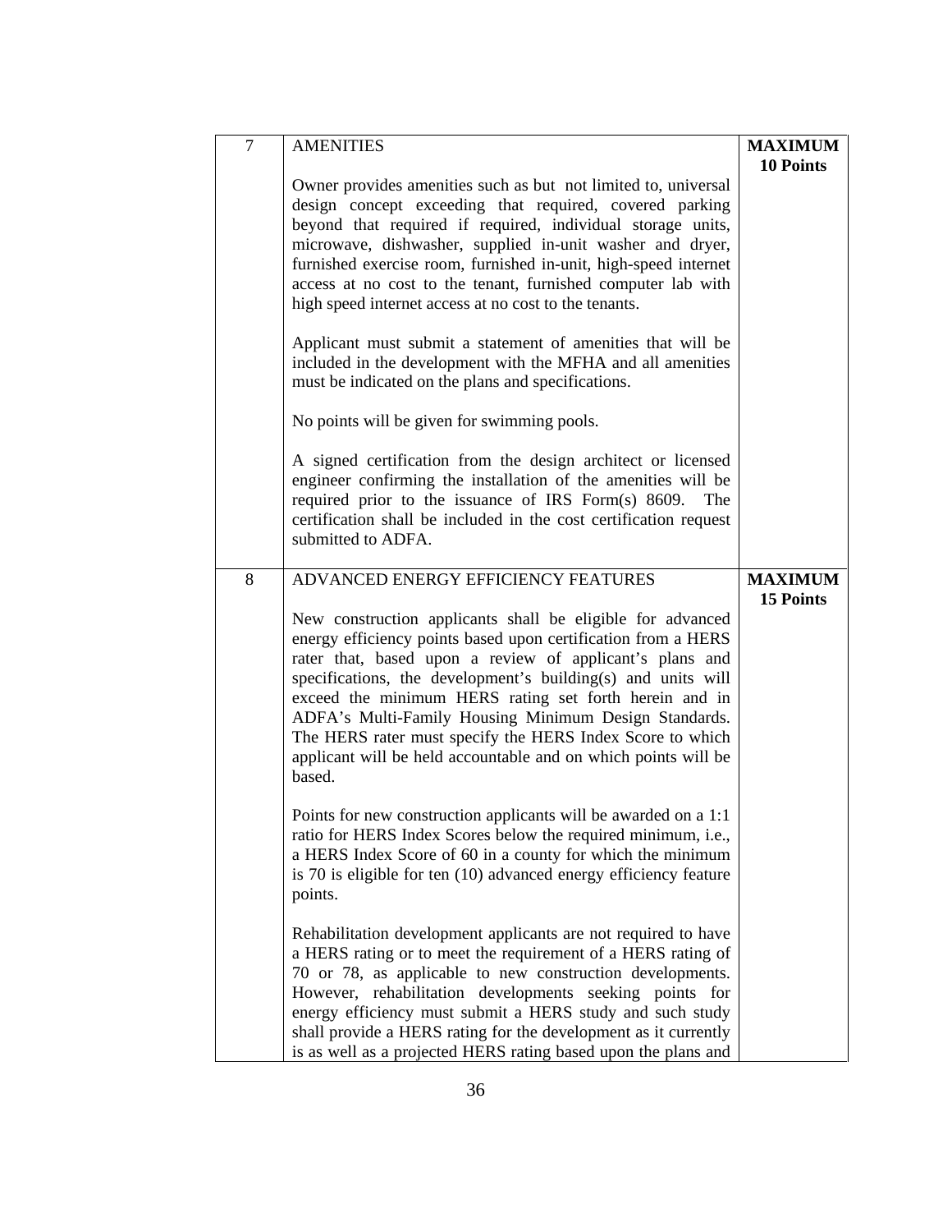| | | |
|---|---|---|
| 7 | AMENITIES<br><br>Owner provides amenities such as but not limited to, universal design concept exceeding that required, covered parking beyond that required if required, individual storage units, microwave, dishwasher, supplied in-unit washer and dryer, furnished exercise room, furnished in-unit, high-speed internet access at no cost to the tenant, furnished computer lab with high speed internet access at no cost to the tenants.<br><br>Applicant must submit a statement of amenities that will be included in the development with the MFHA and all amenities must be indicated on the plans and specifications.<br><br>No points will be given for swimming pools.<br><br>A signed certification from the design architect or licensed engineer confirming the installation of the amenities will be required prior to the issuance of IRS Form(s) 8609. The certification shall be included in the cost certification request submitted to ADFA. | **MAXIMUM 10 Points** |
| 8 | ADVANCED ENERGY EFFICIENCY FEATURES<br><br>New construction applicants shall be eligible for advanced energy efficiency points based upon certification from a HERS rater that, based upon a review of applicant's plans and specifications, the development's building(s) and units will exceed the minimum HERS rating set forth herein and in ADFA's Multi-Family Housing Minimum Design Standards. The HERS rater must specify the HERS Index Score to which applicant will be held accountable and on which points will be based.<br><br>Points for new construction applicants will be awarded on a 1:1 ratio for HERS Index Scores below the required minimum, i.e., a HERS Index Score of 60 in a county for which the minimum is 70 is eligible for ten (10) advanced energy efficiency feature points.<br><br>Rehabilitation development applicants are not required to have a HERS rating or to meet the requirement of a HERS rating of 70 or 78, as applicable to new construction developments. However, rehabilitation developments seeking points for energy efficiency must submit a HERS study and such study shall provide a HERS rating for the development as it currently is as well as a projected HERS rating based upon the plans and | **MAXIMUM 15 Points** |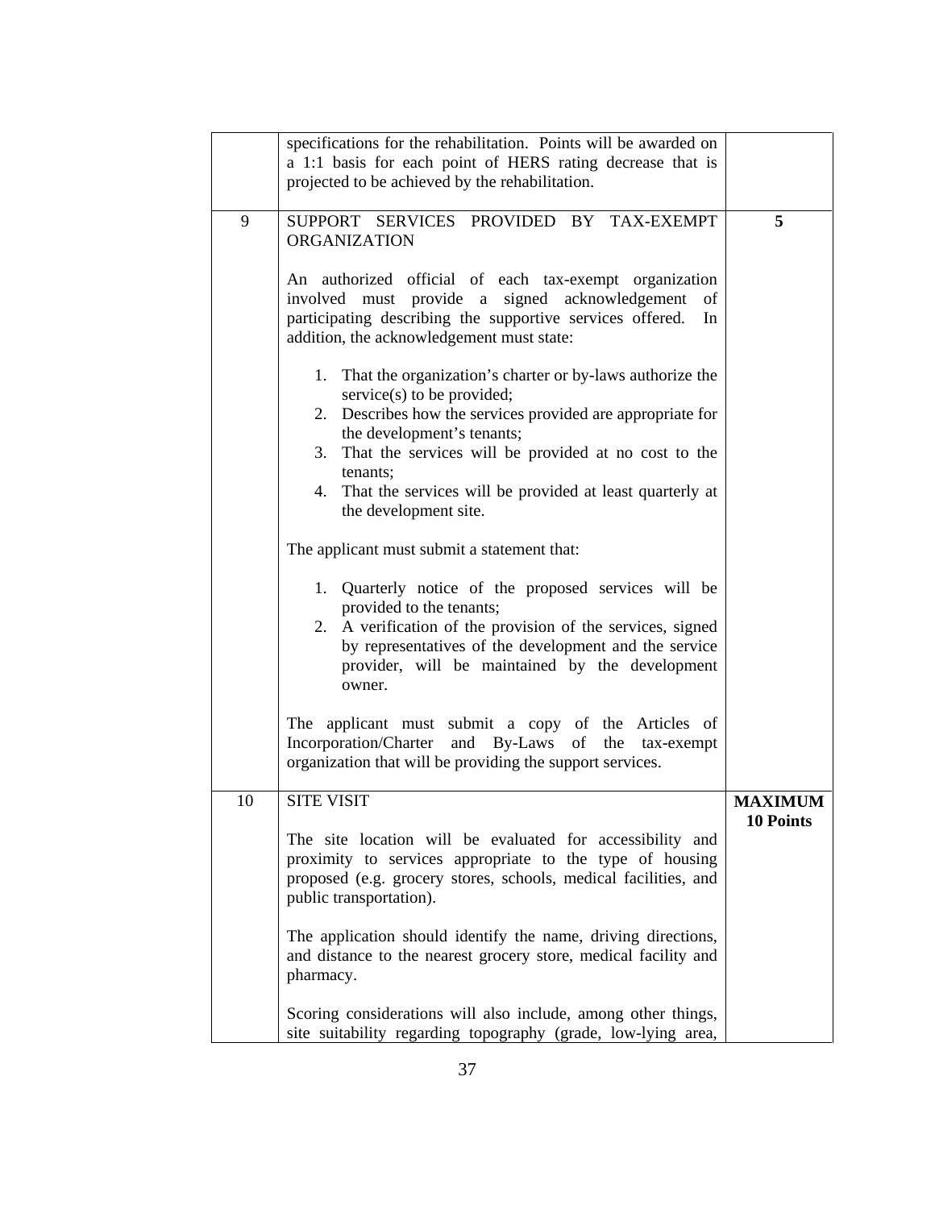| | | |
|---|---|---|
| | specifications for the rehabilitation. Points will be awarded on a 1:1 basis for each point of HERS rating decrease that is projected to be achieved by the rehabilitation. | |
| 9 | SUPPORT SERVICES PROVIDED BY TAX-EXEMPT ORGANIZATION<br><br>An authorized official of each tax-exempt organization involved must provide a signed acknowledgement of participating describing the supportive services offered. In addition, the acknowledgement must state:<br><br>1. That the organization's charter or by-laws authorize the service(s) to be provided;<br>2. Describes how the services provided are appropriate for the development's tenants;<br>3. That the services will be provided at no cost to the tenants;<br>4. That the services will be provided at least quarterly at the development site.<br><br>The applicant must submit a statement that:<br><br>1. Quarterly notice of the proposed services will be provided to the tenants;<br>2. A verification of the provision of the services, signed by representatives of the development and the service provider, will be maintained by the development owner.<br><br>The applicant must submit a copy of the Articles of Incorporation/Charter and By-Laws of the tax-exempt organization that will be providing the support services. | **5** |
| 10 | SITE VISIT<br><br>The site location will be evaluated for accessibility and proximity to services appropriate to the type of housing proposed (e.g. grocery stores, schools, medical facilities, and public transportation).<br><br>The application should identify the name, driving directions, and distance to the nearest grocery store, medical facility and pharmacy.<br><br>Scoring considerations will also include, among other things, site suitability regarding topography (grade, low-lying area, | **MAXIMUM 10 Points** |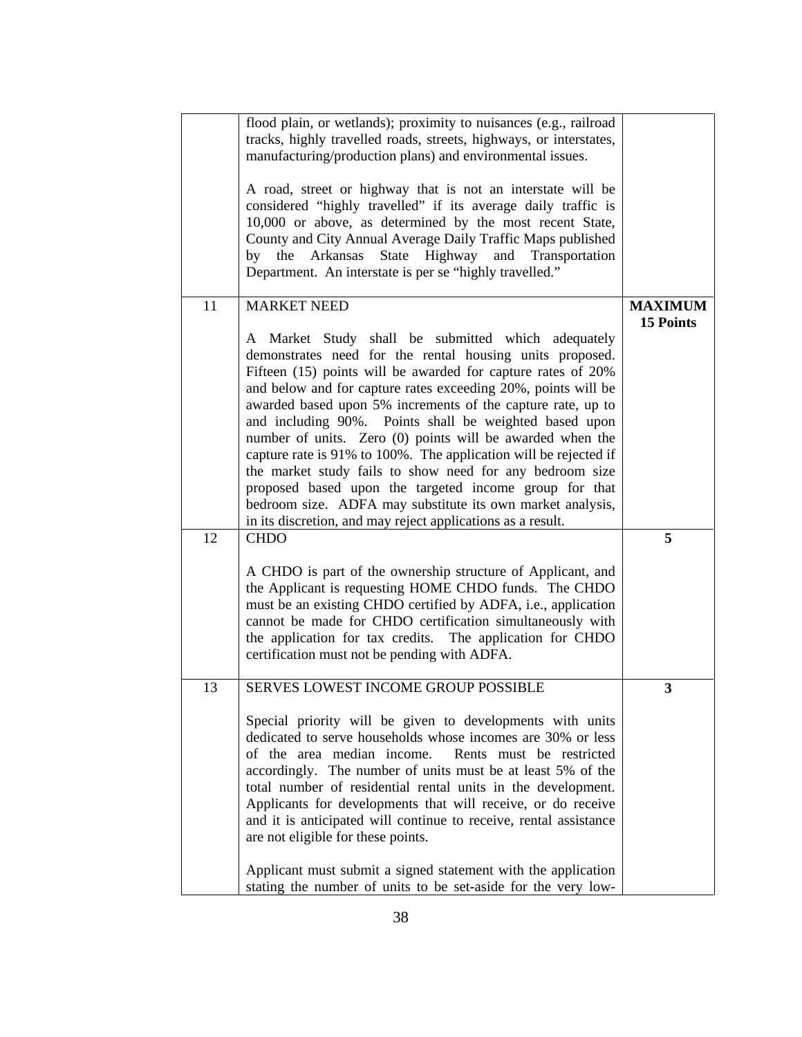| | | |
|---|---|---|
| | flood plain, or wetlands); proximity to nuisances (e.g., railroad tracks, highly travelled roads, streets, highways, or interstates, manufacturing/production plans) and environmental issues.<br><br>A road, street or highway that is not an interstate will be considered "highly travelled" if its average daily traffic is 10,000 or above, as determined by the most recent State, County and City Annual Average Daily Traffic Maps published by the Arkansas State Highway and Transportation Department. An interstate is per se "highly travelled." | |
| 11 | MARKET NEED<br><br>A Market Study shall be submitted which adequately demonstrates need for the rental housing units proposed. Fifteen (15) points will be awarded for capture rates of 20% and below and for capture rates exceeding 20%, points will be awarded based upon 5% increments of the capture rate, up to and including 90%. Points shall be weighted based upon number of units. Zero (0) points will be awarded when the capture rate is 91% to 100%. The application will be rejected if the market study fails to show need for any bedroom size proposed based upon the targeted income group for that bedroom size. ADFA may substitute its own market analysis, in its discretion, and may reject applications as a result. | **MAXIMUM 15 Points** |
| 12 | CHDO<br><br>A CHDO is part of the ownership structure of Applicant, and the Applicant is requesting HOME CHDO funds. The CHDO must be an existing CHDO certified by ADFA, i.e., application cannot be made for CHDO certification simultaneously with the application for tax credits. The application for CHDO certification must not be pending with ADFA. | **5** |
| 13 | SERVES LOWEST INCOME GROUP POSSIBLE<br><br>Special priority will be given to developments with units dedicated to serve households whose incomes are 30% or less of the area median income. Rents must be restricted accordingly. The number of units must be at least 5% of the total number of residential rental units in the development. Applicants for developments that will receive, or do receive and it is anticipated will continue to receive, rental assistance are not eligible for these points.<br><br>Applicant must submit a signed statement with the application stating the number of units to be set-aside for the very low- | **3** |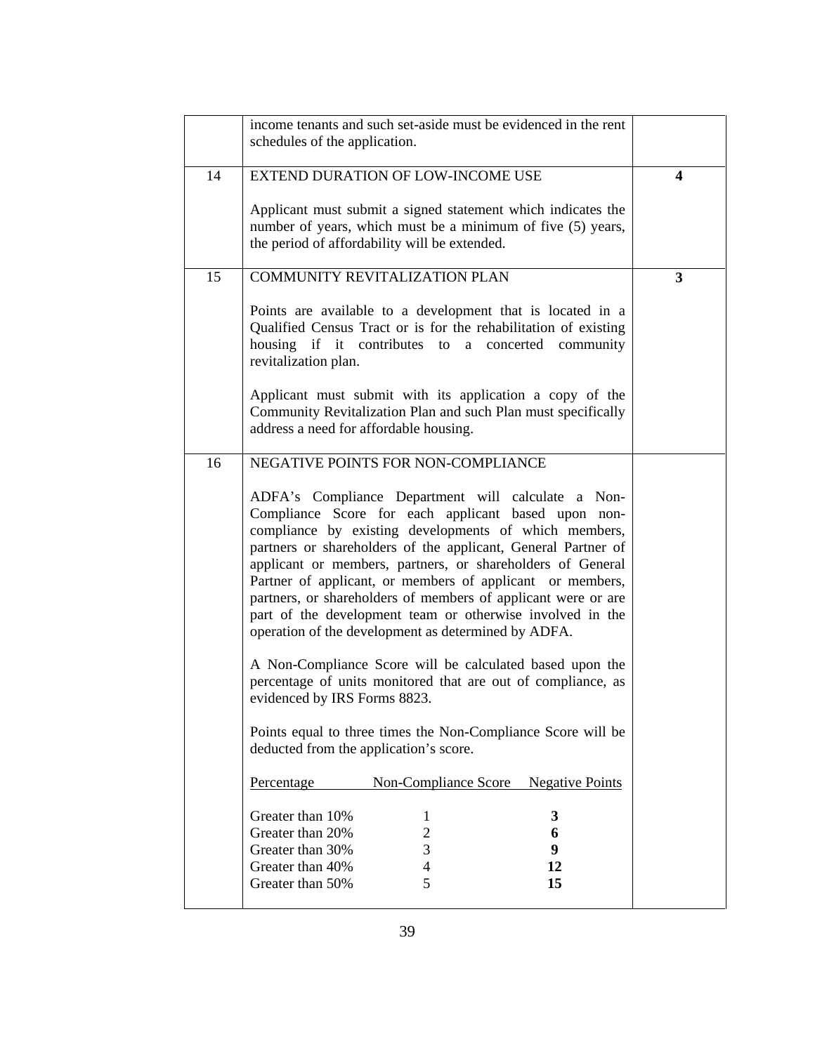| | | |
|---|---|---|
| | income tenants and such set-aside must be evidenced in the rent schedules of the application. | |
| 14 | EXTEND DURATION OF LOW-INCOME USE<br><br>Applicant must submit a signed statement which indicates the number of years, which must be a minimum of five (5) years, the period of affordability will be extended. | **4** |
| 15 | COMMUNITY REVITALIZATION PLAN<br><br>Points are available to a development that is located in a Qualified Census Tract or is for the rehabilitation of existing housing if it contributes to a concerted community revitalization plan.<br><br>Applicant must submit with its application a copy of the Community Revitalization Plan and such Plan must specifically address a need for affordable housing. | **3** |
| 16 | NEGATIVE POINTS FOR NON-COMPLIANCE<br><br>ADFA's Compliance Department will calculate a Non-Compliance Score for each applicant based upon non-compliance by existing developments of which members, partners or shareholders of the applicant, General Partner of applicant or members, partners, or shareholders of General Partner of applicant, or members of applicant or members, partners, or shareholders of members of applicant were or are part of the development team or otherwise involved in the operation of the development as determined by ADFA.<br><br>A Non-Compliance Score will be calculated based upon the percentage of units monitored that are out of compliance, as evidenced by IRS Forms 8823.<br><br>Points equal to three times the Non-Compliance Score will be deducted from the application's score.<br><br><u>Percentage</u> — <u>Non-Compliance Score</u> — <u>Negative Points</u><br><br>Greater than 10% — 1 — **3**<br>Greater than 20% — 2 — **6**<br>Greater than 30% — 3 — **9**<br>Greater than 40% — 4 — **12**<br>Greater than 50% — 5 — **15** | |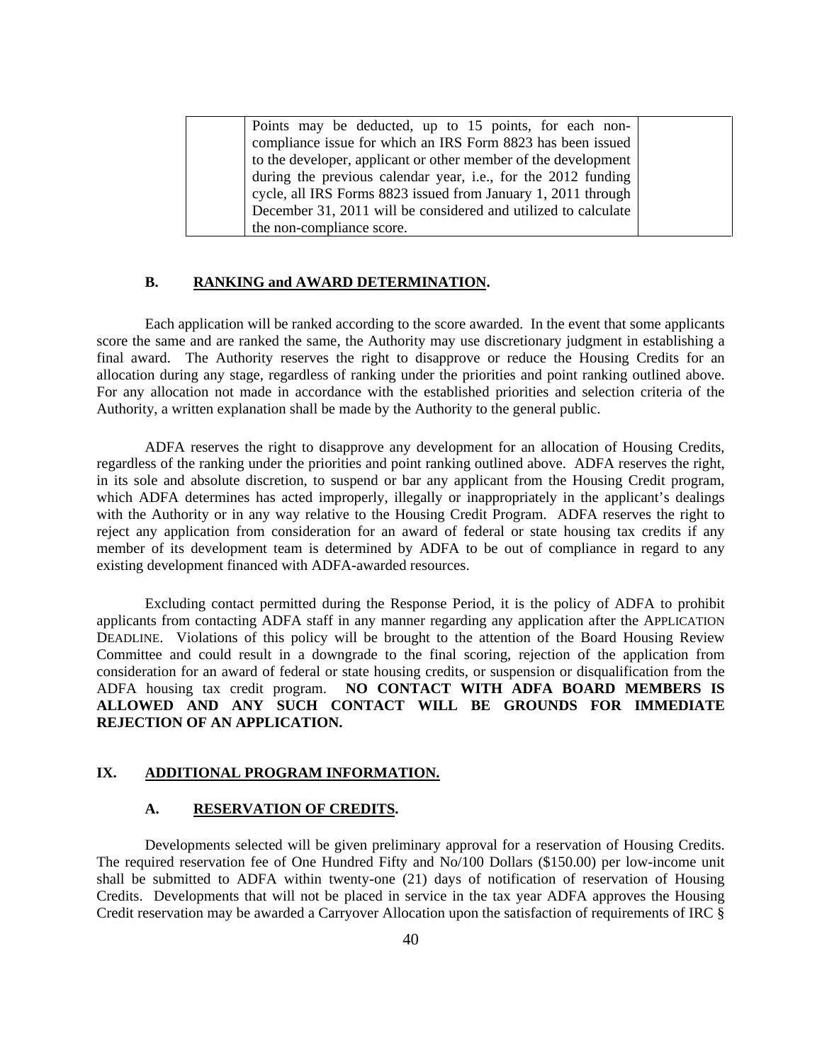|  | Points may be deducted, up to 15 points, for each non-compliance issue for which an IRS Form 8823 has been issued to the developer, applicant or other member of the development during the previous calendar year, i.e., for the 2012 funding cycle, all IRS Forms 8823 issued from January 1, 2011 through December 31, 2011 will be considered and utilized to calculate the non-compliance score. |  |
|---|---|---|

### B. RANKING and AWARD DETERMINATION.

Each application will be ranked according to the score awarded. In the event that some applicants score the same and are ranked the same, the Authority may use discretionary judgment in establishing a final award. The Authority reserves the right to disapprove or reduce the Housing Credits for an allocation during any stage, regardless of ranking under the priorities and point ranking outlined above. For any allocation not made in accordance with the established priorities and selection criteria of the Authority, a written explanation shall be made by the Authority to the general public.

ADFA reserves the right to disapprove any development for an allocation of Housing Credits, regardless of the ranking under the priorities and point ranking outlined above. ADFA reserves the right, in its sole and absolute discretion, to suspend or bar any applicant from the Housing Credit program, which ADFA determines has acted improperly, illegally or inappropriately in the applicant's dealings with the Authority or in any way relative to the Housing Credit Program. ADFA reserves the right to reject any application from consideration for an award of federal or state housing tax credits if any member of its development team is determined by ADFA to be out of compliance in regard to any existing development financed with ADFA-awarded resources.

Excluding contact permitted during the Response Period, it is the policy of ADFA to prohibit applicants from contacting ADFA staff in any manner regarding any application after the APPLICATION DEADLINE. Violations of this policy will be brought to the attention of the Board Housing Review Committee and could result in a downgrade to the final scoring, rejection of the application from consideration for an award of federal or state housing credits, or suspension or disqualification from the ADFA housing tax credit program. **NO CONTACT WITH ADFA BOARD MEMBERS IS ALLOWED AND ANY SUCH CONTACT WILL BE GROUNDS FOR IMMEDIATE REJECTION OF AN APPLICATION.**

## IX. ADDITIONAL PROGRAM INFORMATION.

### A. RESERVATION OF CREDITS.

Developments selected will be given preliminary approval for a reservation of Housing Credits. The required reservation fee of One Hundred Fifty and No/100 Dollars ($150.00) per low-income unit shall be submitted to ADFA within twenty-one (21) days of notification of reservation of Housing Credits. Developments that will not be placed in service in the tax year ADFA approves the Housing Credit reservation may be awarded a Carryover Allocation upon the satisfaction of requirements of IRC §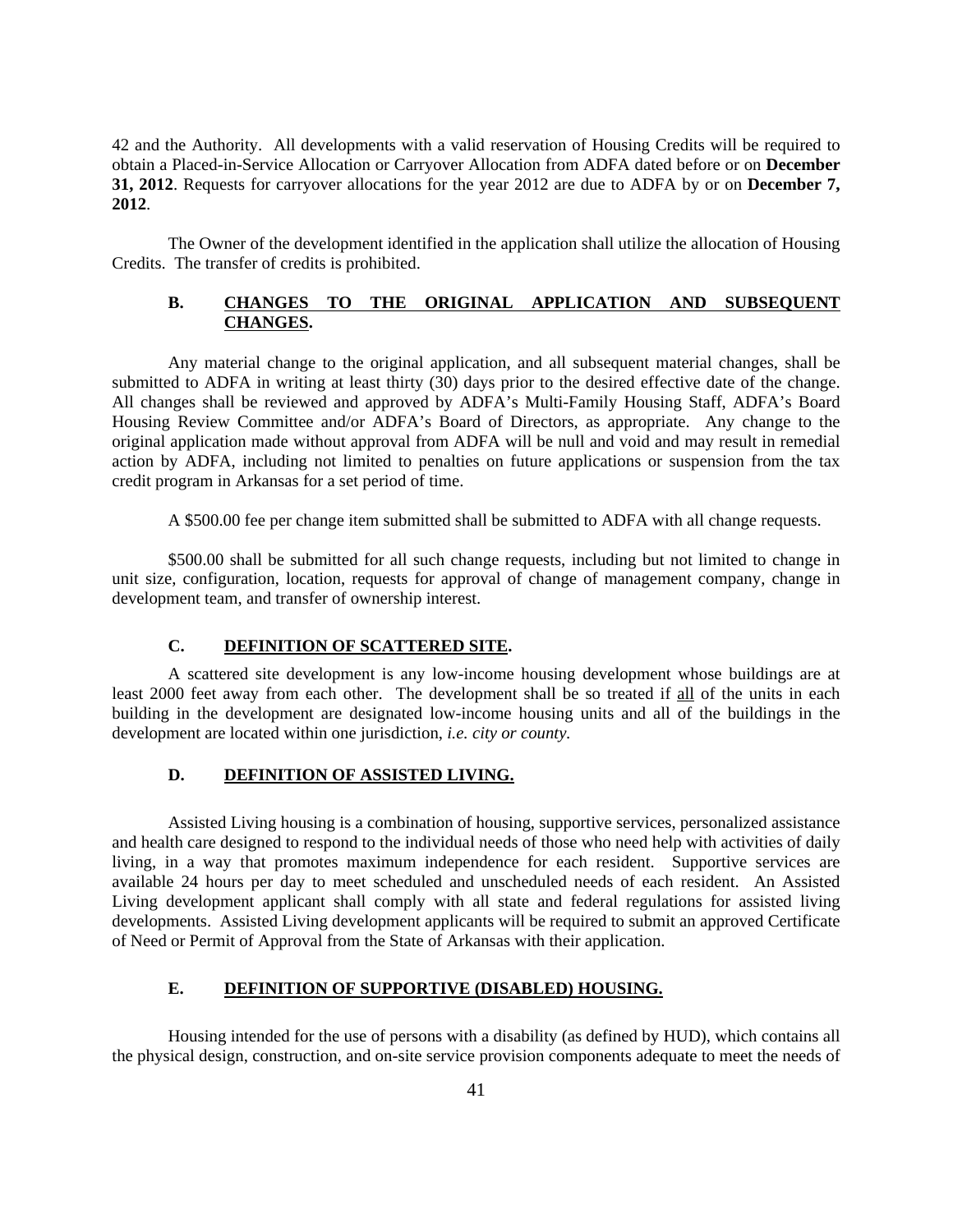42 and the Authority. All developments with a valid reservation of Housing Credits will be required to obtain a Placed-in-Service Allocation or Carryover Allocation from ADFA dated before or on **December 31, 2012**. Requests for carryover allocations for the year 2012 are due to ADFA by or on **December 7, 2012**.

The Owner of the development identified in the application shall utilize the allocation of Housing Credits. The transfer of credits is prohibited.

### B. CHANGES TO THE ORIGINAL APPLICATION AND SUBSEQUENT CHANGES.

Any material change to the original application, and all subsequent material changes, shall be submitted to ADFA in writing at least thirty (30) days prior to the desired effective date of the change. All changes shall be reviewed and approved by ADFA's Multi-Family Housing Staff, ADFA's Board Housing Review Committee and/or ADFA's Board of Directors, as appropriate. Any change to the original application made without approval from ADFA will be null and void and may result in remedial action by ADFA, including not limited to penalties on future applications or suspension from the tax credit program in Arkansas for a set period of time.

A $500.00 fee per change item submitted shall be submitted to ADFA with all change requests.

$500.00 shall be submitted for all such change requests, including but not limited to change in unit size, configuration, location, requests for approval of change of management company, change in development team, and transfer of ownership interest.

### C. DEFINITION OF SCATTERED SITE.

A scattered site development is any low-income housing development whose buildings are at least 2000 feet away from each other. The development shall be so treated if all of the units in each building in the development are designated low-income housing units and all of the buildings in the development are located within one jurisdiction, *i.e. city or county.*

### D. DEFINITION OF ASSISTED LIVING.

Assisted Living housing is a combination of housing, supportive services, personalized assistance and health care designed to respond to the individual needs of those who need help with activities of daily living, in a way that promotes maximum independence for each resident. Supportive services are available 24 hours per day to meet scheduled and unscheduled needs of each resident. An Assisted Living development applicant shall comply with all state and federal regulations for assisted living developments. Assisted Living development applicants will be required to submit an approved Certificate of Need or Permit of Approval from the State of Arkansas with their application.

### E. DEFINITION OF SUPPORTIVE (DISABLED) HOUSING.

Housing intended for the use of persons with a disability (as defined by HUD), which contains all the physical design, construction, and on-site service provision components adequate to meet the needs of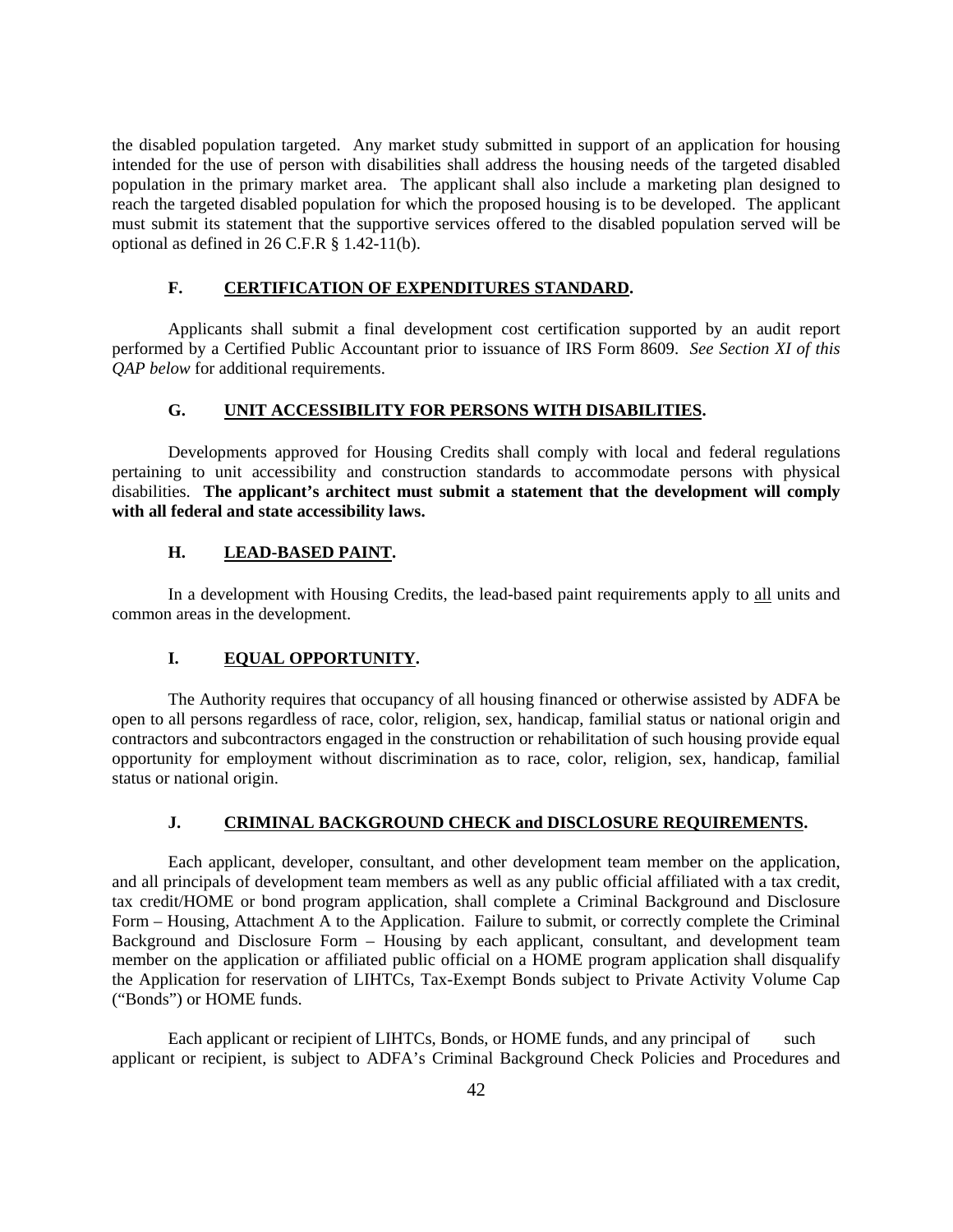the disabled population targeted. Any market study submitted in support of an application for housing intended for the use of person with disabilities shall address the housing needs of the targeted disabled population in the primary market area. The applicant shall also include a marketing plan designed to reach the targeted disabled population for which the proposed housing is to be developed. The applicant must submit its statement that the supportive services offered to the disabled population served will be optional as defined in 26 C.F.R § 1.42-11(b).

### F. CERTIFICATION OF EXPENDITURES STANDARD.

Applicants shall submit a final development cost certification supported by an audit report performed by a Certified Public Accountant prior to issuance of IRS Form 8609. *See Section XI of this QAP below* for additional requirements.

### G. UNIT ACCESSIBILITY FOR PERSONS WITH DISABILITIES.

Developments approved for Housing Credits shall comply with local and federal regulations pertaining to unit accessibility and construction standards to accommodate persons with physical disabilities. **The applicant's architect must submit a statement that the development will comply with all federal and state accessibility laws.**

### H. LEAD-BASED PAINT.

In a development with Housing Credits, the lead-based paint requirements apply to all units and common areas in the development.

### I. EQUAL OPPORTUNITY.

The Authority requires that occupancy of all housing financed or otherwise assisted by ADFA be open to all persons regardless of race, color, religion, sex, handicap, familial status or national origin and contractors and subcontractors engaged in the construction or rehabilitation of such housing provide equal opportunity for employment without discrimination as to race, color, religion, sex, handicap, familial status or national origin.

### J. CRIMINAL BACKGROUND CHECK and DISCLOSURE REQUIREMENTS.

Each applicant, developer, consultant, and other development team member on the application, and all principals of development team members as well as any public official affiliated with a tax credit, tax credit/HOME or bond program application, shall complete a Criminal Background and Disclosure Form – Housing, Attachment A to the Application. Failure to submit, or correctly complete the Criminal Background and Disclosure Form – Housing by each applicant, consultant, and development team member on the application or affiliated public official on a HOME program application shall disqualify the Application for reservation of LIHTCs, Tax-Exempt Bonds subject to Private Activity Volume Cap ("Bonds") or HOME funds.

Each applicant or recipient of LIHTCs, Bonds, or HOME funds, and any principal of such applicant or recipient, is subject to ADFA's Criminal Background Check Policies and Procedures and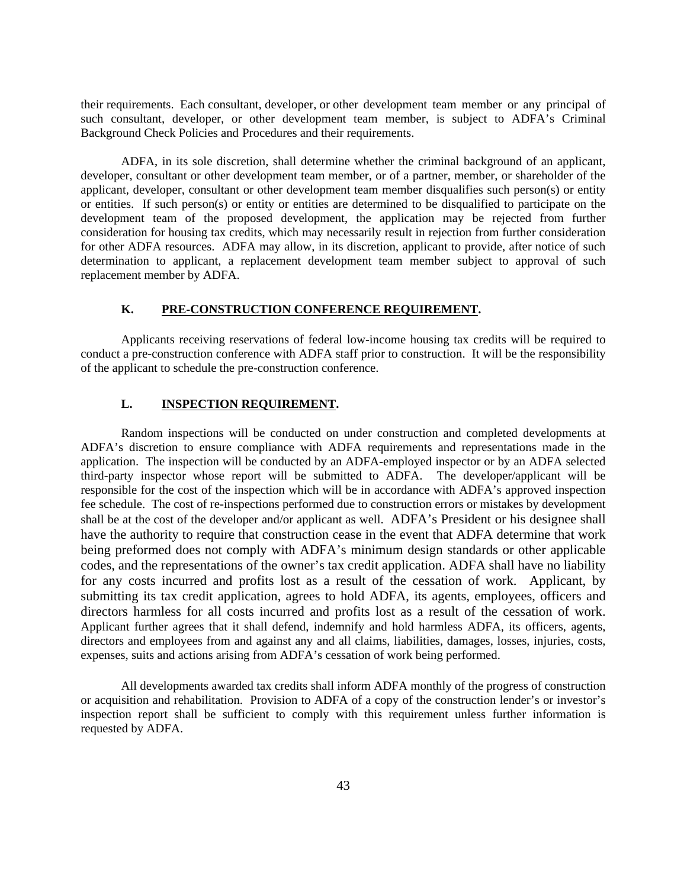their requirements. Each consultant, developer, or other development team member or any principal of such consultant, developer, or other development team member, is subject to ADFA's Criminal Background Check Policies and Procedures and their requirements.

ADFA, in its sole discretion, shall determine whether the criminal background of an applicant, developer, consultant or other development team member, or of a partner, member, or shareholder of the applicant, developer, consultant or other development team member disqualifies such person(s) or entity or entities. If such person(s) or entity or entities are determined to be disqualified to participate on the development team of the proposed development, the application may be rejected from further consideration for housing tax credits, which may necessarily result in rejection from further consideration for other ADFA resources. ADFA may allow, in its discretion, applicant to provide, after notice of such determination to applicant, a replacement development team member subject to approval of such replacement member by ADFA.

### K. PRE-CONSTRUCTION CONFERENCE REQUIREMENT.

Applicants receiving reservations of federal low-income housing tax credits will be required to conduct a pre-construction conference with ADFA staff prior to construction. It will be the responsibility of the applicant to schedule the pre-construction conference.

### L. INSPECTION REQUIREMENT.

Random inspections will be conducted on under construction and completed developments at ADFA's discretion to ensure compliance with ADFA requirements and representations made in the application. The inspection will be conducted by an ADFA-employed inspector or by an ADFA selected third-party inspector whose report will be submitted to ADFA. The developer/applicant will be responsible for the cost of the inspection which will be in accordance with ADFA's approved inspection fee schedule. The cost of re-inspections performed due to construction errors or mistakes by development shall be at the cost of the developer and/or applicant as well. ADFA's President or his designee shall have the authority to require that construction cease in the event that ADFA determine that work being preformed does not comply with ADFA's minimum design standards or other applicable codes, and the representations of the owner's tax credit application. ADFA shall have no liability for any costs incurred and profits lost as a result of the cessation of work. Applicant, by submitting its tax credit application, agrees to hold ADFA, its agents, employees, officers and directors harmless for all costs incurred and profits lost as a result of the cessation of work. Applicant further agrees that it shall defend, indemnify and hold harmless ADFA, its officers, agents, directors and employees from and against any and all claims, liabilities, damages, losses, injuries, costs, expenses, suits and actions arising from ADFA's cessation of work being performed.

All developments awarded tax credits shall inform ADFA monthly of the progress of construction or acquisition and rehabilitation. Provision to ADFA of a copy of the construction lender's or investor's inspection report shall be sufficient to comply with this requirement unless further information is requested by ADFA.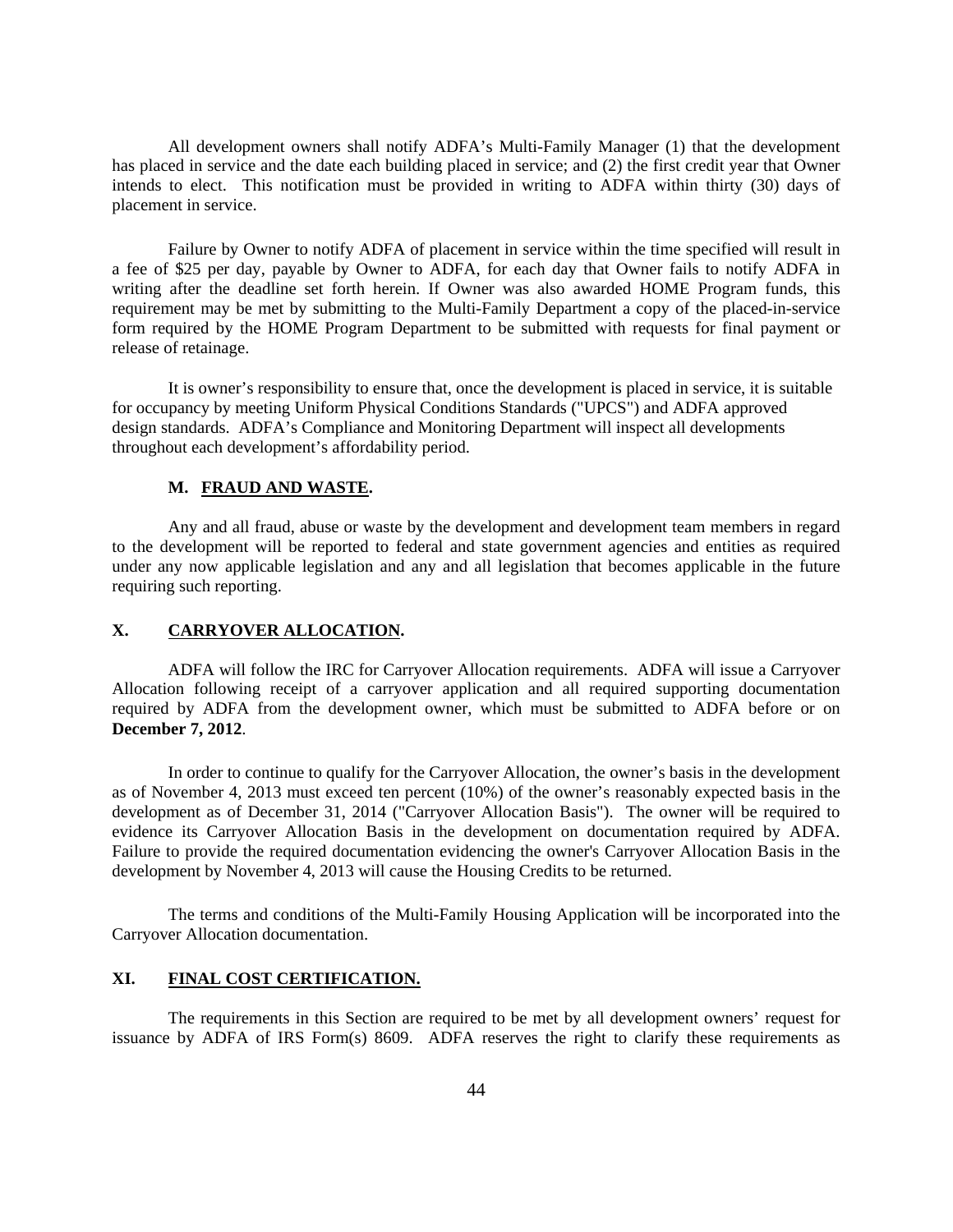All development owners shall notify ADFA's Multi-Family Manager (1) that the development has placed in service and the date each building placed in service; and (2) the first credit year that Owner intends to elect. This notification must be provided in writing to ADFA within thirty (30) days of placement in service.

Failure by Owner to notify ADFA of placement in service within the time specified will result in a fee of $25 per day, payable by Owner to ADFA, for each day that Owner fails to notify ADFA in writing after the deadline set forth herein. If Owner was also awarded HOME Program funds, this requirement may be met by submitting to the Multi-Family Department a copy of the placed-in-service form required by the HOME Program Department to be submitted with requests for final payment or release of retainage.

It is owner's responsibility to ensure that, once the development is placed in service, it is suitable for occupancy by meeting Uniform Physical Conditions Standards ("UPCS") and ADFA approved design standards. ADFA's Compliance and Monitoring Department will inspect all developments throughout each development's affordability period.

### M. FRAUD AND WASTE.

Any and all fraud, abuse or waste by the development and development team members in regard to the development will be reported to federal and state government agencies and entities as required under any now applicable legislation and any and all legislation that becomes applicable in the future requiring such reporting.

## X. CARRYOVER ALLOCATION.

ADFA will follow the IRC for Carryover Allocation requirements. ADFA will issue a Carryover Allocation following receipt of a carryover application and all required supporting documentation required by ADFA from the development owner, which must be submitted to ADFA before or on **December 7, 2012**.

In order to continue to qualify for the Carryover Allocation, the owner's basis in the development as of November 4, 2013 must exceed ten percent (10%) of the owner's reasonably expected basis in the development as of December 31, 2014 ("Carryover Allocation Basis"). The owner will be required to evidence its Carryover Allocation Basis in the development on documentation required by ADFA. Failure to provide the required documentation evidencing the owner's Carryover Allocation Basis in the development by November 4, 2013 will cause the Housing Credits to be returned.

The terms and conditions of the Multi-Family Housing Application will be incorporated into the Carryover Allocation documentation.

## XI. FINAL COST CERTIFICATION.

The requirements in this Section are required to be met by all development owners' request for issuance by ADFA of IRS Form(s) 8609. ADFA reserves the right to clarify these requirements as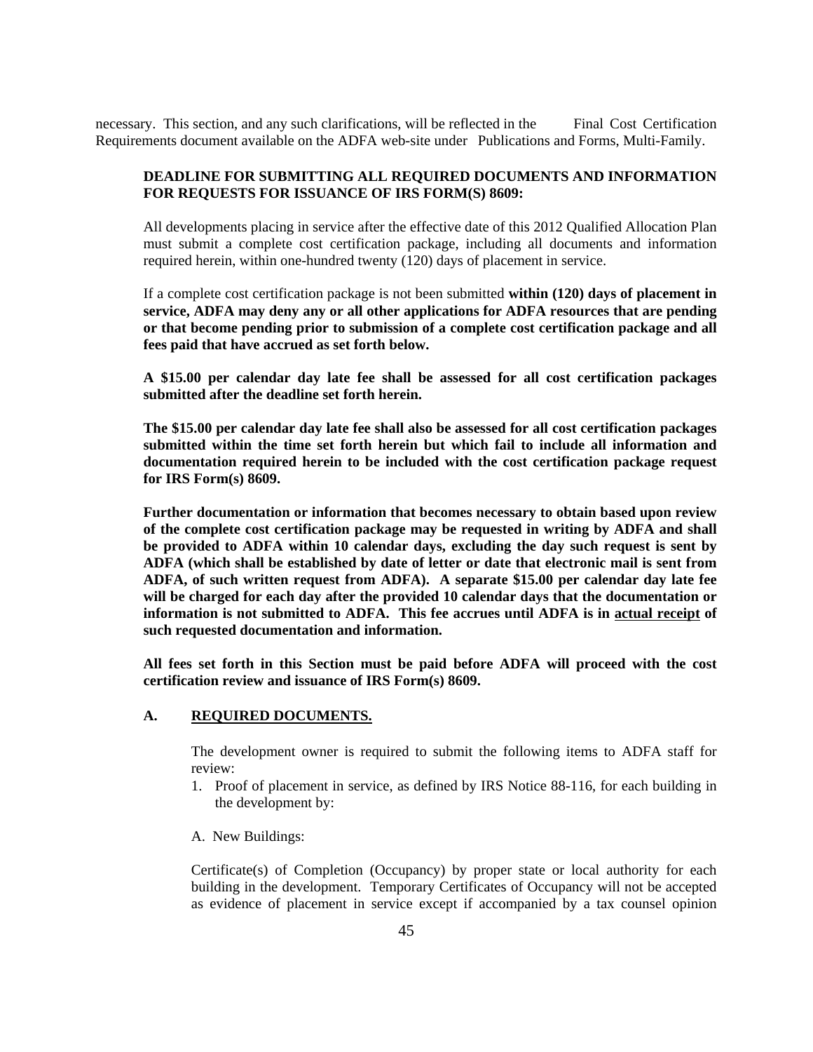necessary. This section, and any such clarifications, will be reflected in the Final Cost Certification Requirements document available on the ADFA web-site under Publications and Forms, Multi-Family.

**DEADLINE FOR SUBMITTING ALL REQUIRED DOCUMENTS AND INFORMATION FOR REQUESTS FOR ISSUANCE OF IRS FORM(S) 8609:**

All developments placing in service after the effective date of this 2012 Qualified Allocation Plan must submit a complete cost certification package, including all documents and information required herein, within one-hundred twenty (120) days of placement in service.

If a complete cost certification package is not been submitted **within (120) days of placement in service, ADFA may deny any or all other applications for ADFA resources that are pending or that become pending prior to submission of a complete cost certification package and all fees paid that have accrued as set forth below.**

**A $15.00 per calendar day late fee shall be assessed for all cost certification packages submitted after the deadline set forth herein.**

**The $15.00 per calendar day late fee shall also be assessed for all cost certification packages submitted within the time set forth herein but which fail to include all information and documentation required herein to be included with the cost certification package request for IRS Form(s) 8609.**

**Further documentation or information that becomes necessary to obtain based upon review of the complete cost certification package may be requested in writing by ADFA and shall be provided to ADFA within 10 calendar days, excluding the day such request is sent by ADFA (which shall be established by date of letter or date that electronic mail is sent from ADFA, of such written request from ADFA). A separate $15.00 per calendar day late fee will be charged for each day after the provided 10 calendar days that the documentation or information is not submitted to ADFA. This fee accrues until ADFA is in <u>actual receipt</u> of such requested documentation and information.**

**All fees set forth in this Section must be paid before ADFA will proceed with the cost certification review and issuance of IRS Form(s) 8609.**

**A. <u>REQUIRED DOCUMENTS.</u>**

The development owner is required to submit the following items to ADFA staff for review:

1. Proof of placement in service, as defined by IRS Notice 88-116, for each building in the development by:

A. New Buildings:

Certificate(s) of Completion (Occupancy) by proper state or local authority for each building in the development. Temporary Certificates of Occupancy will not be accepted as evidence of placement in service except if accompanied by a tax counsel opinion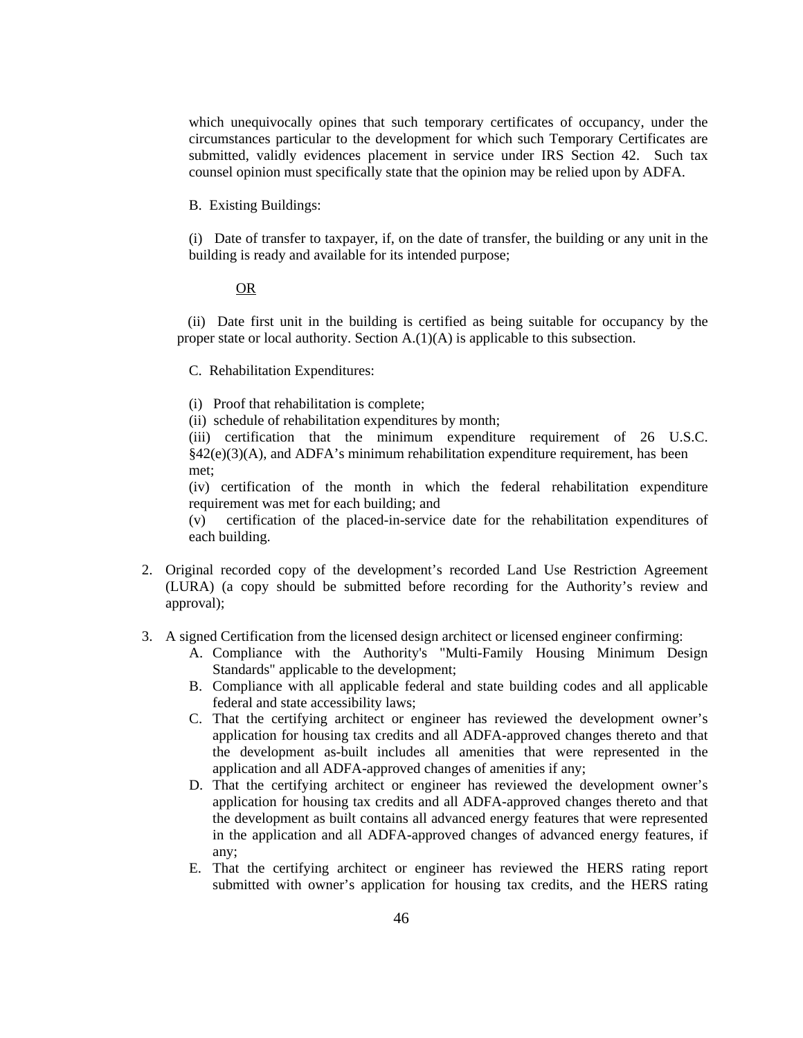which unequivocally opines that such temporary certificates of occupancy, under the circumstances particular to the development for which such Temporary Certificates are submitted, validly evidences placement in service under IRS Section 42. Such tax counsel opinion must specifically state that the opinion may be relied upon by ADFA.

B. Existing Buildings:

(i) Date of transfer to taxpayer, if, on the date of transfer, the building or any unit in the building is ready and available for its intended purpose;

<u>OR</u>

(ii) Date first unit in the building is certified as being suitable for occupancy by the proper state or local authority. Section A.(1)(A) is applicable to this subsection.

C. Rehabilitation Expenditures:

(i) Proof that rehabilitation is complete;
(ii) schedule of rehabilitation expenditures by month;
(iii) certification that the minimum expenditure requirement of 26 U.S.C. §42(e)(3)(A), and ADFA's minimum rehabilitation expenditure requirement, has been met;
(iv) certification of the month in which the federal rehabilitation expenditure requirement was met for each building; and
(v) certification of the placed-in-service date for the rehabilitation expenditures of each building.

2. Original recorded copy of the development's recorded Land Use Restriction Agreement (LURA) (a copy should be submitted before recording for the Authority's review and approval);

3. A signed Certification from the licensed design architect or licensed engineer confirming:
   A. Compliance with the Authority's "Multi-Family Housing Minimum Design Standards" applicable to the development;
   B. Compliance with all applicable federal and state building codes and all applicable federal and state accessibility laws;
   C. That the certifying architect or engineer has reviewed the development owner's application for housing tax credits and all ADFA-approved changes thereto and that the development as-built includes all amenities that were represented in the application and all ADFA-approved changes of amenities if any;
   D. That the certifying architect or engineer has reviewed the development owner's application for housing tax credits and all ADFA-approved changes thereto and that the development as built contains all advanced energy features that were represented in the application and all ADFA-approved changes of advanced energy features, if any;
   E. That the certifying architect or engineer has reviewed the HERS rating report submitted with owner's application for housing tax credits, and the HERS rating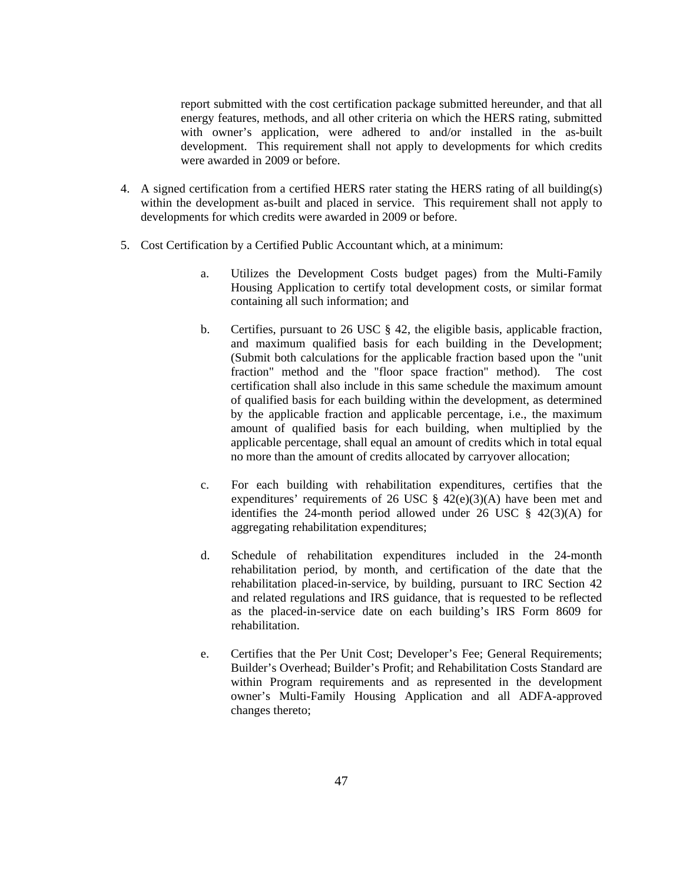report submitted with the cost certification package submitted hereunder, and that all energy features, methods, and all other criteria on which the HERS rating, submitted with owner's application, were adhered to and/or installed in the as-built development. This requirement shall not apply to developments for which credits were awarded in 2009 or before.

4. A signed certification from a certified HERS rater stating the HERS rating of all building(s) within the development as-built and placed in service. This requirement shall not apply to developments for which credits were awarded in 2009 or before.

5. Cost Certification by a Certified Public Accountant which, at a minimum:

   a. Utilizes the Development Costs budget pages) from the Multi-Family Housing Application to certify total development costs, or similar format containing all such information; and

   b. Certifies, pursuant to 26 USC § 42, the eligible basis, applicable fraction, and maximum qualified basis for each building in the Development; (Submit both calculations for the applicable fraction based upon the "unit fraction" method and the "floor space fraction" method). The cost certification shall also include in this same schedule the maximum amount of qualified basis for each building within the development, as determined by the applicable fraction and applicable percentage, i.e., the maximum amount of qualified basis for each building, when multiplied by the applicable percentage, shall equal an amount of credits which in total equal no more than the amount of credits allocated by carryover allocation;

   c. For each building with rehabilitation expenditures, certifies that the expenditures' requirements of 26 USC § 42(e)(3)(A) have been met and identifies the 24-month period allowed under 26 USC § 42(3)(A) for aggregating rehabilitation expenditures;

   d. Schedule of rehabilitation expenditures included in the 24-month rehabilitation period, by month, and certification of the date that the rehabilitation placed-in-service, by building, pursuant to IRC Section 42 and related regulations and IRS guidance, that is requested to be reflected as the placed-in-service date on each building's IRS Form 8609 for rehabilitation.

   e. Certifies that the Per Unit Cost; Developer's Fee; General Requirements; Builder's Overhead; Builder's Profit; and Rehabilitation Costs Standard are within Program requirements and as represented in the development owner's Multi-Family Housing Application and all ADFA-approved changes thereto;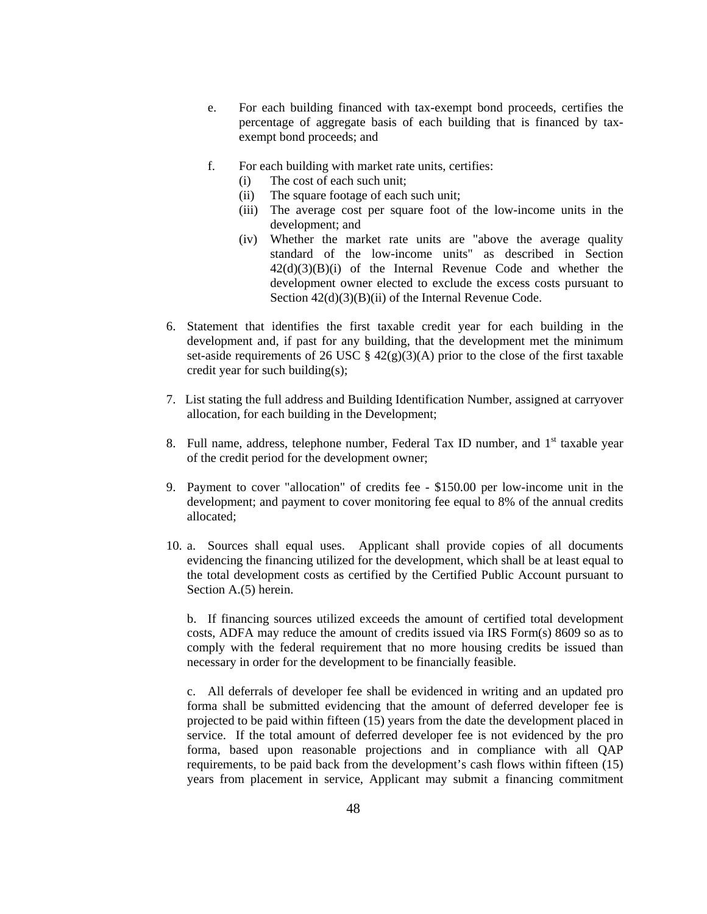e. For each building financed with tax-exempt bond proceeds, certifies the percentage of aggregate basis of each building that is financed by tax-exempt bond proceeds; and

f. For each building with market rate units, certifies:
   (i) The cost of each such unit;
   (ii) The square footage of each such unit;
   (iii) The average cost per square foot of the low-income units in the development; and
   (iv) Whether the market rate units are "above the average quality standard of the low-income units" as described in Section 42(d)(3)(B)(i) of the Internal Revenue Code and whether the development owner elected to exclude the excess costs pursuant to Section 42(d)(3)(B)(ii) of the Internal Revenue Code.

6. Statement that identifies the first taxable credit year for each building in the development and, if past for any building, that the development met the minimum set-aside requirements of 26 USC § 42(g)(3)(A) prior to the close of the first taxable credit year for such building(s);

7. List stating the full address and Building Identification Number, assigned at carryover allocation, for each building in the Development;

8. Full name, address, telephone number, Federal Tax ID number, and 1st taxable year of the credit period for the development owner;

9. Payment to cover "allocation" of credits fee - $150.00 per low-income unit in the development; and payment to cover monitoring fee equal to 8% of the annual credits allocated;

10. a. Sources shall equal uses. Applicant shall provide copies of all documents evidencing the financing utilized for the development, which shall be at least equal to the total development costs as certified by the Certified Public Account pursuant to Section A.(5) herein.

    b. If financing sources utilized exceeds the amount of certified total development costs, ADFA may reduce the amount of credits issued via IRS Form(s) 8609 so as to comply with the federal requirement that no more housing credits be issued than necessary in order for the development to be financially feasible.

    c. All deferrals of developer fee shall be evidenced in writing and an updated pro forma shall be submitted evidencing that the amount of deferred developer fee is projected to be paid within fifteen (15) years from the date the development placed in service. If the total amount of deferred developer fee is not evidenced by the pro forma, based upon reasonable projections and in compliance with all QAP requirements, to be paid back from the development's cash flows within fifteen (15) years from placement in service, Applicant may submit a financing commitment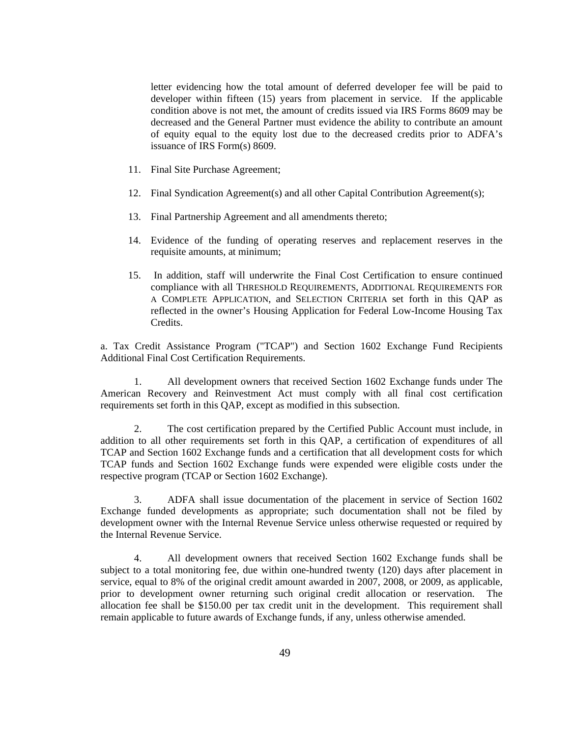letter evidencing how the total amount of deferred developer fee will be paid to developer within fifteen (15) years from placement in service. If the applicable condition above is not met, the amount of credits issued via IRS Forms 8609 may be decreased and the General Partner must evidence the ability to contribute an amount of equity equal to the equity lost due to the decreased credits prior to ADFA's issuance of IRS Form(s) 8609.

11. Final Site Purchase Agreement;

12. Final Syndication Agreement(s) and all other Capital Contribution Agreement(s);

13. Final Partnership Agreement and all amendments thereto;

14. Evidence of the funding of operating reserves and replacement reserves in the requisite amounts, at minimum;

15. In addition, staff will underwrite the Final Cost Certification to ensure continued compliance with all THRESHOLD REQUIREMENTS, ADDITIONAL REQUIREMENTS FOR A COMPLETE APPLICATION, and SELECTION CRITERIA set forth in this QAP as reflected in the owner's Housing Application for Federal Low-Income Housing Tax Credits.

a. Tax Credit Assistance Program ("TCAP") and Section 1602 Exchange Fund Recipients Additional Final Cost Certification Requirements.

1. All development owners that received Section 1602 Exchange funds under The American Recovery and Reinvestment Act must comply with all final cost certification requirements set forth in this QAP, except as modified in this subsection.

2. The cost certification prepared by the Certified Public Account must include, in addition to all other requirements set forth in this QAP, a certification of expenditures of all TCAP and Section 1602 Exchange funds and a certification that all development costs for which TCAP funds and Section 1602 Exchange funds were expended were eligible costs under the respective program (TCAP or Section 1602 Exchange).

3. ADFA shall issue documentation of the placement in service of Section 1602 Exchange funded developments as appropriate; such documentation shall not be filed by development owner with the Internal Revenue Service unless otherwise requested or required by the Internal Revenue Service.

4. All development owners that received Section 1602 Exchange funds shall be subject to a total monitoring fee, due within one-hundred twenty (120) days after placement in service, equal to 8% of the original credit amount awarded in 2007, 2008, or 2009, as applicable, prior to development owner returning such original credit allocation or reservation. The allocation fee shall be $150.00 per tax credit unit in the development. This requirement shall remain applicable to future awards of Exchange funds, if any, unless otherwise amended.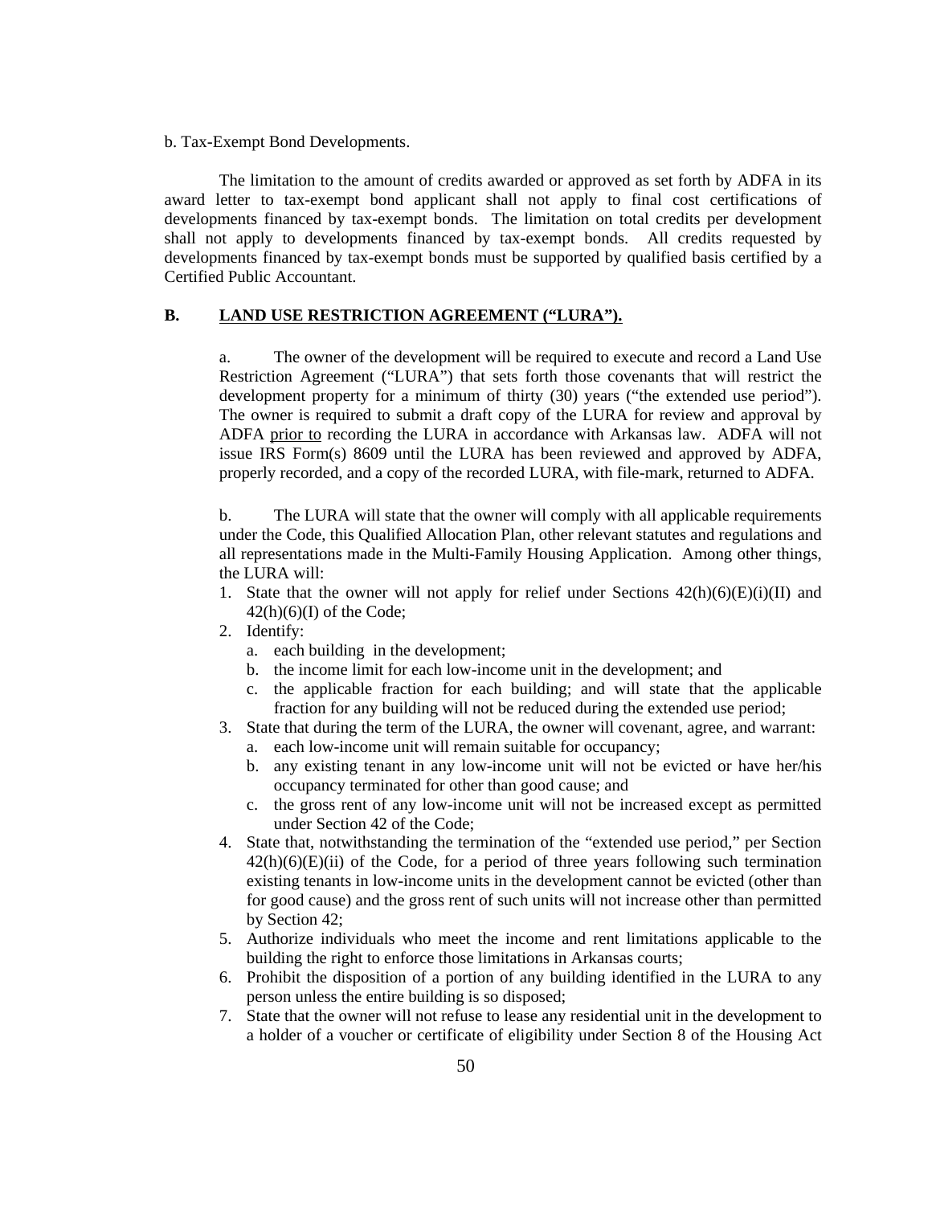b. Tax-Exempt Bond Developments.

The limitation to the amount of credits awarded or approved as set forth by ADFA in its award letter to tax-exempt bond applicant shall not apply to final cost certifications of developments financed by tax-exempt bonds. The limitation on total credits per development shall not apply to developments financed by tax-exempt bonds. All credits requested by developments financed by tax-exempt bonds must be supported by qualified basis certified by a Certified Public Accountant.

### B. LAND USE RESTRICTION AGREEMENT ("LURA").

a. The owner of the development will be required to execute and record a Land Use Restriction Agreement ("LURA") that sets forth those covenants that will restrict the development property for a minimum of thirty (30) years ("the extended use period"). The owner is required to submit a draft copy of the LURA for review and approval by ADFA prior to recording the LURA in accordance with Arkansas law. ADFA will not issue IRS Form(s) 8609 until the LURA has been reviewed and approved by ADFA, properly recorded, and a copy of the recorded LURA, with file-mark, returned to ADFA.

b. The LURA will state that the owner will comply with all applicable requirements under the Code, this Qualified Allocation Plan, other relevant statutes and regulations and all representations made in the Multi-Family Housing Application. Among other things, the LURA will:

1. State that the owner will not apply for relief under Sections 42(h)(6)(E)(i)(II) and 42(h)(6)(I) of the Code;
2. Identify:
   a. each building in the development;
   b. the income limit for each low-income unit in the development; and
   c. the applicable fraction for each building; and will state that the applicable fraction for any building will not be reduced during the extended use period;
3. State that during the term of the LURA, the owner will covenant, agree, and warrant:
   a. each low-income unit will remain suitable for occupancy;
   b. any existing tenant in any low-income unit will not be evicted or have her/his occupancy terminated for other than good cause; and
   c. the gross rent of any low-income unit will not be increased except as permitted under Section 42 of the Code;
4. State that, notwithstanding the termination of the "extended use period," per Section 42(h)(6)(E)(ii) of the Code, for a period of three years following such termination existing tenants in low-income units in the development cannot be evicted (other than for good cause) and the gross rent of such units will not increase other than permitted by Section 42;
5. Authorize individuals who meet the income and rent limitations applicable to the building the right to enforce those limitations in Arkansas courts;
6. Prohibit the disposition of a portion of any building identified in the LURA to any person unless the entire building is so disposed;
7. State that the owner will not refuse to lease any residential unit in the development to a holder of a voucher or certificate of eligibility under Section 8 of the Housing Act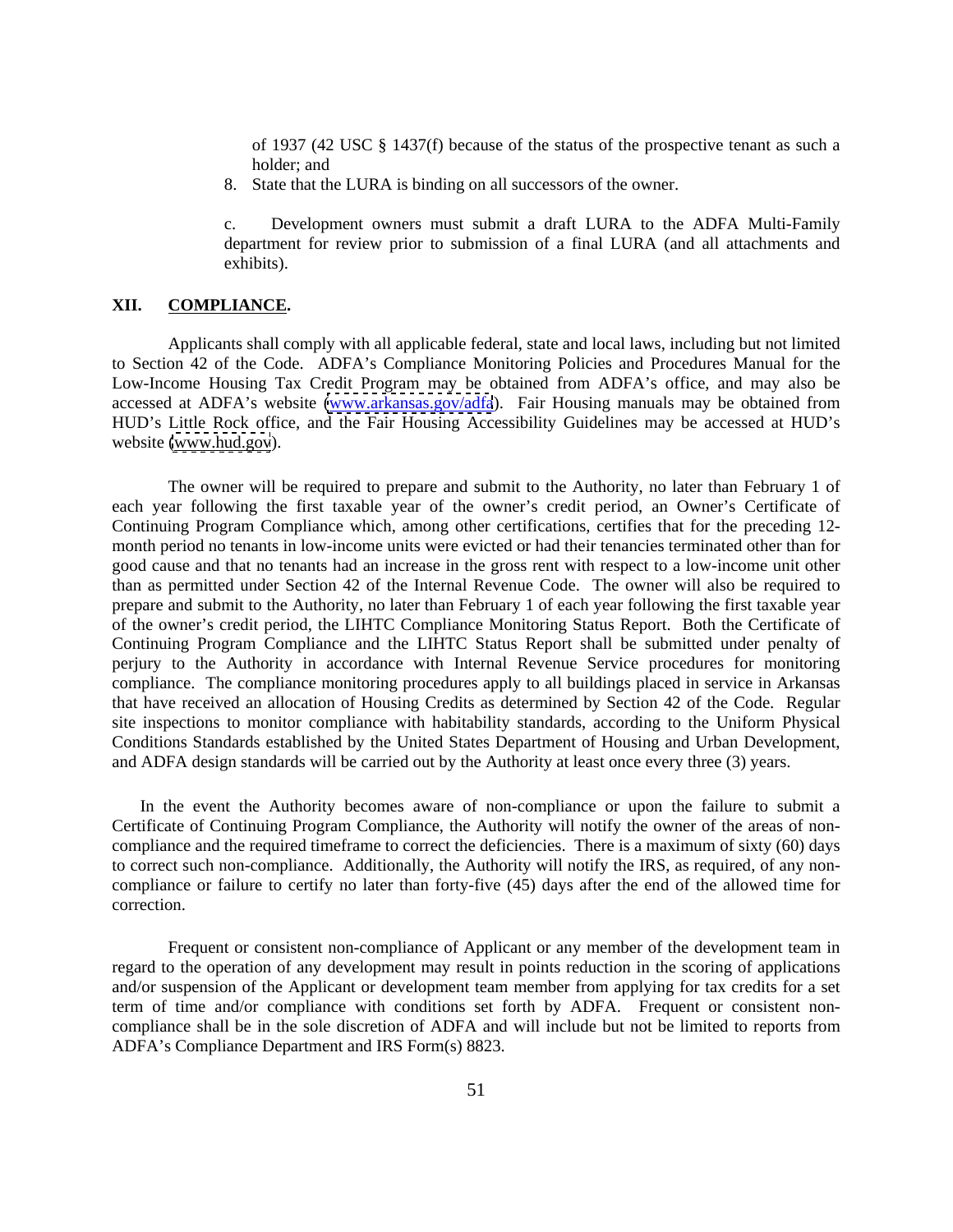of 1937 (42 USC § 1437(f) because of the status of the prospective tenant as such a holder; and

8. State that the LURA is binding on all successors of the owner.

c. Development owners must submit a draft LURA to the ADFA Multi-Family department for review prior to submission of a final LURA (and all attachments and exhibits).

## XII. COMPLIANCE.

Applicants shall comply with all applicable federal, state and local laws, including but not limited to Section 42 of the Code. ADFA's Compliance Monitoring Policies and Procedures Manual for the Low-Income Housing Tax Credit Program may be obtained from ADFA's office, and may also be accessed at ADFA's website (www.arkansas.gov/adfa). Fair Housing manuals may be obtained from HUD's Little Rock office, and the Fair Housing Accessibility Guidelines may be accessed at HUD's website (www.hud.gov).

The owner will be required to prepare and submit to the Authority, no later than February 1 of each year following the first taxable year of the owner's credit period, an Owner's Certificate of Continuing Program Compliance which, among other certifications, certifies that for the preceding 12-month period no tenants in low-income units were evicted or had their tenancies terminated other than for good cause and that no tenants had an increase in the gross rent with respect to a low-income unit other than as permitted under Section 42 of the Internal Revenue Code. The owner will also be required to prepare and submit to the Authority, no later than February 1 of each year following the first taxable year of the owner's credit period, the LIHTC Compliance Monitoring Status Report. Both the Certificate of Continuing Program Compliance and the LIHTC Status Report shall be submitted under penalty of perjury to the Authority in accordance with Internal Revenue Service procedures for monitoring compliance. The compliance monitoring procedures apply to all buildings placed in service in Arkansas that have received an allocation of Housing Credits as determined by Section 42 of the Code. Regular site inspections to monitor compliance with habitability standards, according to the Uniform Physical Conditions Standards established by the United States Department of Housing and Urban Development, and ADFA design standards will be carried out by the Authority at least once every three (3) years.

In the event the Authority becomes aware of non-compliance or upon the failure to submit a Certificate of Continuing Program Compliance, the Authority will notify the owner of the areas of non-compliance and the required timeframe to correct the deficiencies. There is a maximum of sixty (60) days to correct such non-compliance. Additionally, the Authority will notify the IRS, as required, of any non-compliance or failure to certify no later than forty-five (45) days after the end of the allowed time for correction.

Frequent or consistent non-compliance of Applicant or any member of the development team in regard to the operation of any development may result in points reduction in the scoring of applications and/or suspension of the Applicant or development team member from applying for tax credits for a set term of time and/or compliance with conditions set forth by ADFA. Frequent or consistent non-compliance shall be in the sole discretion of ADFA and will include but not be limited to reports from ADFA's Compliance Department and IRS Form(s) 8823.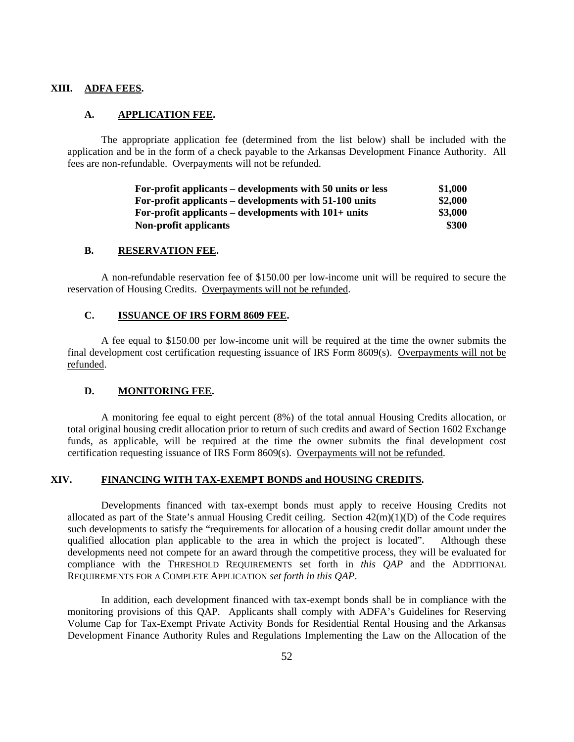## XIII. ADFA FEES.

### A. APPLICATION FEE.

The appropriate application fee (determined from the list below) shall be included with the application and be in the form of a check payable to the Arkansas Development Finance Authority. All fees are non-refundable. Overpayments will not be refunded.

| | |
|---|---|
| **For-profit applicants – developments with 50 units or less** | **$1,000** |
| **For-profit applicants – developments with 51-100 units** | **$2,000** |
| **For-profit applicants – developments with 101+ units** | **$3,000** |
| **Non-profit applicants** | **$300** |

### B. RESERVATION FEE.

A non-refundable reservation fee of $150.00 per low-income unit will be required to secure the reservation of Housing Credits. Overpayments will not be refunded.

### C. ISSUANCE OF IRS FORM 8609 FEE.

A fee equal to $150.00 per low-income unit will be required at the time the owner submits the final development cost certification requesting issuance of IRS Form 8609(s). Overpayments will not be refunded.

### D. MONITORING FEE.

A monitoring fee equal to eight percent (8%) of the total annual Housing Credits allocation, or total original housing credit allocation prior to return of such credits and award of Section 1602 Exchange funds, as applicable, will be required at the time the owner submits the final development cost certification requesting issuance of IRS Form 8609(s). Overpayments will not be refunded.

## XIV. FINANCING WITH TAX-EXEMPT BONDS and HOUSING CREDITS.

Developments financed with tax-exempt bonds must apply to receive Housing Credits not allocated as part of the State's annual Housing Credit ceiling. Section 42(m)(1)(D) of the Code requires such developments to satisfy the "requirements for allocation of a housing credit dollar amount under the qualified allocation plan applicable to the area in which the project is located". Although these developments need not compete for an award through the competitive process, they will be evaluated for compliance with the THRESHOLD REQUIREMENTS set forth in *this QAP* and the ADDITIONAL REQUIREMENTS FOR A COMPLETE APPLICATION *set forth in this QAP*.

In addition, each development financed with tax-exempt bonds shall be in compliance with the monitoring provisions of this QAP. Applicants shall comply with ADFA's Guidelines for Reserving Volume Cap for Tax-Exempt Private Activity Bonds for Residential Rental Housing and the Arkansas Development Finance Authority Rules and Regulations Implementing the Law on the Allocation of the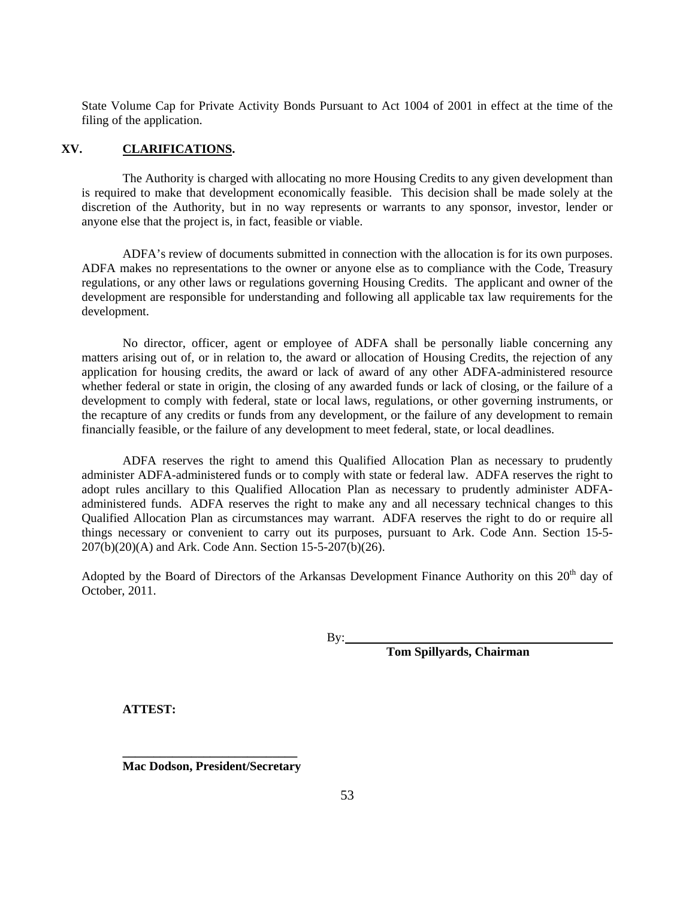State Volume Cap for Private Activity Bonds Pursuant to Act 1004 of 2001 in effect at the time of the filing of the application.

## XV. **CLARIFICATIONS.**

The Authority is charged with allocating no more Housing Credits to any given development than is required to make that development economically feasible. This decision shall be made solely at the discretion of the Authority, but in no way represents or warrants to any sponsor, investor, lender or anyone else that the project is, in fact, feasible or viable.

ADFA's review of documents submitted in connection with the allocation is for its own purposes. ADFA makes no representations to the owner or anyone else as to compliance with the Code, Treasury regulations, or any other laws or regulations governing Housing Credits. The applicant and owner of the development are responsible for understanding and following all applicable tax law requirements for the development.

No director, officer, agent or employee of ADFA shall be personally liable concerning any matters arising out of, or in relation to, the award or allocation of Housing Credits, the rejection of any application for housing credits, the award or lack of award of any other ADFA-administered resource whether federal or state in origin, the closing of any awarded funds or lack of closing, or the failure of a development to comply with federal, state or local laws, regulations, or other governing instruments, or the recapture of any credits or funds from any development, or the failure of any development to remain financially feasible, or the failure of any development to meet federal, state, or local deadlines.

ADFA reserves the right to amend this Qualified Allocation Plan as necessary to prudently administer ADFA-administered funds or to comply with state or federal law. ADFA reserves the right to adopt rules ancillary to this Qualified Allocation Plan as necessary to prudently administer ADFA-administered funds. ADFA reserves the right to make any and all necessary technical changes to this Qualified Allocation Plan as circumstances may warrant. ADFA reserves the right to do or require all things necessary or convenient to carry out its purposes, pursuant to Ark. Code Ann. Section 15-5-207(b)(20)(A) and Ark. Code Ann. Section 15-5-207(b)(26).

Adopted by the Board of Directors of the Arkansas Development Finance Authority on this 20th day of October, 2011.

By:\_\_\_\_\_\_\_\_\_\_\_\_\_\_\_\_\_\_\_\_\_\_\_\_\_\_\_\_\_\_\_\_\_\_\_\_\_\_\_\_

**Tom Spillyards, Chairman**

**ATTEST:**

\_\_\_\_\_\_\_\_\_\_\_\_\_\_\_\_\_\_\_\_\_\_\_\_\_\_\_\_

**Mac Dodson, President/Secretary**